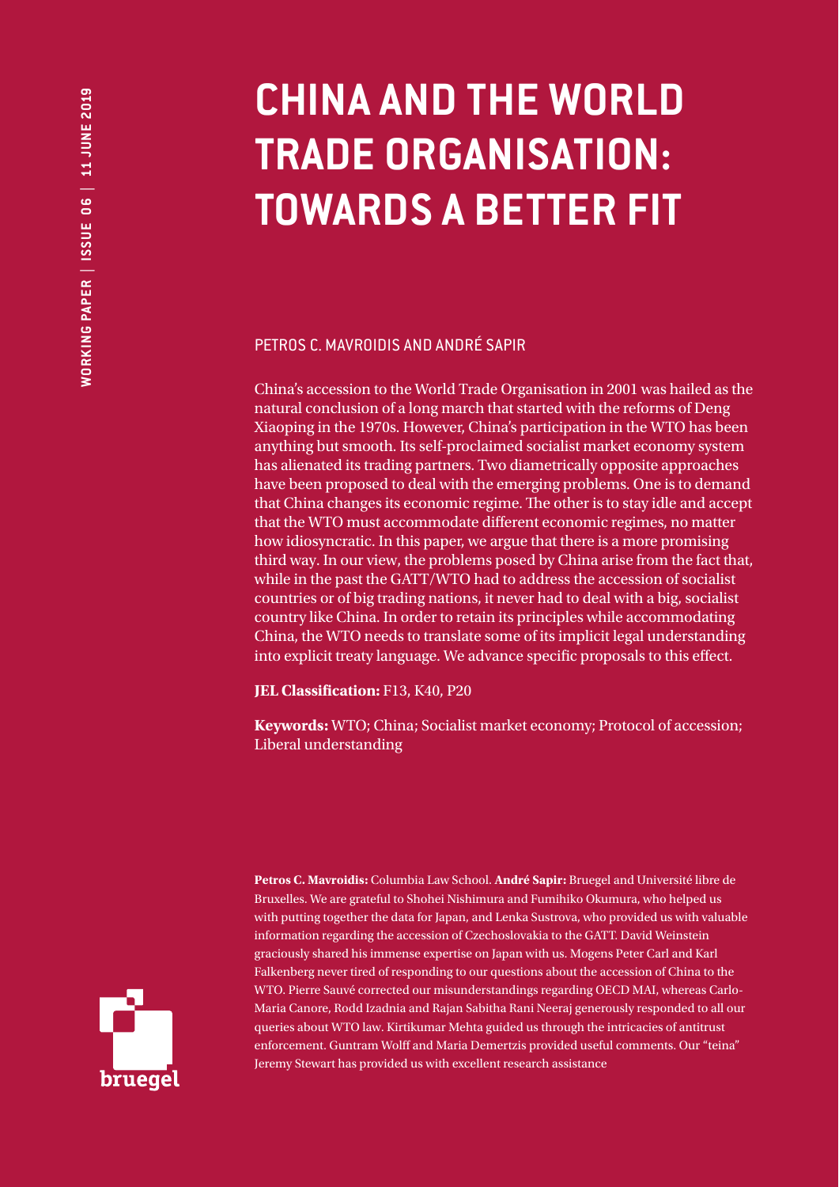WORKING PAPER | ISSUE 06 | 11 JUNE 2019

# CHINA AND THE WORLD TRADE ORGANISATION: TOWARDS A BETTER FIT

PETROS C. MAVROIDIS AND ANDRÉ SAPIR

China's accession to the World Trade Organisation in 2001 was hailed as the natural conclusion of a long march that started with the reforms of Deng Xiaoping in the 1970s. However, China's participation in the WTO has been anything but smooth. Its self-proclaimed socialist market economy system has alienated its trading partners. Two diametrically opposite approaches have been proposed to deal with the emerging problems. One is to demand that China changes its economic regime. The other is to stay idle and accept that the WTO must accommodate different economic regimes, no matter how idiosyncratic. In this paper, we argue that there is a more promising third way. In our view, the problems posed by China arise from the fact that, while in the past the GATT/WTO had to address the accession of socialist countries or of big trading nations, it never had to deal with a big, socialist country like China. In order to retain its principles while accommodating China, the WTO needs to translate some of its implicit legal understanding into explicit treaty language. We advance specific proposals to this effect.

**JEL Classification:** F13, K40, P20

**Keywords:** WTO; China; Socialist market economy; Protocol of accession; Liberal understanding

**Petros C. Mavroidis:** Columbia Law School. **André Sapir:** Bruegel and Université libre de Bruxelles. We are grateful to Shohei Nishimura and Fumihiko Okumura, who helped us with putting together the data for Japan, and Lenka Sustrova, who provided us with valuable information regarding the accession of Czechoslovakia to the GATT. David Weinstein graciously shared his immense expertise on Japan with us. Mogens Peter Carl and Karl Falkenberg never tired of responding to our questions about the accession of China to the WTO. Pierre Sauvé corrected our misunderstandings regarding OECD MAI, whereas Carlo-Maria Canore, Rodd Izadnia and Rajan Sabitha Rani Neeraj generously responded to all our queries about WTO law. Kirtikumar Mehta guided us through the intricacies of antitrust enforcement. Guntram Wolff and Maria Demertzis provided useful comments. Our "teina" Jeremy Stewart has provided us with excellent research assistance

bruegel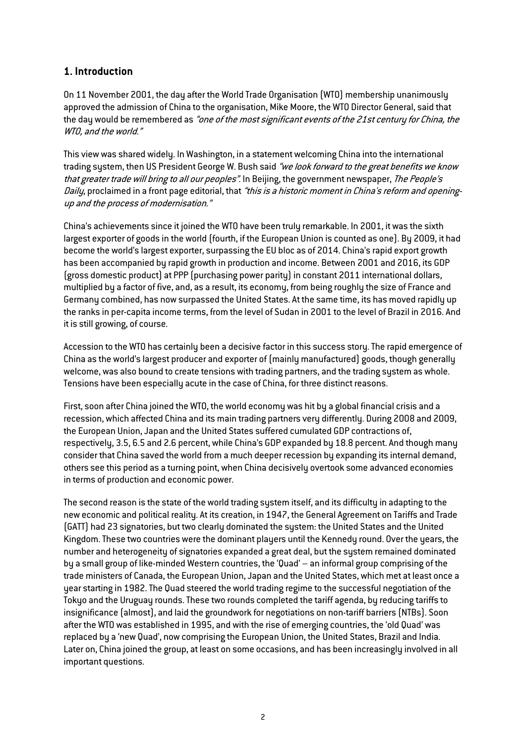## 1. Introduction

On 11 November 2001, the day after the World Trade Organisation (WTO) membership unanimously approved the admission of China to the organisation, Mike Moore, the WTO Director General, said that the day would be remembered as *"one of the most significant events of the 21st century for China, the WTO, and the world."*

This view was shared widely. In Washington, in a statement welcoming China into the international trading system, then US President George W. Bush said *"we look forward to the great benefits we know that greater trade will bring to all our peoples"*. In Beijing, the government newspaper, *The People's Daily*, proclaimed in a front page editorial, that *"this is a historic moment in China's reform and opening-up and the process of modernisation."*

China's achievements since it joined the WTO have been truly remarkable. In 2001, it was the sixth largest exporter of goods in the world (fourth, if the European Union is counted as one). By 2009, it had become the world's largest exporter, surpassing the EU bloc as of 2014. China's rapid export growth has been accompanied by rapid growth in production and income. Between 2001 and 2016, its GDP (gross domestic product) at PPP (purchasing power parity) in constant 2011 international dollars, multiplied by a factor of five, and, as a result, its economy, from being roughly the size of France and Germany combined, has now surpassed the United States. At the same time, its has moved rapidly up the ranks in per-capita income terms, from the level of Sudan in 2001 to the level of Brazil in 2016. And it is still growing, of course.

Accession to the WTO has certainly been a decisive factor in this success story. The rapid emergence of China as the world's largest producer and exporter of (mainly manufactured) goods, though generally welcome, was also bound to create tensions with trading partners, and the trading system as whole. Tensions have been especially acute in the case of China, for three distinct reasons.

First, soon after China joined the WTO, the world economy was hit by a global financial crisis and a recession, which affected China and its main trading partners very differently. During 2008 and 2009, the European Union, Japan and the United States suffered cumulated GDP contractions of, respectively, 3.5, 6.5 and 2.6 percent, while China's GDP expanded by 18.8 percent. And though many consider that China saved the world from a much deeper recession by expanding its internal demand, others see this period as a turning point, when China decisively overtook some advanced economies in terms of production and economic power.

The second reason is the state of the world trading system itself, and its difficulty in adapting to the new economic and political reality. At its creation, in 1947, the General Agreement on Tariffs and Trade (GATT) had 23 signatories, but two clearly dominated the system: the United States and the United Kingdom. These two countries were the dominant players until the Kennedy round. Over the years, the number and heterogeneity of signatories expanded a great deal, but the system remained dominated by a small group of like-minded Western countries, the 'Quad' – an informal group comprising of the trade ministers of Canada, the European Union, Japan and the United States, which met at least once a year starting in 1982. The Quad steered the world trading regime to the successful negotiation of the Tokyo and the Uruguay rounds. These two rounds completed the tariff agenda, by reducing tariffs to insignificance (almost), and laid the groundwork for negotiations on non-tariff barriers (NTBs). Soon after the WTO was established in 1995, and with the rise of emerging countries, the 'old Quad' was replaced by a 'new Quad', now comprising the European Union, the United States, Brazil and India. Later on, China joined the group, at least on some occasions, and has been increasingly involved in all important questions.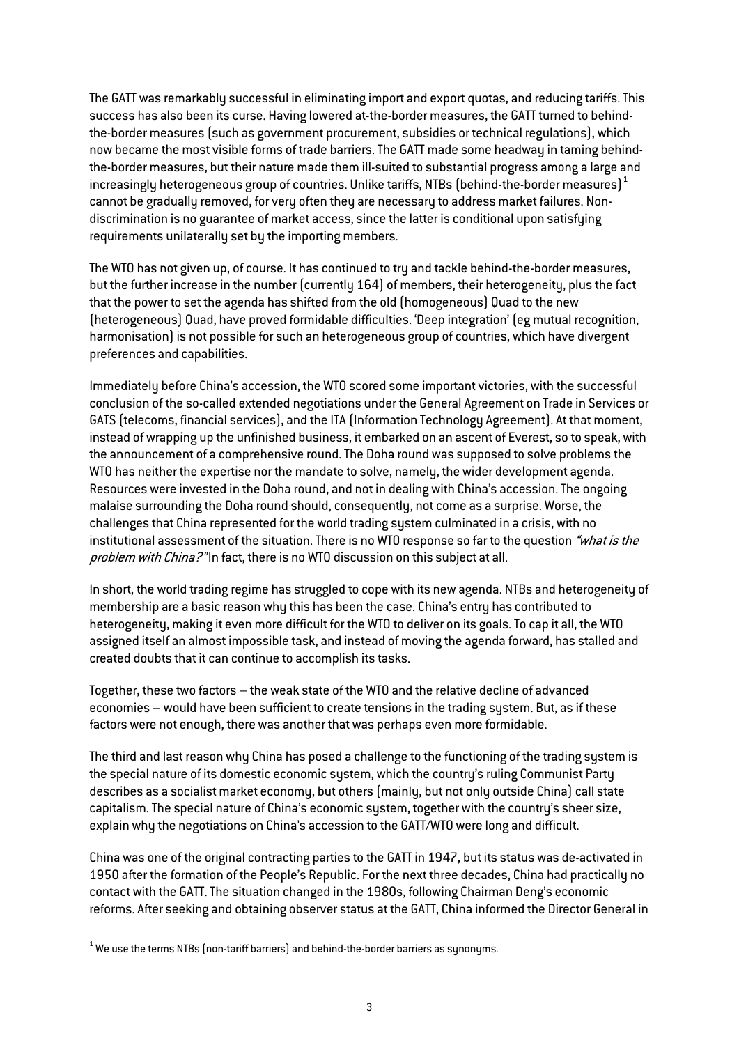The GATT was remarkably successful in eliminating import and export quotas, and reducing tariffs. This success has also been its curse. Having lowered at-the-border measures, the GATT turned to behind-the-border measures (such as government procurement, subsidies or technical regulations), which now became the most visible forms of trade barriers. The GATT made some headway in taming behind-the-border measures, but their nature made them ill-suited to substantial progress among a large and increasingly heterogeneous group of countries. Unlike tariffs, NTBs (behind-the-border measures)[1] cannot be gradually removed, for very often they are necessary to address market failures. Non-discrimination is no guarantee of market access, since the latter is conditional upon satisfying requirements unilaterally set by the importing members.

The WTO has not given up, of course. It has continued to try and tackle behind-the-border measures, but the further increase in the number (currently 164) of members, their heterogeneity, plus the fact that the power to set the agenda has shifted from the old (homogeneous) Quad to the new (heterogeneous) Quad, have proved formidable difficulties. 'Deep integration' (eg mutual recognition, harmonisation) is not possible for such an heterogeneous group of countries, which have divergent preferences and capabilities.

Immediately before China's accession, the WTO scored some important victories, with the successful conclusion of the so-called extended negotiations under the General Agreement on Trade in Services or GATS (telecoms, financial services), and the ITA (Information Technology Agreement). At that moment, instead of wrapping up the unfinished business, it embarked on an ascent of Everest, so to speak, with the announcement of a comprehensive round. The Doha round was supposed to solve problems the WTO has neither the expertise nor the mandate to solve, namely, the wider development agenda. Resources were invested in the Doha round, and not in dealing with China's accession. The ongoing malaise surrounding the Doha round should, consequently, not come as a surprise. Worse, the challenges that China represented for the world trading system culminated in a crisis, with no institutional assessment of the situation. There is no WTO response so far to the question *"what is the problem with China?"* In fact, there is no WTO discussion on this subject at all.

In short, the world trading regime has struggled to cope with its new agenda. NTBs and heterogeneity of membership are a basic reason why this has been the case. China's entry has contributed to heterogeneity, making it even more difficult for the WTO to deliver on its goals. To cap it all, the WTO assigned itself an almost impossible task, and instead of moving the agenda forward, has stalled and created doubts that it can continue to accomplish its tasks.

Together, these two factors – the weak state of the WTO and the relative decline of advanced economies – would have been sufficient to create tensions in the trading system. But, as if these factors were not enough, there was another that was perhaps even more formidable.

The third and last reason why China has posed a challenge to the functioning of the trading system is the special nature of its domestic economic system, which the country's ruling Communist Party describes as a socialist market economy, but others (mainly, but not only outside China) call state capitalism. The special nature of China's economic system, together with the country's sheer size, explain why the negotiations on China's accession to the GATT/WTO were long and difficult.

China was one of the original contracting parties to the GATT in 1947, but its status was de-activated in 1950 after the formation of the People's Republic. For the next three decades, China had practically no contact with the GATT. The situation changed in the 1980s, following Chairman Deng's economic reforms. After seeking and obtaining observer status at the GATT, China informed the Director General in

[1] We use the terms NTBs (non-tariff barriers) and behind-the-border barriers as synonyms.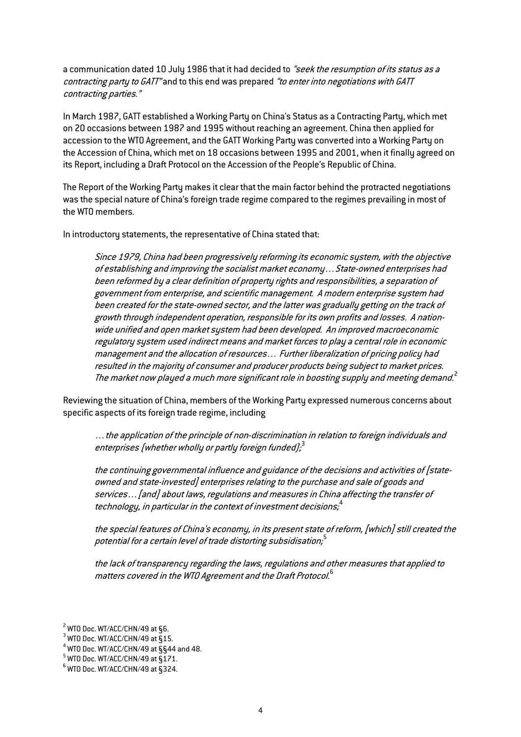a communication dated 10 July 1986 that it had decided to *"seek the resumption of its status as a contracting party to GATT"* and to this end was prepared *"to enter into negotiations with GATT contracting parties."*

In March 1987, GATT established a Working Party on China's Status as a Contracting Party, which met on 20 occasions between 1987 and 1995 without reaching an agreement. China then applied for accession to the WTO Agreement, and the GATT Working Party was converted into a Working Party on the Accession of China, which met on 18 occasions between 1995 and 2001, when it finally agreed on its Report, including a Draft Protocol on the Accession of the People's Republic of China.

The Report of the Working Party makes it clear that the main factor behind the protracted negotiations was the special nature of China's foreign trade regime compared to the regimes prevailing in most of the WTO members.

In introductory statements, the representative of China stated that:

> *Since 1979, China had been progressively reforming its economic system, with the objective of establishing and improving the socialist market economy… State-owned enterprises had been reformed by a clear definition of property rights and responsibilities, a separation of government from enterprise, and scientific management. A modern enterprise system had been created for the state-owned sector, and the latter was gradually getting on the track of growth through independent operation, responsible for its own profits and losses. A nation-wide unified and open market system had been developed. An improved macroeconomic regulatory system used indirect means and market forces to play a central role in economic management and the allocation of resources… Further liberalization of pricing policy had resulted in the majority of consumer and producer products being subject to market prices. The market now played a much more significant role in boosting supply and meeting demand.*[2]

Reviewing the situation of China, members of the Working Party expressed numerous concerns about specific aspects of its foreign trade regime, including

> *… the application of the principle of non-discrimination in relation to foreign individuals and enterprises (whether wholly or partly foreign funded);*[3]
>
> *the continuing governmental influence and guidance of the decisions and activities of [state-owned and state-invested] enterprises relating to the purchase and sale of goods and services… [and] about laws, regulations and measures in China affecting the transfer of technology, in particular in the context of investment decisions;*[4]
>
> *the special features of China's economy, in its present state of reform, [which] still created the potential for a certain level of trade distorting subsidisation;*[5]
>
> *the lack of transparency regarding the laws, regulations and other measures that applied to matters covered in the WTO Agreement and the Draft Protocol.*[6]

---

[2] WTO Doc. WT/ACC/CHN/49 at §6.
[3] WTO Doc. WT/ACC/CHN/49 at §15.
[4] WTO Doc. WT/ACC/CHN/49 at §§44 and 48.
[5] WTO Doc. WT/ACC/CHN/49 at §171.
[6] WTO Doc. WT/ACC/CHN/49 at §324.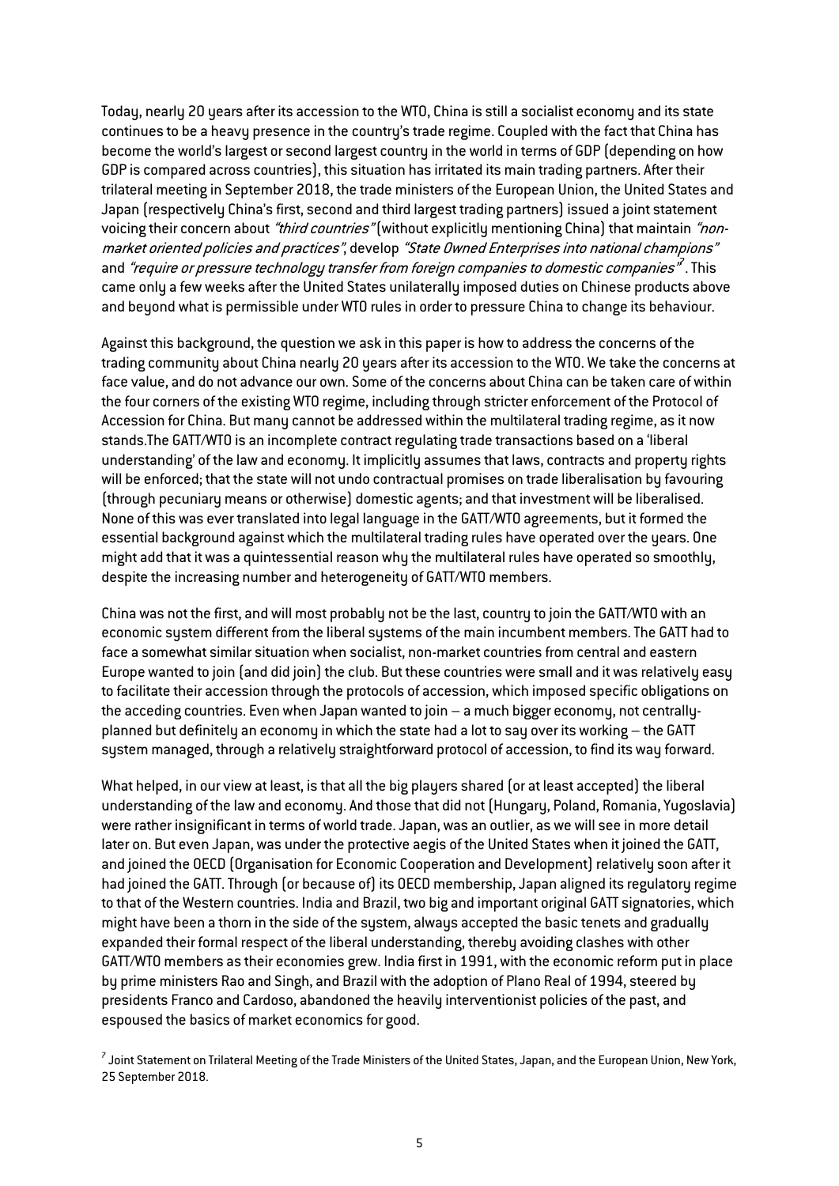Today, nearly 20 years after its accession to the WTO, China is still a socialist economy and its state continues to be a heavy presence in the country's trade regime. Coupled with the fact that China has become the world's largest or second largest country in the world in terms of GDP (depending on how GDP is compared across countries), this situation has irritated its main trading partners. After their trilateral meeting in September 2018, the trade ministers of the European Union, the United States and Japan (respectively China's first, second and third largest trading partners) issued a joint statement voicing their concern about *"third countries"* (without explicitly mentioning China) that maintain *"non-market oriented policies and practices"*, develop *"State Owned Enterprises into national champions"* and *"require or pressure technology transfer from foreign companies to domestic companies"*[7]. This came only a few weeks after the United States unilaterally imposed duties on Chinese products above and beyond what is permissible under WTO rules in order to pressure China to change its behaviour.

Against this background, the question we ask in this paper is how to address the concerns of the trading community about China nearly 20 years after its accession to the WTO. We take the concerns at face value, and do not advance our own. Some of the concerns about China can be taken care of within the four corners of the existing WTO regime, including through stricter enforcement of the Protocol of Accession for China. But many cannot be addressed within the multilateral trading regime, as it now stands.The GATT/WTO is an incomplete contract regulating trade transactions based on a 'liberal understanding' of the law and economy. It implicitly assumes that laws, contracts and property rights will be enforced; that the state will not undo contractual promises on trade liberalisation by favouring (through pecuniary means or otherwise) domestic agents; and that investment will be liberalised. None of this was ever translated into legal language in the GATT/WTO agreements, but it formed the essential background against which the multilateral trading rules have operated over the years. One might add that it was a quintessential reason why the multilateral rules have operated so smoothly, despite the increasing number and heterogeneity of GATT/WTO members.

China was not the first, and will most probably not be the last, country to join the GATT/WTO with an economic system different from the liberal systems of the main incumbent members. The GATT had to face a somewhat similar situation when socialist, non-market countries from central and eastern Europe wanted to join (and did join) the club. But these countries were small and it was relatively easy to facilitate their accession through the protocols of accession, which imposed specific obligations on the acceding countries. Even when Japan wanted to join – a much bigger economy, not centrally-planned but definitely an economy in which the state had a lot to say over its working – the GATT system managed, through a relatively straightforward protocol of accession, to find its way forward.

What helped, in our view at least, is that all the big players shared (or at least accepted) the liberal understanding of the law and economy. And those that did not (Hungary, Poland, Romania, Yugoslavia) were rather insignificant in terms of world trade. Japan, was an outlier, as we will see in more detail later on. But even Japan, was under the protective aegis of the United States when it joined the GATT, and joined the OECD (Organisation for Economic Cooperation and Development) relatively soon after it had joined the GATT. Through (or because of) its OECD membership, Japan aligned its regulatory regime to that of the Western countries. India and Brazil, two big and important original GATT signatories, which might have been a thorn in the side of the system, always accepted the basic tenets and gradually expanded their formal respect of the liberal understanding, thereby avoiding clashes with other GATT/WTO members as their economies grew. India first in 1991, with the economic reform put in place by prime ministers Rao and Singh, and Brazil with the adoption of Plano Real of 1994, steered by presidents Franco and Cardoso, abandoned the heavily interventionist policies of the past, and espoused the basics of market economics for good.

[7] Joint Statement on Trilateral Meeting of the Trade Ministers of the United States, Japan, and the European Union, New York, 25 September 2018.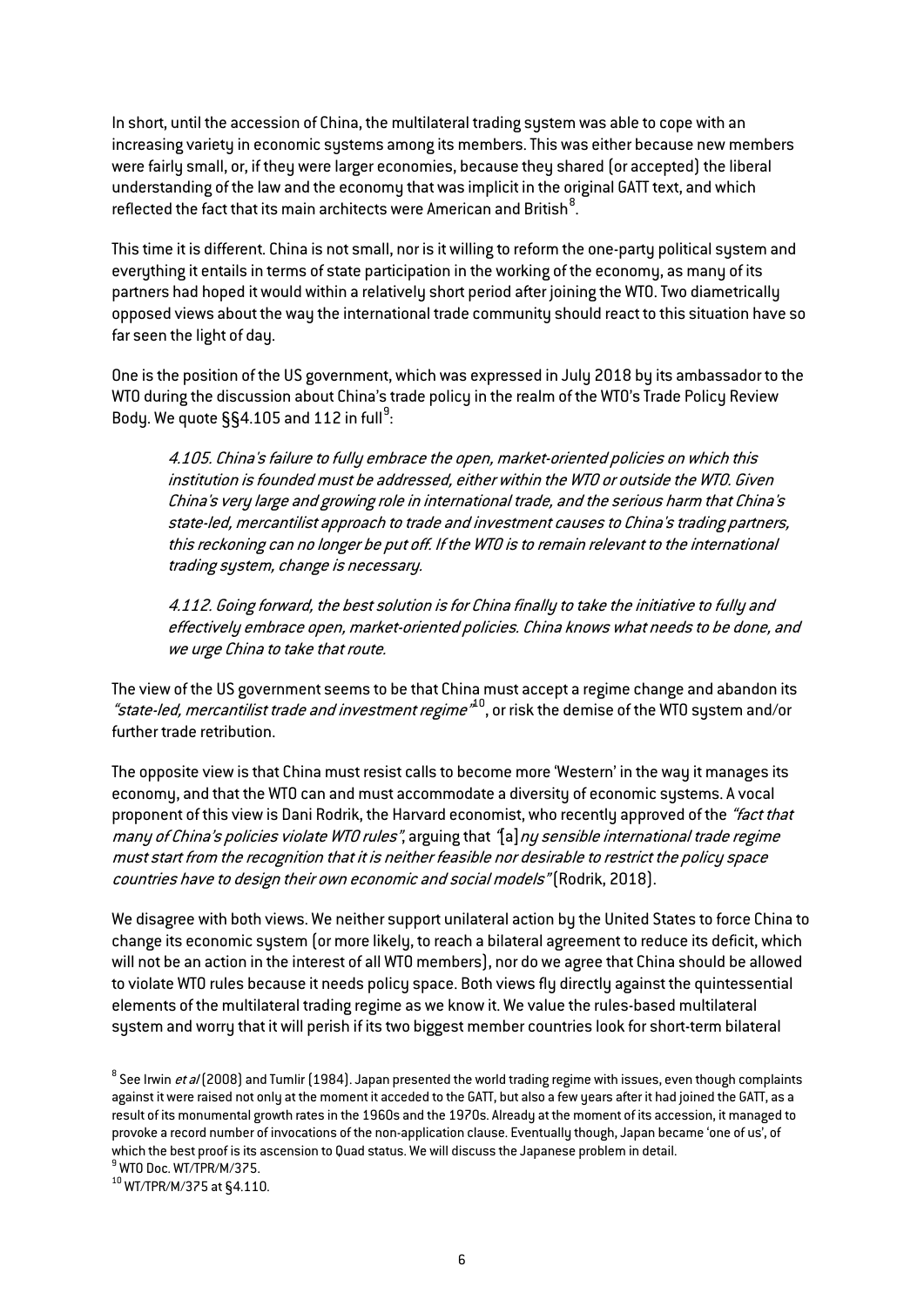In short, until the accession of China, the multilateral trading system was able to cope with an increasing variety in economic systems among its members. This was either because new members were fairly small, or, if they were larger economies, because they shared (or accepted) the liberal understanding of the law and the economy that was implicit in the original GATT text, and which reflected the fact that its main architects were American and British[8].

This time it is different. China is not small, nor is it willing to reform the one-party political system and everything it entails in terms of state participation in the working of the economy, as many of its partners had hoped it would within a relatively short period after joining the WTO. Two diametrically opposed views about the way the international trade community should react to this situation have so far seen the light of day.

One is the position of the US government, which was expressed in July 2018 by its ambassador to the WTO during the discussion about China's trade policy in the realm of the WTO's Trade Policy Review Body. We quote §§4.105 and 112 in full[9]:

> *4.105. China's failure to fully embrace the open, market-oriented policies on which this institution is founded must be addressed, either within the WTO or outside the WTO. Given China's very large and growing role in international trade, and the serious harm that China's state-led, mercantilist approach to trade and investment causes to China's trading partners, this reckoning can no longer be put off. If the WTO is to remain relevant to the international trading system, change is necessary.*
>
> *4.112. Going forward, the best solution is for China finally to take the initiative to fully and effectively embrace open, market-oriented policies. China knows what needs to be done, and we urge China to take that route.*

The view of the US government seems to be that China must accept a regime change and abandon its *"state-led, mercantilist trade and investment regime"*[10], or risk the demise of the WTO system and/or further trade retribution.

The opposite view is that China must resist calls to become more 'Western' in the way it manages its economy, and that the WTO can and must accommodate a diversity of economic systems. A vocal proponent of this view is Dani Rodrik, the Harvard economist, who recently approved of the *"fact that many of China's policies violate WTO rules"*, arguing that *"[a]ny sensible international trade regime must start from the recognition that it is neither feasible nor desirable to restrict the policy space countries have to design their own economic and social models"* (Rodrik, 2018).

We disagree with both views. We neither support unilateral action by the United States to force China to change its economic system (or more likely, to reach a bilateral agreement to reduce its deficit, which will not be an action in the interest of all WTO members), nor do we agree that China should be allowed to violate WTO rules because it needs policy space. Both views fly directly against the quintessential elements of the multilateral trading regime as we know it. We value the rules-based multilateral system and worry that it will perish if its two biggest member countries look for short-term bilateral

[8] See Irwin *et al* (2008) and Tumlir (1984). Japan presented the world trading regime with issues, even though complaints against it were raised not only at the moment it acceded to the GATT, but also a few years after it had joined the GATT, as a result of its monumental growth rates in the 1960s and the 1970s. Already at the moment of its accession, it managed to provoke a record number of invocations of the non-application clause. Eventually though, Japan became 'one of us', of which the best proof is its ascension to Quad status. We will discuss the Japanese problem in detail.

[9] WTO Doc. WT/TPR/M/375.

[10] WT/TPR/M/375 at §4.110.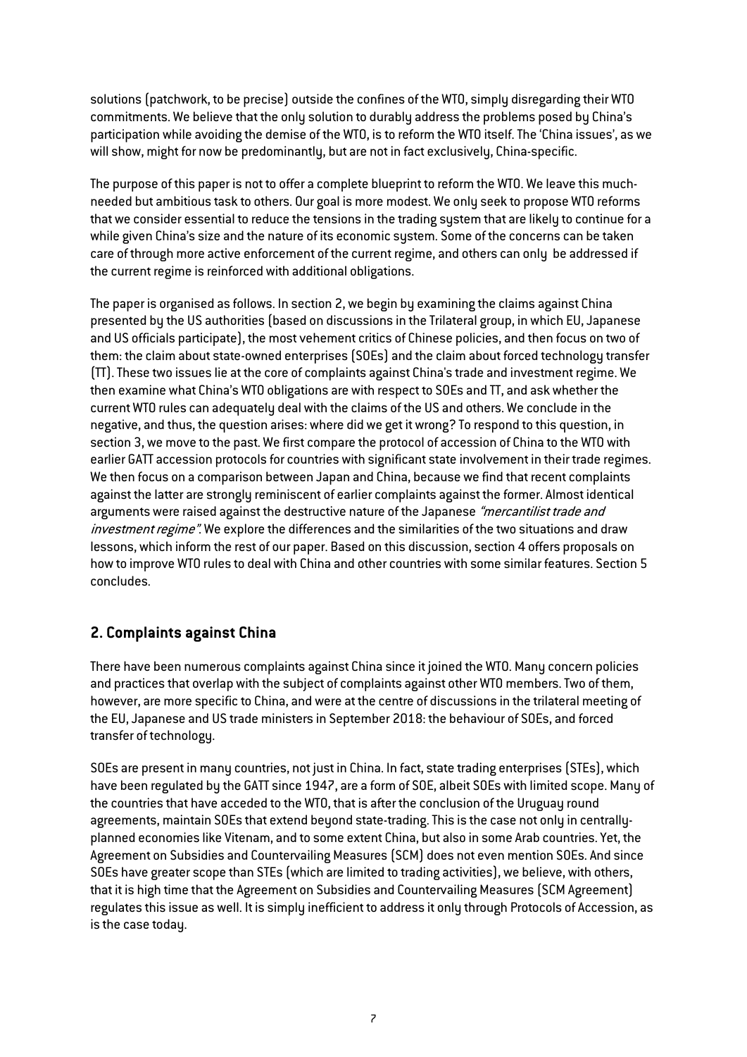solutions (patchwork, to be precise) outside the confines of the WTO, simply disregarding their WTO commitments. We believe that the only solution to durably address the problems posed by China's participation while avoiding the demise of the WTO, is to reform the WTO itself. The 'China issues', as we will show, might for now be predominantly, but are not in fact exclusively, China-specific.

The purpose of this paper is not to offer a complete blueprint to reform the WTO. We leave this much-needed but ambitious task to others. Our goal is more modest. We only seek to propose WTO reforms that we consider essential to reduce the tensions in the trading system that are likely to continue for a while given China's size and the nature of its economic system. Some of the concerns can be taken care of through more active enforcement of the current regime, and others can only be addressed if the current regime is reinforced with additional obligations.

The paper is organised as follows. In section 2, we begin by examining the claims against China presented by the US authorities (based on discussions in the Trilateral group, in which EU, Japanese and US officials participate), the most vehement critics of Chinese policies, and then focus on two of them: the claim about state-owned enterprises (SOEs) and the claim about forced technology transfer (TT). These two issues lie at the core of complaints against China's trade and investment regime. We then examine what China's WTO obligations are with respect to SOEs and TT, and ask whether the current WTO rules can adequately deal with the claims of the US and others. We conclude in the negative, and thus, the question arises: where did we get it wrong? To respond to this question, in section 3, we move to the past. We first compare the protocol of accession of China to the WTO with earlier GATT accession protocols for countries with significant state involvement in their trade regimes. We then focus on a comparison between Japan and China, because we find that recent complaints against the latter are strongly reminiscent of earlier complaints against the former. Almost identical arguments were raised against the destructive nature of the Japanese *"mercantilist trade and investment regime"*. We explore the differences and the similarities of the two situations and draw lessons, which inform the rest of our paper. Based on this discussion, section 4 offers proposals on how to improve WTO rules to deal with China and other countries with some similar features. Section 5 concludes.

## 2. Complaints against China

There have been numerous complaints against China since it joined the WTO. Many concern policies and practices that overlap with the subject of complaints against other WTO members. Two of them, however, are more specific to China, and were at the centre of discussions in the trilateral meeting of the EU, Japanese and US trade ministers in September 2018: the behaviour of SOEs, and forced transfer of technology.

SOEs are present in many countries, not just in China. In fact, state trading enterprises (STEs), which have been regulated by the GATT since 1947, are a form of SOE, albeit SOEs with limited scope. Many of the countries that have acceded to the WTO, that is after the conclusion of the Uruguay round agreements, maintain SOEs that extend beyond state-trading. This is the case not only in centrally-planned economies like Vitenam, and to some extent China, but also in some Arab countries. Yet, the Agreement on Subsidies and Countervailing Measures (SCM) does not even mention SOEs. And since SOEs have greater scope than STEs (which are limited to trading activities), we believe, with others, that it is high time that the Agreement on Subsidies and Countervailing Measures (SCM Agreement) regulates this issue as well. It is simply inefficient to address it only through Protocols of Accession, as is the case today.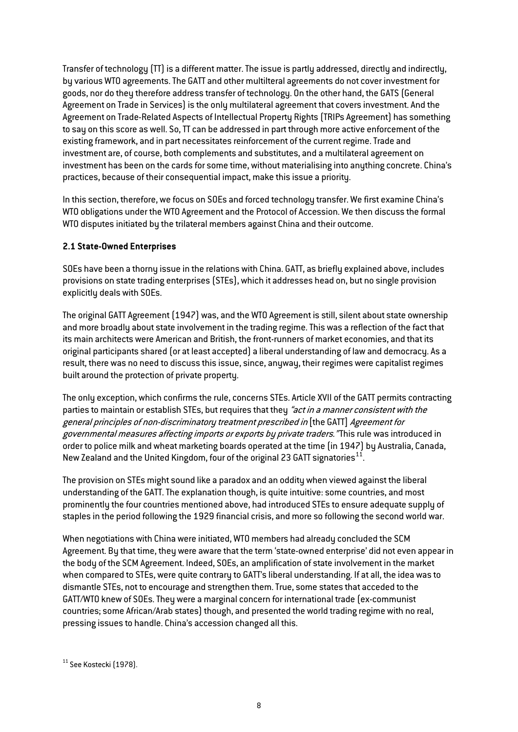Transfer of technology (TT) is a different matter. The issue is partly addressed, directly and indirectly, by various WTO agreements. The GATT and other multilteral agreements do not cover investment for goods, nor do they therefore address transfer of technology. On the other hand, the GATS (General Agreement on Trade in Services) is the only multilateral agreement that covers investment. And the Agreement on Trade-Related Aspects of Intellectual Property Rights (TRIPs Agreement) has something to say on this score as well. So, TT can be addressed in part through more active enforcement of the existing framework, and in part necessitates reinforcement of the current regime. Trade and investment are, of course, both complements and substitutes, and a multilateral agreement on investment has been on the cards for some time, without materialising into anything concrete. China's practices, because of their consequential impact, make this issue a priority.

In this section, therefore, we focus on SOEs and forced technology transfer. We first examine China's WTO obligations under the WTO Agreement and the Protocol of Accession. We then discuss the formal WTO disputes initiated by the trilateral members against China and their outcome.

### 2.1 State-Owned Enterprises

SOEs have been a thorny issue in the relations with China. GATT, as briefly explained above, includes provisions on state trading enterprises (STEs), which it addresses head on, but no single provision explicitly deals with SOEs.

The original GATT Agreement (1947) was, and the WTO Agreement is still, silent about state ownership and more broadly about state involvement in the trading regime. This was a reflection of the fact that its main architects were American and British, the front-runners of market economies, and that its original participants shared (or at least accepted) a liberal understanding of law and democracy. As a result, there was no need to discuss this issue, since, anyway, their regimes were capitalist regimes built around the protection of private property.

The only exception, which confirms the rule, concerns STEs. Article XVII of the GATT permits contracting parties to maintain or establish STEs, but requires that they *"act in a manner consistent with the general principles of non-discriminatory treatment prescribed in* [the GATT] *Agreement for governmental measures affecting imports or exports by private traders."* This rule was introduced in order to police milk and wheat marketing boards operated at the time (in 1947) by Australia, Canada, New Zealand and the United Kingdom, four of the original 23 GATT signatories[11].

The provision on STEs might sound like a paradox and an oddity when viewed against the liberal understanding of the GATT. The explanation though, is quite intuitive: some countries, and most prominently the four countries mentioned above, had introduced STEs to ensure adequate supply of staples in the period following the 1929 financial crisis, and more so following the second world war.

When negotiations with China were initiated, WTO members had already concluded the SCM Agreement. By that time, they were aware that the term 'state-owned enterprise' did not even appear in the body of the SCM Agreement. Indeed, SOEs, an amplification of state involvement in the market when compared to STEs, were quite contrary to GATT's liberal understanding. If at all, the idea was to dismantle STEs, not to encourage and strengthen them. True, some states that acceded to the GATT/WTO knew of SOEs. They were a marginal concern for international trade (ex-communist countries; some African/Arab states) though, and presented the world trading regime with no real, pressing issues to handle. China's accession changed all this.

[11] See Kostecki (1978).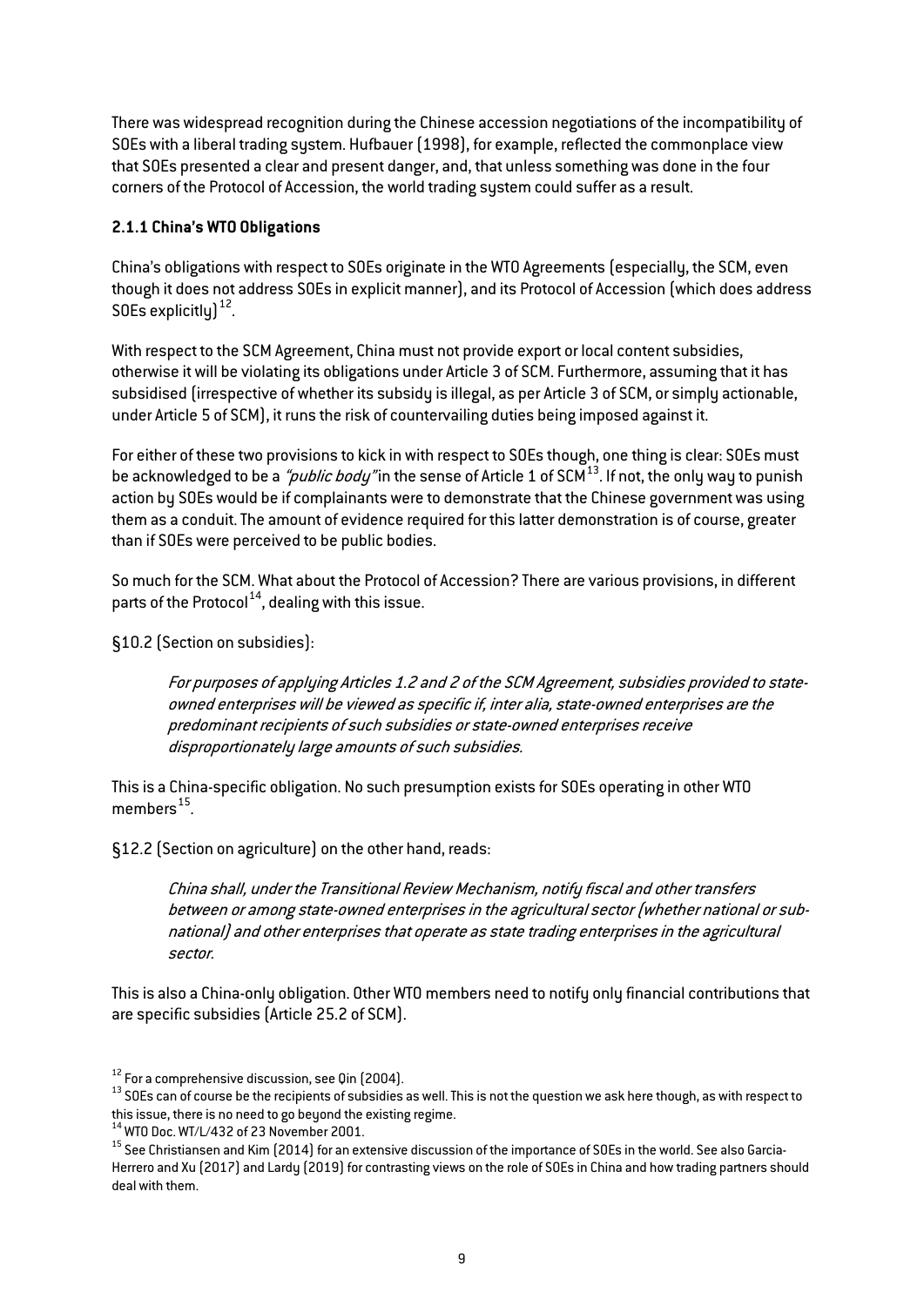There was widespread recognition during the Chinese accession negotiations of the incompatibility of SOEs with a liberal trading system. Hufbauer (1998), for example, reflected the commonplace view that SOEs presented a clear and present danger, and, that unless something was done in the four corners of the Protocol of Accession, the world trading system could suffer as a result.

### 2.1.1 China's WTO Obligations

China's obligations with respect to SOEs originate in the WTO Agreements (especially, the SCM, even though it does not address SOEs in explicit manner), and its Protocol of Accession (which does address SOEs explicitly)[12].

With respect to the SCM Agreement, China must not provide export or local content subsidies, otherwise it will be violating its obligations under Article 3 of SCM. Furthermore, assuming that it has subsidised (irrespective of whether its subsidy is illegal, as per Article 3 of SCM, or simply actionable, under Article 5 of SCM), it runs the risk of countervailing duties being imposed against it.

For either of these two provisions to kick in with respect to SOEs though, one thing is clear: SOEs must be acknowledged to be a *"public body"* in the sense of Article 1 of SCM[13]. If not, the only way to punish action by SOEs would be if complainants were to demonstrate that the Chinese government was using them as a conduit. The amount of evidence required for this latter demonstration is of course, greater than if SOEs were perceived to be public bodies.

So much for the SCM. What about the Protocol of Accession? There are various provisions, in different parts of the Protocol[14], dealing with this issue.

§10.2 (Section on subsidies):

> *For purposes of applying Articles 1.2 and 2 of the SCM Agreement, subsidies provided to state-owned enterprises will be viewed as specific if, inter alia, state-owned enterprises are the predominant recipients of such subsidies or state-owned enterprises receive disproportionately large amounts of such subsidies.*

This is a China-specific obligation. No such presumption exists for SOEs operating in other WTO members[15].

§12.2 (Section on agriculture) on the other hand, reads:

> *China shall, under the Transitional Review Mechanism, notify fiscal and other transfers between or among state-owned enterprises in the agricultural sector (whether national or sub-national) and other enterprises that operate as state trading enterprises in the agricultural sector.*

This is also a China-only obligation. Other WTO members need to notify only financial contributions that are specific subsidies (Article 25.2 of SCM).

---

[12] For a comprehensive discussion, see Qin (2004).

[13] SOEs can of course be the recipients of subsidies as well. This is not the question we ask here though, as with respect to this issue, there is no need to go beyond the existing regime.

[14] WTO Doc. WT/L/432 of 23 November 2001.

[15] See Christiansen and Kim (2014) for an extensive discussion of the importance of SOEs in the world. See also Garcia-Herrero and Xu (2017) and Lardy (2019) for contrasting views on the role of SOEs in China and how trading partners should deal with them.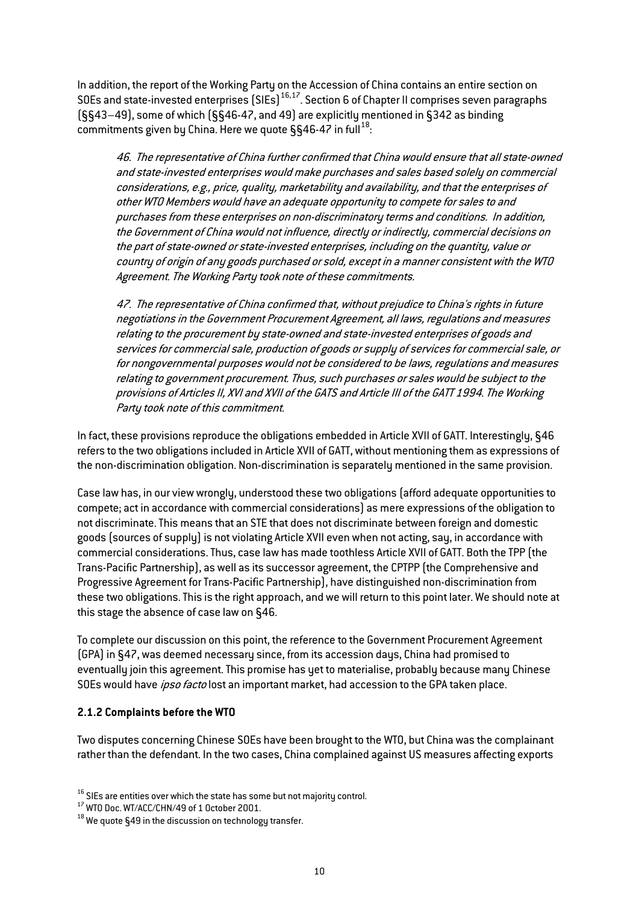In addition, the report of the Working Party on the Accession of China contains an entire section on SOEs and state-invested enterprises (SIEs)[16,17]. Section 6 of Chapter II comprises seven paragraphs (§§43–49), some of which (§§46-47, and 49) are explicitly mentioned in §342 as binding commitments given by China. Here we quote §§46-47 in full[18]:

> *46. The representative of China further confirmed that China would ensure that all state-owned and state-invested enterprises would make purchases and sales based solely on commercial considerations, e.g., price, quality, marketability and availability, and that the enterprises of other WTO Members would have an adequate opportunity to compete for sales to and purchases from these enterprises on non-discriminatory terms and conditions. In addition, the Government of China would not influence, directly or indirectly, commercial decisions on the part of state-owned or state-invested enterprises, including on the quantity, value or country of origin of any goods purchased or sold, except in a manner consistent with the WTO Agreement. The Working Party took note of these commitments.*
>
> *47. The representative of China confirmed that, without prejudice to China's rights in future negotiations in the Government Procurement Agreement, all laws, regulations and measures relating to the procurement by state-owned and state-invested enterprises of goods and services for commercial sale, production of goods or supply of services for commercial sale, or for nongovernmental purposes would not be considered to be laws, regulations and measures relating to government procurement. Thus, such purchases or sales would be subject to the provisions of Articles II, XVI and XVII of the GATS and Article III of the GATT 1994. The Working Party took note of this commitment.*

In fact, these provisions reproduce the obligations embedded in Article XVII of GATT. Interestingly, §46 refers to the two obligations included in Article XVII of GATT, without mentioning them as expressions of the non-discrimination obligation. Non-discrimination is separately mentioned in the same provision.

Case law has, in our view wrongly, understood these two obligations (afford adequate opportunities to compete; act in accordance with commercial considerations) as mere expressions of the obligation to not discriminate. This means that an STE that does not discriminate between foreign and domestic goods (sources of supply) is not violating Article XVII even when not acting, say, in accordance with commercial considerations. Thus, case law has made toothless Article XVII of GATT. Both the TPP (the Trans-Pacific Partnership), as well as its successor agreement, the CPTPP (the Comprehensive and Progressive Agreement for Trans-Pacific Partnership), have distinguished non-discrimination from these two obligations. This is the right approach, and we will return to this point later. We should note at this stage the absence of case law on §46.

To complete our discussion on this point, the reference to the Government Procurement Agreement (GPA) in §47, was deemed necessary since, from its accession days, China had promised to eventually join this agreement. This promise has yet to materialise, probably because many Chinese SOEs would have *ipso facto* lost an important market, had accession to the GPA taken place.

### 2.1.2 Complaints before the WTO

Two disputes concerning Chinese SOEs have been brought to the WTO, but China was the complainant rather than the defendant. In the two cases, China complained against US measures affecting exports

[16] SIEs are entities over which the state has some but not majority control.

[17] WTO Doc. WT/ACC/CHN/49 of 1 October 2001.

[18] We quote §49 in the discussion on technology transfer.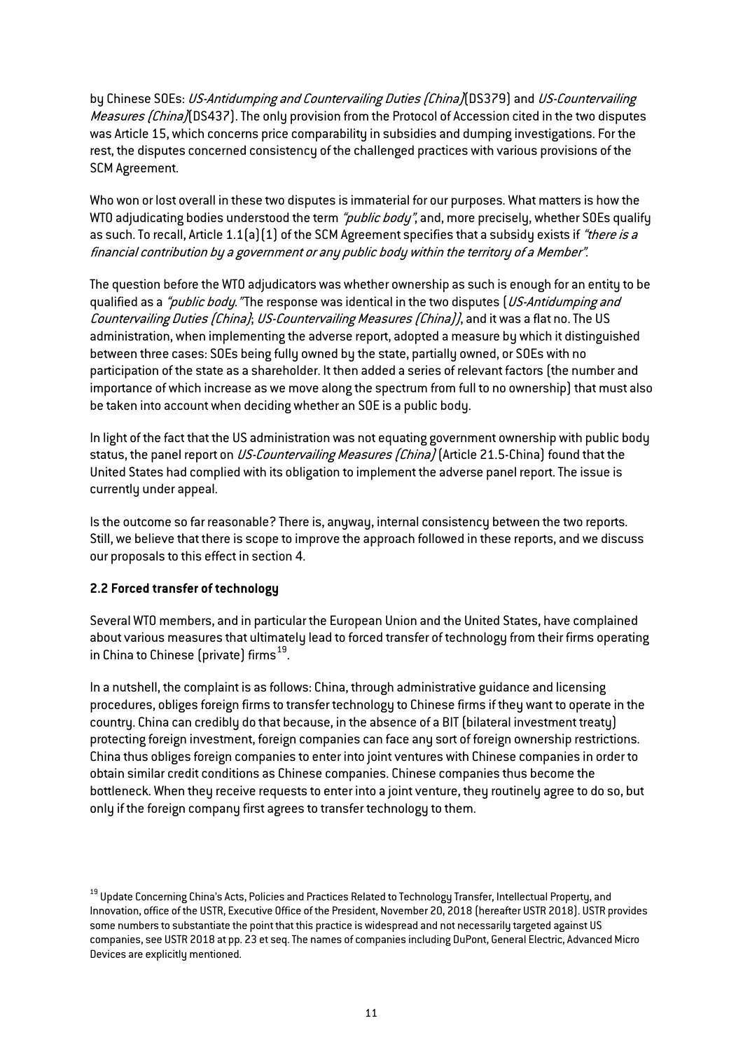by Chinese SOEs: *US-Antidumping and Countervailing Duties (China)* (DS379) and *US-Countervailing Measures (China)* (DS437). The only provision from the Protocol of Accession cited in the two disputes was Article 15, which concerns price comparability in subsidies and dumping investigations. For the rest, the disputes concerned consistency of the challenged practices with various provisions of the SCM Agreement.

Who won or lost overall in these two disputes is immaterial for our purposes. What matters is how the WTO adjudicating bodies understood the term *"public body"*, and, more precisely, whether SOEs qualify as such. To recall, Article 1.1(a)(1) of the SCM Agreement specifies that a subsidy exists if *"there is a financial contribution by a government or any public body within the territory of a Member"*.

The question before the WTO adjudicators was whether ownership as such is enough for an entity to be qualified as a *"public body."* The response was identical in the two disputes (*US-Antidumping and Countervailing Duties (China)*; *US-Countervailing Measures (China)*), and it was a flat no. The US administration, when implementing the adverse report, adopted a measure by which it distinguished between three cases: SOEs being fully owned by the state, partially owned, or SOEs with no participation of the state as a shareholder. It then added a series of relevant factors (the number and importance of which increase as we move along the spectrum from full to no ownership) that must also be taken into account when deciding whether an SOE is a public body.

In light of the fact that the US administration was not equating government ownership with public body status, the panel report on *US-Countervailing Measures (China)* (Article 21.5-China) found that the United States had complied with its obligation to implement the adverse panel report. The issue is currently under appeal.

Is the outcome so far reasonable? There is, anyway, internal consistency between the two reports. Still, we believe that there is scope to improve the approach followed in these reports, and we discuss our proposals to this effect in section 4.

### 2.2 Forced transfer of technology

Several WTO members, and in particular the European Union and the United States, have complained about various measures that ultimately lead to forced transfer of technology from their firms operating in China to Chinese (private) firms[19].

In a nutshell, the complaint is as follows: China, through administrative guidance and licensing procedures, obliges foreign firms to transfer technology to Chinese firms if they want to operate in the country. China can credibly do that because, in the absence of a BIT (bilateral investment treaty) protecting foreign investment, foreign companies can face any sort of foreign ownership restrictions. China thus obliges foreign companies to enter into joint ventures with Chinese companies in order to obtain similar credit conditions as Chinese companies. Chinese companies thus become the bottleneck. When they receive requests to enter into a joint venture, they routinely agree to do so, but only if the foreign company first agrees to transfer technology to them.

[19] Update Concerning China's Acts, Policies and Practices Related to Technology Transfer, Intellectual Property, and Innovation, office of the USTR, Executive Office of the President, November 20, 2018 (hereafter USTR 2018). USTR provides some numbers to substantiate the point that this practice is widespread and not necessarily targeted against US companies, see USTR 2018 at pp. 23 et seq. The names of companies including DuPont, General Electric, Advanced Micro Devices are explicitly mentioned.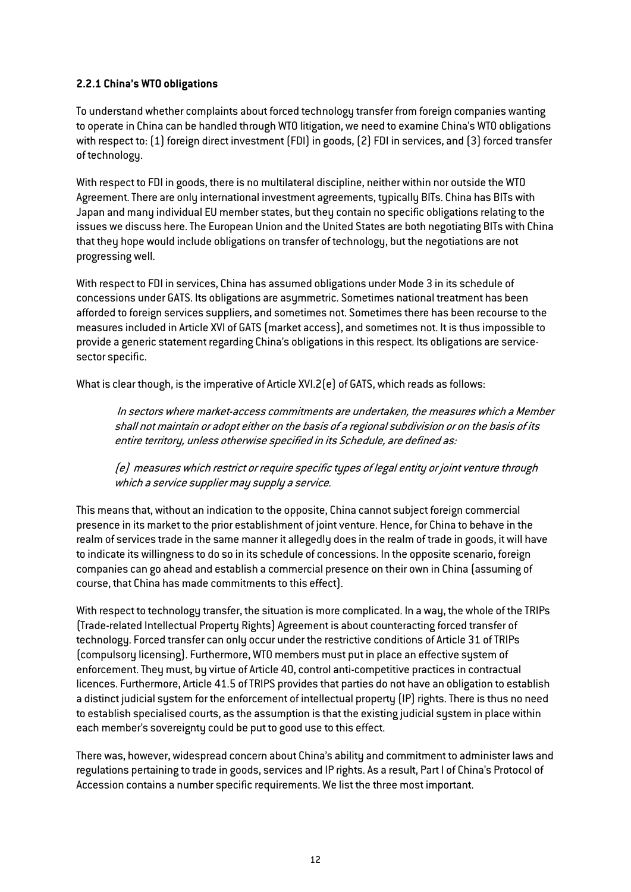### 2.2.1 China's WTO obligations

To understand whether complaints about forced technology transfer from foreign companies wanting to operate in China can be handled through WTO litigation, we need to examine China's WTO obligations with respect to: (1) foreign direct investment (FDI) in goods, (2) FDI in services, and (3) forced transfer of technology.

With respect to FDI in goods, there is no multilateral discipline, neither within nor outside the WTO Agreement. There are only international investment agreements, typically BITs. China has BITs with Japan and many individual EU member states, but they contain no specific obligations relating to the issues we discuss here. The European Union and the United States are both negotiating BITs with China that they hope would include obligations on transfer of technology, but the negotiations are not progressing well.

With respect to FDI in services, China has assumed obligations under Mode 3 in its schedule of concessions under GATS. Its obligations are asymmetric. Sometimes national treatment has been afforded to foreign services suppliers, and sometimes not. Sometimes there has been recourse to the measures included in Article XVI of GATS (market access), and sometimes not. It is thus impossible to provide a generic statement regarding China's obligations in this respect. Its obligations are service-sector specific.

What is clear though, is the imperative of Article XVI.2(e) of GATS, which reads as follows:

> *In sectors where market-access commitments are undertaken, the measures which a Member shall not maintain or adopt either on the basis of a regional subdivision or on the basis of its entire territory, unless otherwise specified in its Schedule, are defined as:*
>
> *(e) measures which restrict or require specific types of legal entity or joint venture through which a service supplier may supply a service.*

This means that, without an indication to the opposite, China cannot subject foreign commercial presence in its market to the prior establishment of joint venture. Hence, for China to behave in the realm of services trade in the same manner it allegedly does in the realm of trade in goods, it will have to indicate its willingness to do so in its schedule of concessions. In the opposite scenario, foreign companies can go ahead and establish a commercial presence on their own in China (assuming of course, that China has made commitments to this effect).

With respect to technology transfer, the situation is more complicated. In a way, the whole of the TRIPs (Trade-related Intellectual Property Rights) Agreement is about counteracting forced transfer of technology. Forced transfer can only occur under the restrictive conditions of Article 31 of TRIPs (compulsory licensing). Furthermore, WTO members must put in place an effective system of enforcement. They must, by virtue of Article 40, control anti-competitive practices in contractual licences. Furthermore, Article 41.5 of TRIPS provides that parties do not have an obligation to establish a distinct judicial system for the enforcement of intellectual property (IP) rights. There is thus no need to establish specialised courts, as the assumption is that the existing judicial system in place within each member's sovereignty could be put to good use to this effect.

There was, however, widespread concern about China's ability and commitment to administer laws and regulations pertaining to trade in goods, services and IP rights. As a result, Part I of China's Protocol of Accession contains a number specific requirements. We list the three most important.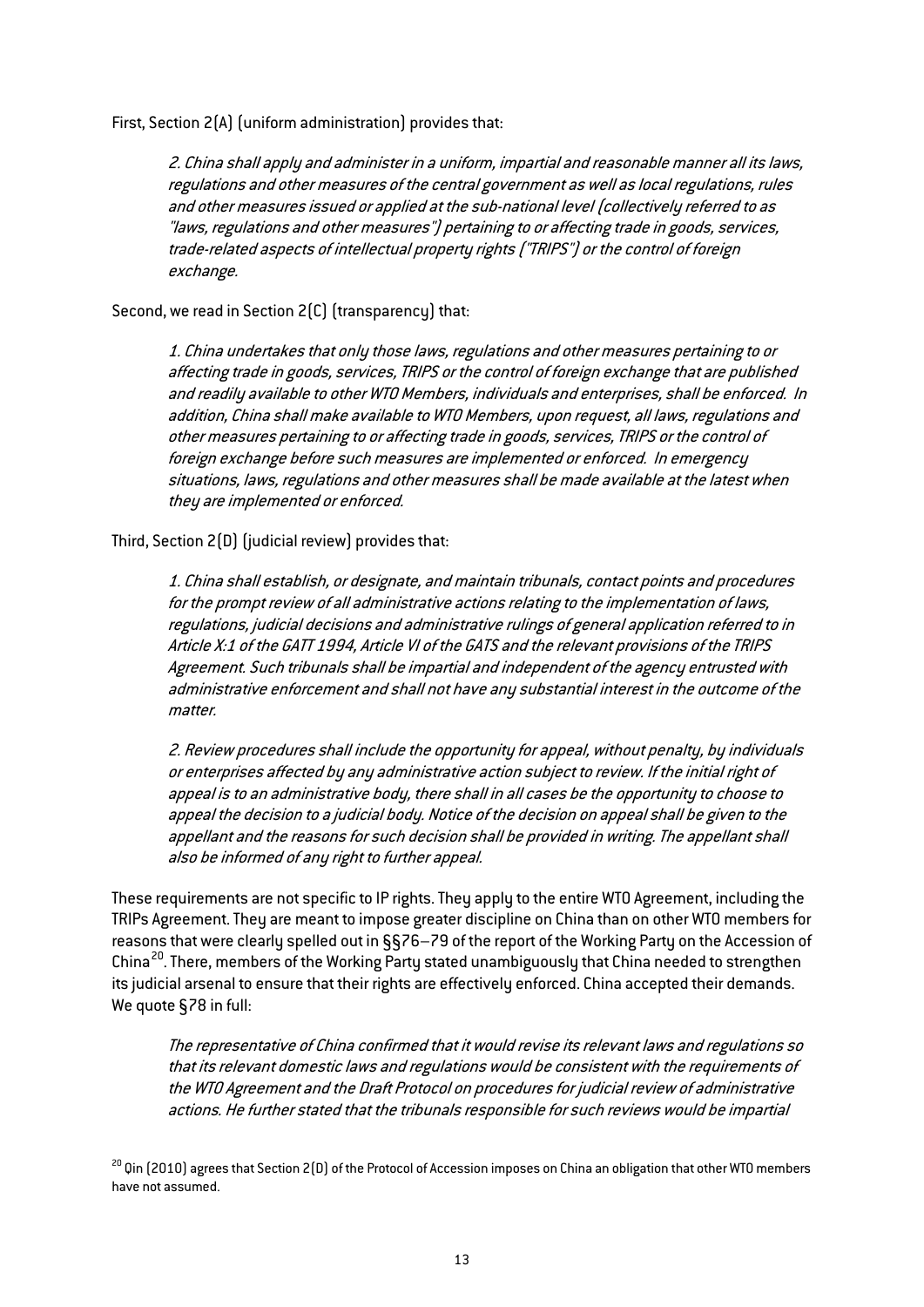First, Section 2(A) (uniform administration) provides that:

> *2. China shall apply and administer in a uniform, impartial and reasonable manner all its laws, regulations and other measures of the central government as well as local regulations, rules and other measures issued or applied at the sub-national level (collectively referred to as "laws, regulations and other measures") pertaining to or affecting trade in goods, services, trade-related aspects of intellectual property rights ("TRIPS") or the control of foreign exchange.*

Second, we read in Section 2(C) (transparency) that:

> *1. China undertakes that only those laws, regulations and other measures pertaining to or affecting trade in goods, services, TRIPS or the control of foreign exchange that are published and readily available to other WTO Members, individuals and enterprises, shall be enforced. In addition, China shall make available to WTO Members, upon request, all laws, regulations and other measures pertaining to or affecting trade in goods, services, TRIPS or the control of foreign exchange before such measures are implemented or enforced. In emergency situations, laws, regulations and other measures shall be made available at the latest when they are implemented or enforced.*

Third, Section 2(D) (judicial review) provides that:

> *1. China shall establish, or designate, and maintain tribunals, contact points and procedures for the prompt review of all administrative actions relating to the implementation of laws, regulations, judicial decisions and administrative rulings of general application referred to in Article X:1 of the GATT 1994, Article VI of the GATS and the relevant provisions of the TRIPS Agreement. Such tribunals shall be impartial and independent of the agency entrusted with administrative enforcement and shall not have any substantial interest in the outcome of the matter.*
>
> *2. Review procedures shall include the opportunity for appeal, without penalty, by individuals or enterprises affected by any administrative action subject to review. If the initial right of appeal is to an administrative body, there shall in all cases be the opportunity to choose to appeal the decision to a judicial body. Notice of the decision on appeal shall be given to the appellant and the reasons for such decision shall be provided in writing. The appellant shall also be informed of any right to further appeal.*

These requirements are not specific to IP rights. They apply to the entire WTO Agreement, including the TRIPs Agreement. They are meant to impose greater discipline on China than on other WTO members for reasons that were clearly spelled out in §§76–79 of the report of the Working Party on the Accession of China[20]. There, members of the Working Party stated unambiguously that China needed to strengthen its judicial arsenal to ensure that their rights are effectively enforced. China accepted their demands. We quote §78 in full:

> *The representative of China confirmed that it would revise its relevant laws and regulations so that its relevant domestic laws and regulations would be consistent with the requirements of the WTO Agreement and the Draft Protocol on procedures for judicial review of administrative actions. He further stated that the tribunals responsible for such reviews would be impartial*

[20] Qin (2010) agrees that Section 2(D) of the Protocol of Accession imposes on China an obligation that other WTO members have not assumed.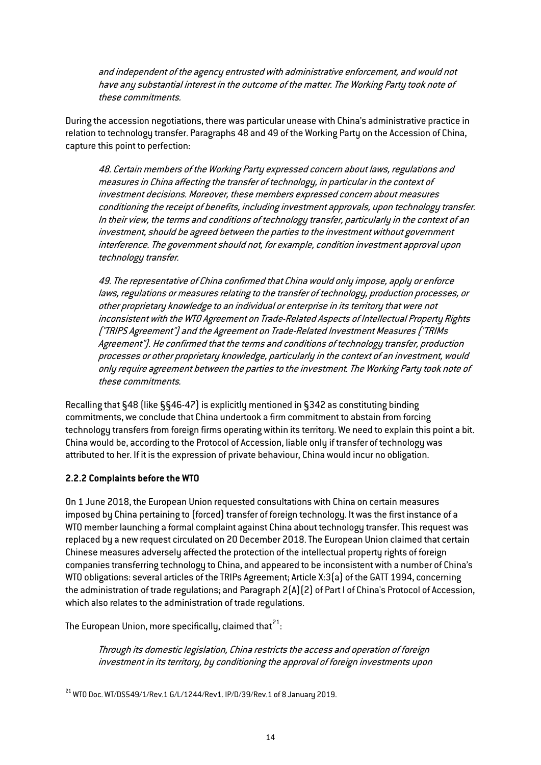*and independent of the agency entrusted with administrative enforcement, and would not have any substantial interest in the outcome of the matter. The Working Party took note of these commitments.*

During the accession negotiations, there was particular unease with China's administrative practice in relation to technology transfer. Paragraphs 48 and 49 of the Working Party on the Accession of China, capture this point to perfection:

> *48. Certain members of the Working Party expressed concern about laws, regulations and measures in China affecting the transfer of technology, in particular in the context of investment decisions. Moreover, these members expressed concern about measures conditioning the receipt of benefits, including investment approvals, upon technology transfer. In their view, the terms and conditions of technology transfer, particularly in the context of an investment, should be agreed between the parties to the investment without government interference. The government should not, for example, condition investment approval upon technology transfer.*
>
> *49. The representative of China confirmed that China would only impose, apply or enforce laws, regulations or measures relating to the transfer of technology, production processes, or other proprietary knowledge to an individual or enterprise in its territory that were not inconsistent with the WTO Agreement on Trade-Related Aspects of Intellectual Property Rights ("TRIPS Agreement") and the Agreement on Trade-Related Investment Measures ("TRIMs Agreement"). He confirmed that the terms and conditions of technology transfer, production processes or other proprietary knowledge, particularly in the context of an investment, would only require agreement between the parties to the investment. The Working Party took note of these commitments.*

Recalling that §48 (like §§46-47) is explicitly mentioned in §342 as constituting binding commitments, we conclude that China undertook a firm commitment to abstain from forcing technology transfers from foreign firms operating within its territory. We need to explain this point a bit. China would be, according to the Protocol of Accession, liable only if transfer of technology was attributed to her. If it is the expression of private behaviour, China would incur no obligation.

### 2.2.2 Complaints before the WTO

On 1 June 2018, the European Union requested consultations with China on certain measures imposed by China pertaining to (forced) transfer of foreign technology. It was the first instance of a WTO member launching a formal complaint against China about technology transfer. This request was replaced by a new request circulated on 20 December 2018. The European Union claimed that certain Chinese measures adversely affected the protection of the intellectual property rights of foreign companies transferring technology to China, and appeared to be inconsistent with a number of China's WTO obligations: several articles of the TRIPs Agreement; Article X:3(a) of the GATT 1994, concerning the administration of trade regulations; and Paragraph 2(A)(2) of Part I of China's Protocol of Accession, which also relates to the administration of trade regulations.

The European Union, more specifically, claimed that[21]:

> *Through its domestic legislation, China restricts the access and operation of foreign investment in its territory, by conditioning the approval of foreign investments upon*

[21] WTO Doc. WT/DS549/1/Rev.1 G/L/1244/Rev1. IP/D/39/Rev.1 of 8 January 2019.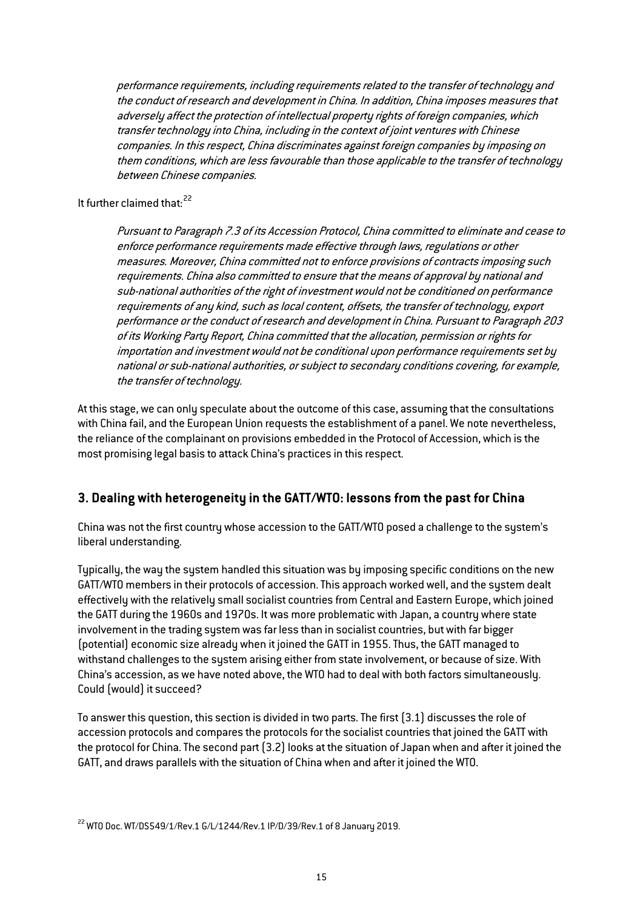> *performance requirements, including requirements related to the transfer of technology and the conduct of research and development in China. In addition, China imposes measures that adversely affect the protection of intellectual property rights of foreign companies, which transfer technology into China, including in the context of joint ventures with Chinese companies. In this respect, China discriminates against foreign companies by imposing on them conditions, which are less favourable than those applicable to the transfer of technology between Chinese companies.*

It further claimed that:[22]

> *Pursuant to Paragraph 7.3 of its Accession Protocol, China committed to eliminate and cease to enforce performance requirements made effective through laws, regulations or other measures. Moreover, China committed not to enforce provisions of contracts imposing such requirements. China also committed to ensure that the means of approval by national and sub-national authorities of the right of investment would not be conditioned on performance requirements of any kind, such as local content, offsets, the transfer of technology, export performance or the conduct of research and development in China. Pursuant to Paragraph 203 of its Working Party Report, China committed that the allocation, permission or rights for importation and investment would not be conditional upon performance requirements set by national or sub-national authorities, or subject to secondary conditions covering, for example, the transfer of technology.*

At this stage, we can only speculate about the outcome of this case, assuming that the consultations with China fail, and the European Union requests the establishment of a panel. We note nevertheless, the reliance of the complainant on provisions embedded in the Protocol of Accession, which is the most promising legal basis to attack China's practices in this respect.

## 3. Dealing with heterogeneity in the GATT/WTO: lessons from the past for China

China was not the first country whose accession to the GATT/WTO posed a challenge to the system's liberal understanding.

Typically, the way the system handled this situation was by imposing specific conditions on the new GATT/WTO members in their protocols of accession. This approach worked well, and the system dealt effectively with the relatively small socialist countries from Central and Eastern Europe, which joined the GATT during the 1960s and 1970s. It was more problematic with Japan, a country where state involvement in the trading system was far less than in socialist countries, but with far bigger (potential) economic size already when it joined the GATT in 1955. Thus, the GATT managed to withstand challenges to the system arising either from state involvement, or because of size. With China's accession, as we have noted above, the WTO had to deal with both factors simultaneously. Could (would) it succeed?

To answer this question, this section is divided in two parts. The first (3.1) discusses the role of accession protocols and compares the protocols for the socialist countries that joined the GATT with the protocol for China. The second part (3.2) looks at the situation of Japan when and after it joined the GATT, and draws parallels with the situation of China when and after it joined the WTO.

[22] WTO Doc. WT/DS549/1/Rev.1 G/L/1244/Rev.1 IP/D/39/Rev.1 of 8 January 2019.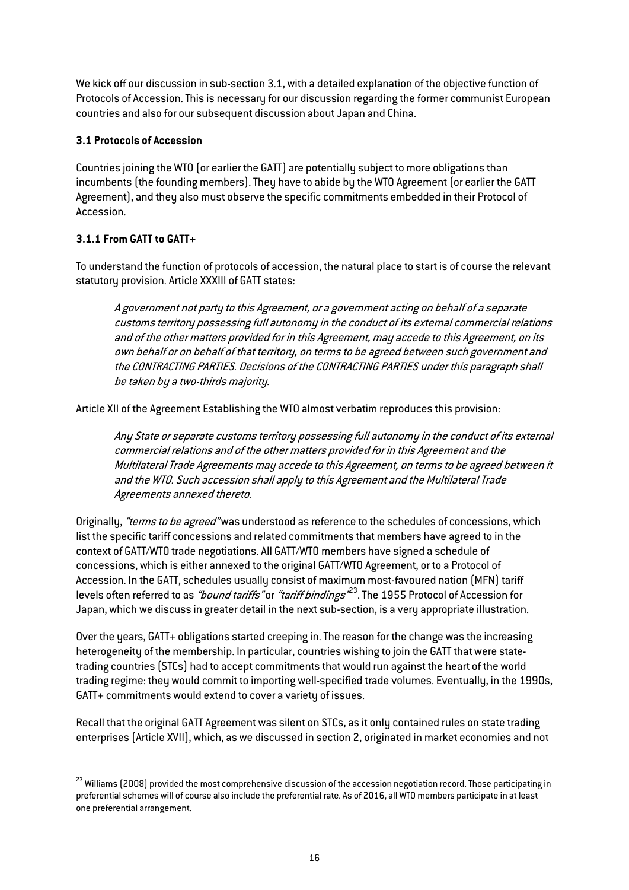We kick off our discussion in sub-section 3.1, with a detailed explanation of the objective function of Protocols of Accession. This is necessary for our discussion regarding the former communist European countries and also for our subsequent discussion about Japan and China.

### 3.1 Protocols of Accession

Countries joining the WTO (or earlier the GATT) are potentially subject to more obligations than incumbents (the founding members). They have to abide by the WTO Agreement (or earlier the GATT Agreement), and they also must observe the specific commitments embedded in their Protocol of Accession.

#### 3.1.1 From GATT to GATT+

To understand the function of protocols of accession, the natural place to start is of course the relevant statutory provision. Article XXXIII of GATT states:

> *A government not party to this Agreement, or a government acting on behalf of a separate customs territory possessing full autonomy in the conduct of its external commercial relations and of the other matters provided for in this Agreement, may accede to this Agreement, on its own behalf or on behalf of that territory, on terms to be agreed between such government and the CONTRACTING PARTIES. Decisions of the CONTRACTING PARTIES under this paragraph shall be taken by a two-thirds majority.*

Article XII of the Agreement Establishing the WTO almost verbatim reproduces this provision:

> *Any State or separate customs territory possessing full autonomy in the conduct of its external commercial relations and of the other matters provided for in this Agreement and the Multilateral Trade Agreements may accede to this Agreement, on terms to be agreed between it and the WTO. Such accession shall apply to this Agreement and the Multilateral Trade Agreements annexed thereto.*

Originally, *"terms to be agreed"* was understood as reference to the schedules of concessions, which list the specific tariff concessions and related commitments that members have agreed to in the context of GATT/WTO trade negotiations. All GATT/WTO members have signed a schedule of concessions, which is either annexed to the original GATT/WTO Agreement, or to a Protocol of Accession. In the GATT, schedules usually consist of maximum most-favoured nation (MFN) tariff levels often referred to as *"bound tariffs"* or *"tariff bindings"*[23]. The 1955 Protocol of Accession for Japan, which we discuss in greater detail in the next sub-section, is a very appropriate illustration.

Over the years, GATT+ obligations started creeping in. The reason for the change was the increasing heterogeneity of the membership. In particular, countries wishing to join the GATT that were state-trading countries (STCs) had to accept commitments that would run against the heart of the world trading regime: they would commit to importing well-specified trade volumes. Eventually, in the 1990s, GATT+ commitments would extend to cover a variety of issues.

Recall that the original GATT Agreement was silent on STCs, as it only contained rules on state trading enterprises (Article XVII), which, as we discussed in section 2, originated in market economies and not

[23] Williams (2008) provided the most comprehensive discussion of the accession negotiation record. Those participating in preferential schemes will of course also include the preferential rate. As of 2016, all WTO members participate in at least one preferential arrangement.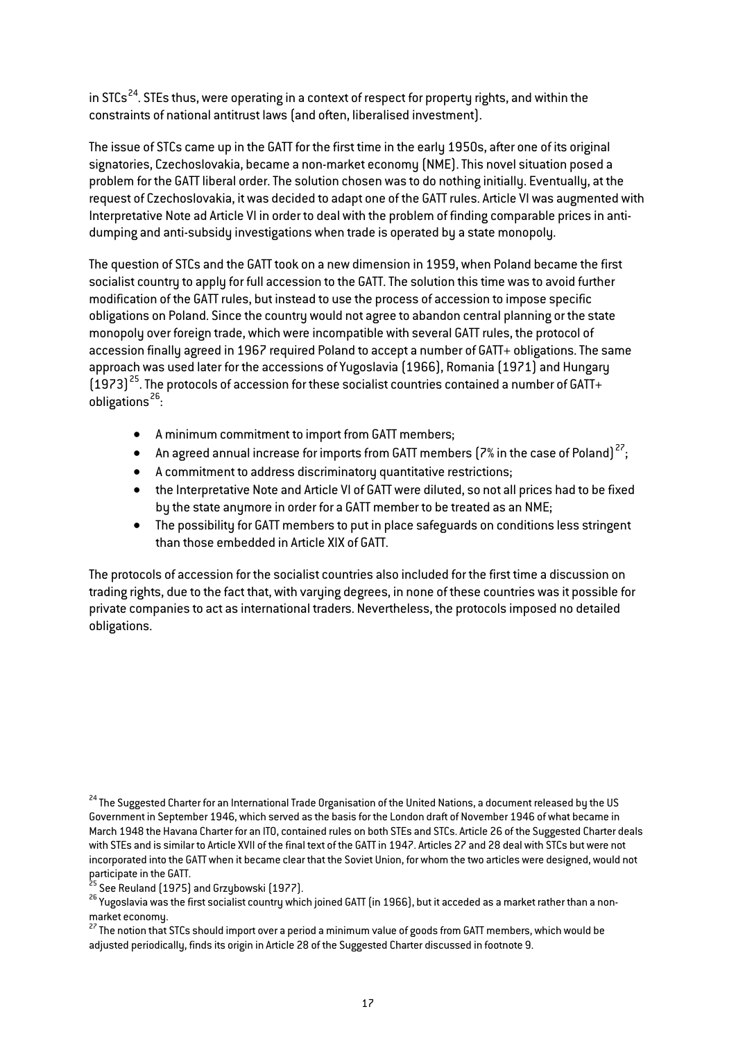in STCs[24]. STEs thus, were operating in a context of respect for property rights, and within the constraints of national antitrust laws (and often, liberalised investment).

The issue of STCs came up in the GATT for the first time in the early 1950s, after one of its original signatories, Czechoslovakia, became a non-market economy (NME). This novel situation posed a problem for the GATT liberal order. The solution chosen was to do nothing initially. Eventually, at the request of Czechoslovakia, it was decided to adapt one of the GATT rules. Article VI was augmented with Interpretative Note ad Article VI in order to deal with the problem of finding comparable prices in anti-dumping and anti-subsidy investigations when trade is operated by a state monopoly.

The question of STCs and the GATT took on a new dimension in 1959, when Poland became the first socialist country to apply for full accession to the GATT. The solution this time was to avoid further modification of the GATT rules, but instead to use the process of accession to impose specific obligations on Poland. Since the country would not agree to abandon central planning or the state monopoly over foreign trade, which were incompatible with several GATT rules, the protocol of accession finally agreed in 1967 required Poland to accept a number of GATT+ obligations. The same approach was used later for the accessions of Yugoslavia (1966), Romania (1971) and Hungary (1973)[25]. The protocols of accession for these socialist countries contained a number of GATT+ obligations[26]:

- A minimum commitment to import from GATT members;
- An agreed annual increase for imports from GATT members (7% in the case of Poland)[27];
- A commitment to address discriminatory quantitative restrictions;
- the Interpretative Note and Article VI of GATT were diluted, so not all prices had to be fixed by the state anymore in order for a GATT member to be treated as an NME;
- The possibility for GATT members to put in place safeguards on conditions less stringent than those embedded in Article XIX of GATT.

The protocols of accession for the socialist countries also included for the first time a discussion on trading rights, due to the fact that, with varying degrees, in none of these countries was it possible for private companies to act as international traders. Nevertheless, the protocols imposed no detailed obligations.

[24] The Suggested Charter for an International Trade Organisation of the United Nations, a document released by the US Government in September 1946, which served as the basis for the London draft of November 1946 of what became in March 1948 the Havana Charter for an ITO, contained rules on both STEs and STCs. Article 26 of the Suggested Charter deals with STEs and is similar to Article XVII of the final text of the GATT in 1947. Articles 27 and 28 deal with STCs but were not incorporated into the GATT when it became clear that the Soviet Union, for whom the two articles were designed, would not participate in the GATT.

[25] See Reuland (1975) and Grzybowski (1977).

[26] Yugoslavia was the first socialist country which joined GATT (in 1966), but it acceded as a market rather than a non-market economy.

[27] The notion that STCs should import over a period a minimum value of goods from GATT members, which would be adjusted periodically, finds its origin in Article 28 of the Suggested Charter discussed in footnote 9.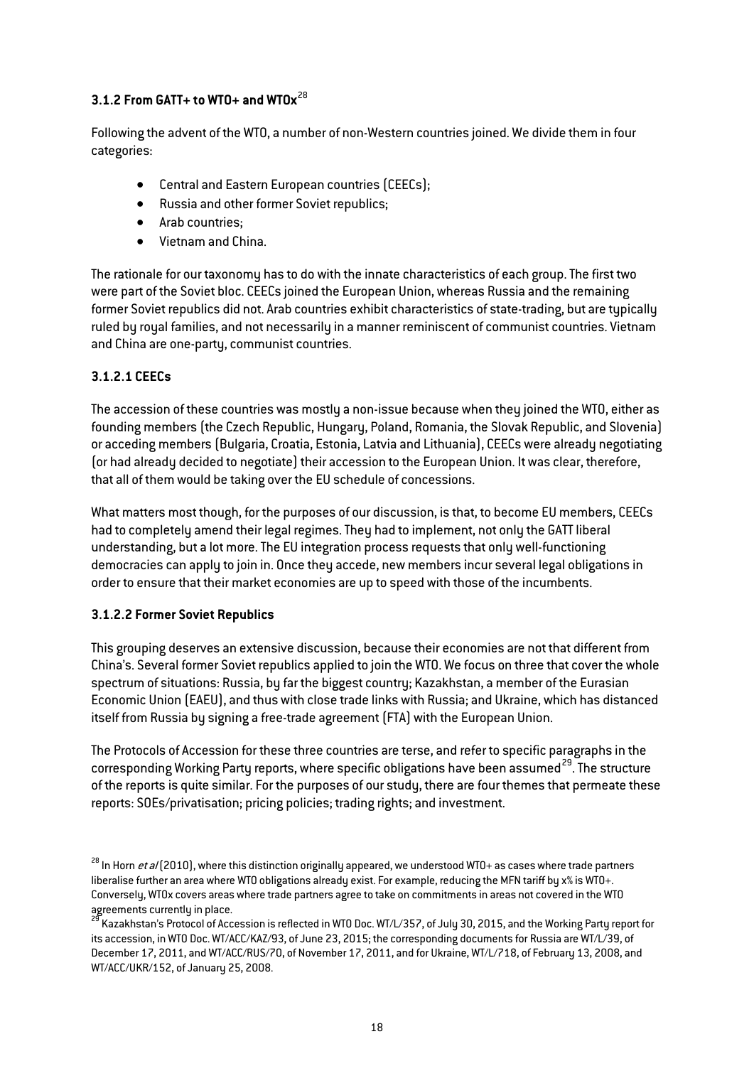### 3.1.2 From GATT+ to WTO+ and WTOx[28]

Following the advent of the WTO, a number of non-Western countries joined. We divide them in four categories:

- Central and Eastern European countries (CEECs);
- Russia and other former Soviet republics;
- Arab countries;
- Vietnam and China.

The rationale for our taxonomy has to do with the innate characteristics of each group. The first two were part of the Soviet bloc. CEECs joined the European Union, whereas Russia and the remaining former Soviet republics did not. Arab countries exhibit characteristics of state-trading, but are typically ruled by royal families, and not necessarily in a manner reminiscent of communist countries. Vietnam and China are one-party, communist countries.

#### 3.1.2.1 CEECs

The accession of these countries was mostly a non-issue because when they joined the WTO, either as founding members (the Czech Republic, Hungary, Poland, Romania, the Slovak Republic, and Slovenia) or acceding members (Bulgaria, Croatia, Estonia, Latvia and Lithuania), CEECs were already negotiating (or had already decided to negotiate) their accession to the European Union. It was clear, therefore, that all of them would be taking over the EU schedule of concessions.

What matters most though, for the purposes of our discussion, is that, to become EU members, CEECs had to completely amend their legal regimes. They had to implement, not only the GATT liberal understanding, but a lot more. The EU integration process requests that only well-functioning democracies can apply to join in. Once they accede, new members incur several legal obligations in order to ensure that their market economies are up to speed with those of the incumbents.

#### 3.1.2.2 Former Soviet Republics

This grouping deserves an extensive discussion, because their economies are not that different from China's. Several former Soviet republics applied to join the WTO. We focus on three that cover the whole spectrum of situations: Russia, by far the biggest country; Kazakhstan, a member of the Eurasian Economic Union (EAEU), and thus with close trade links with Russia; and Ukraine, which has distanced itself from Russia by signing a free-trade agreement (FTA) with the European Union.

The Protocols of Accession for these three countries are terse, and refer to specific paragraphs in the corresponding Working Party reports, where specific obligations have been assumed[29]. The structure of the reports is quite similar. For the purposes of our study, there are four themes that permeate these reports: SOEs/privatisation; pricing policies; trading rights; and investment.

---

[28] In Horn *et al* (2010), where this distinction originally appeared, we understood WTO+ as cases where trade partners liberalise further an area where WTO obligations already exist. For example, reducing the MFN tariff by x% is WTO+. Conversely, WTOx covers areas where trade partners agree to take on commitments in areas not covered in the WTO agreements currently in place.

[29] Kazakhstan's Protocol of Accession is reflected in WTO Doc. WT/L/357, of July 30, 2015, and the Working Party report for its accession, in WTO Doc. WT/ACC/KAZ/93, of June 23, 2015; the corresponding documents for Russia are WT/L/39, of December 17, 2011, and WT/ACC/RUS/70, of November 17, 2011, and for Ukraine, WT/L/718, of February 13, 2008, and WT/ACC/UKR/152, of January 25, 2008.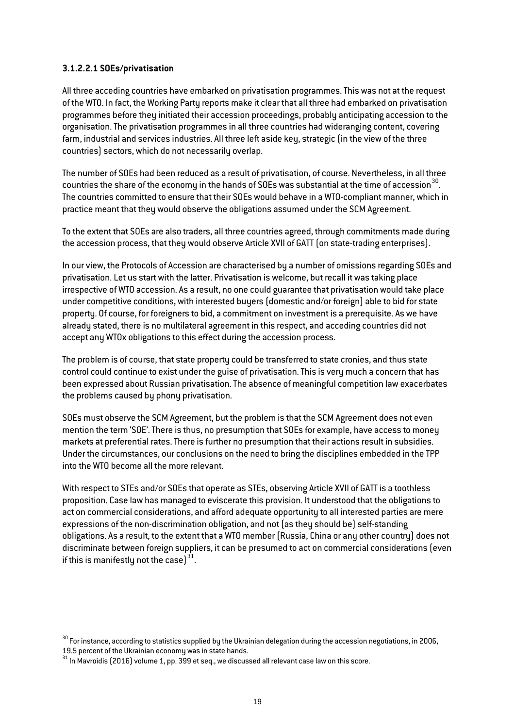#### 3.1.2.2.1 SOEs/privatisation

All three acceding countries have embarked on privatisation programmes. This was not at the request of the WTO. In fact, the Working Party reports make it clear that all three had embarked on privatisation programmes before they initiated their accession proceedings, probably anticipating accession to the organisation. The privatisation programmes in all three countries had wideranging content, covering farm, industrial and services industries. All three left aside key, strategic (in the view of the three countries) sectors, which do not necessarily overlap.

The number of SOEs had been reduced as a result of privatisation, of course. Nevertheless, in all three countries the share of the economy in the hands of SOEs was substantial at the time of accession[30]. The countries committed to ensure that their SOEs would behave in a WTO-compliant manner, which in practice meant that they would observe the obligations assumed under the SCM Agreement.

To the extent that SOEs are also traders, all three countries agreed, through commitments made during the accession process, that they would observe Article XVII of GATT (on state-trading enterprises).

In our view, the Protocols of Accession are characterised by a number of omissions regarding SOEs and privatisation. Let us start with the latter. Privatisation is welcome, but recall it was taking place irrespective of WTO accession. As a result, no one could guarantee that privatisation would take place under competitive conditions, with interested buyers (domestic and/or foreign) able to bid for state property. Of course, for foreigners to bid, a commitment on investment is a prerequisite. As we have already stated, there is no multilateral agreement in this respect, and acceding countries did not accept any WTOx obligations to this effect during the accession process.

The problem is of course, that state property could be transferred to state cronies, and thus state control could continue to exist under the guise of privatisation. This is very much a concern that has been expressed about Russian privatisation. The absence of meaningful competition law exacerbates the problems caused by phony privatisation.

SOEs must observe the SCM Agreement, but the problem is that the SCM Agreement does not even mention the term 'SOE'. There is thus, no presumption that SOEs for example, have access to money markets at preferential rates. There is further no presumption that their actions result in subsidies. Under the circumstances, our conclusions on the need to bring the disciplines embedded in the TPP into the WTO become all the more relevant.

With respect to STEs and/or SOEs that operate as STEs, observing Article XVII of GATT is a toothless proposition. Case law has managed to eviscerate this provision. It understood that the obligations to act on commercial considerations, and afford adequate opportunity to all interested parties are mere expressions of the non-discrimination obligation, and not (as they should be) self-standing obligations. As a result, to the extent that a WTO member (Russia, China or any other country) does not discriminate between foreign suppliers, it can be presumed to act on commercial considerations (even if this is manifestly not the case)[31].

[30] For instance, according to statistics supplied by the Ukrainian delegation during the accession negotiations, in 2006, 19.5 percent of the Ukrainian economy was in state hands.

[31] In Mavroidis (2016) volume 1, pp. 399 et seq., we discussed all relevant case law on this score.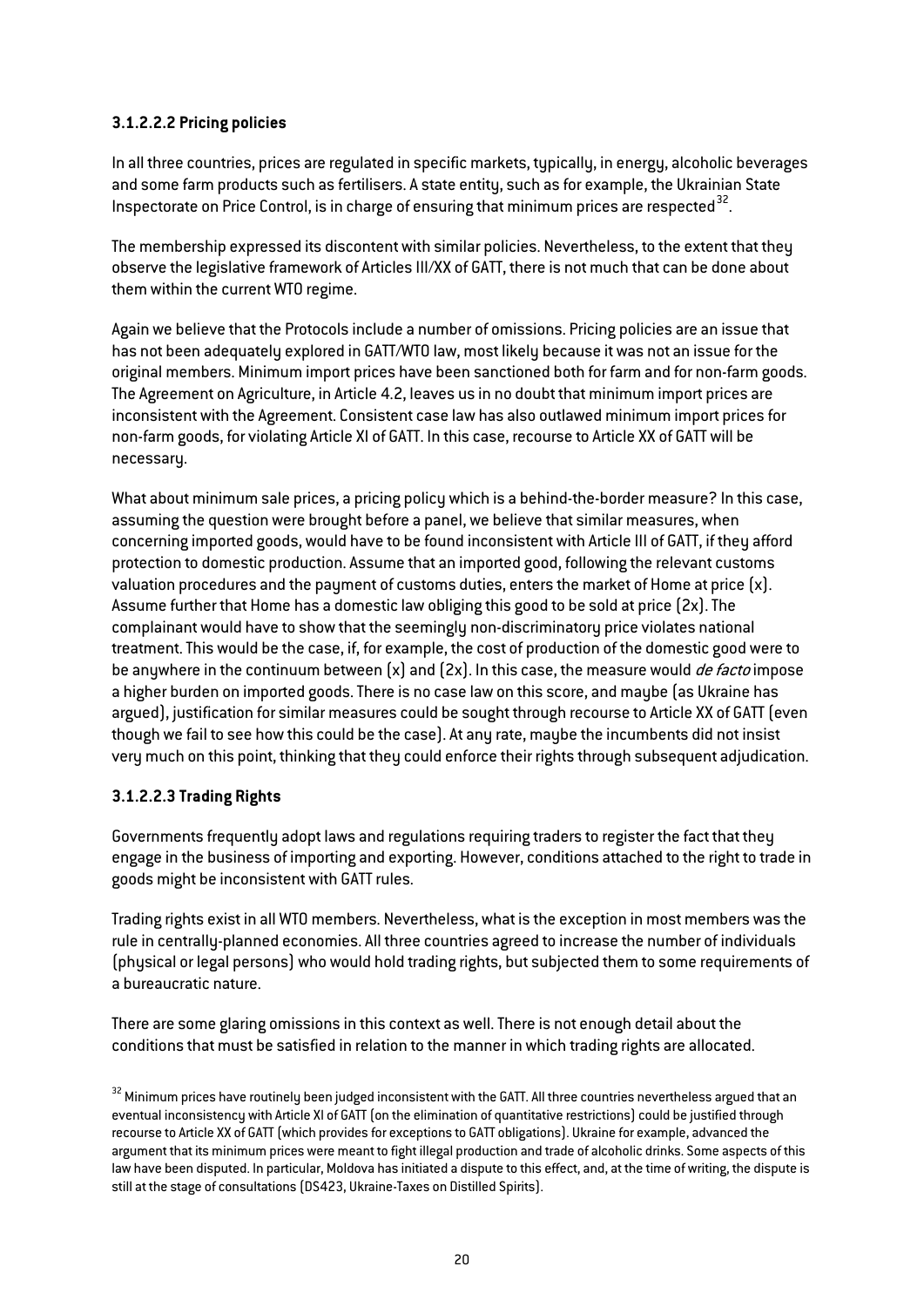#### 3.1.2.2.2 Pricing policies

In all three countries, prices are regulated in specific markets, typically, in energy, alcoholic beverages and some farm products such as fertilisers. A state entity, such as for example, the Ukrainian State Inspectorate on Price Control, is in charge of ensuring that minimum prices are respected[32].

The membership expressed its discontent with similar policies. Nevertheless, to the extent that they observe the legislative framework of Articles III/XX of GATT, there is not much that can be done about them within the current WTO regime.

Again we believe that the Protocols include a number of omissions. Pricing policies are an issue that has not been adequately explored in GATT/WTO law, most likely because it was not an issue for the original members. Minimum import prices have been sanctioned both for farm and for non-farm goods. The Agreement on Agriculture, in Article 4.2, leaves us in no doubt that minimum import prices are inconsistent with the Agreement. Consistent case law has also outlawed minimum import prices for non-farm goods, for violating Article XI of GATT. In this case, recourse to Article XX of GATT will be necessary.

What about minimum sale prices, a pricing policy which is a behind-the-border measure? In this case, assuming the question were brought before a panel, we believe that similar measures, when concerning imported goods, would have to be found inconsistent with Article III of GATT, if they afford protection to domestic production. Assume that an imported good, following the relevant customs valuation procedures and the payment of customs duties, enters the market of Home at price (x). Assume further that Home has a domestic law obliging this good to be sold at price (2x). The complainant would have to show that the seemingly non-discriminatory price violates national treatment. This would be the case, if, for example, the cost of production of the domestic good were to be anywhere in the continuum between (x) and (2x). In this case, the measure would *de facto* impose a higher burden on imported goods. There is no case law on this score, and maybe (as Ukraine has argued), justification for similar measures could be sought through recourse to Article XX of GATT (even though we fail to see how this could be the case). At any rate, maybe the incumbents did not insist very much on this point, thinking that they could enforce their rights through subsequent adjudication.

#### 3.1.2.2.3 Trading Rights

Governments frequently adopt laws and regulations requiring traders to register the fact that they engage in the business of importing and exporting. However, conditions attached to the right to trade in goods might be inconsistent with GATT rules.

Trading rights exist in all WTO members. Nevertheless, what is the exception in most members was the rule in centrally-planned economies. All three countries agreed to increase the number of individuals (physical or legal persons) who would hold trading rights, but subjected them to some requirements of a bureaucratic nature.

There are some glaring omissions in this context as well. There is not enough detail about the conditions that must be satisfied in relation to the manner in which trading rights are allocated.

[32] Minimum prices have routinely been judged inconsistent with the GATT. All three countries nevertheless argued that an eventual inconsistency with Article XI of GATT (on the elimination of quantitative restrictions) could be justified through recourse to Article XX of GATT (which provides for exceptions to GATT obligations). Ukraine for example, advanced the argument that its minimum prices were meant to fight illegal production and trade of alcoholic drinks. Some aspects of this law have been disputed. In particular, Moldova has initiated a dispute to this effect, and, at the time of writing, the dispute is still at the stage of consultations (DS423, Ukraine-Taxes on Distilled Spirits).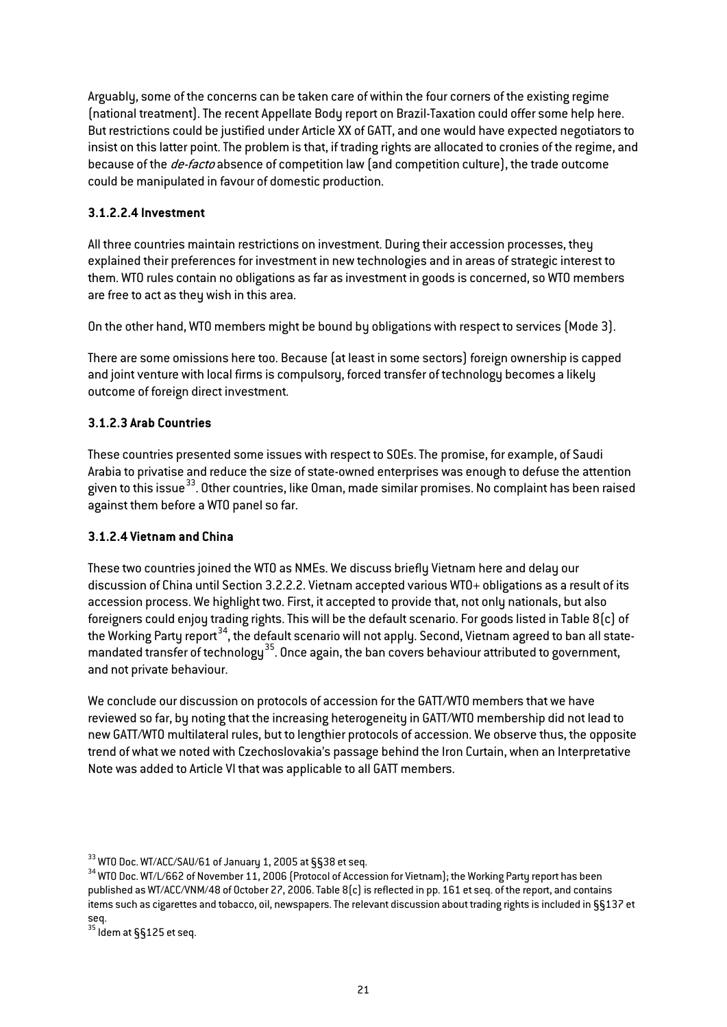Arguably, some of the concerns can be taken care of within the four corners of the existing regime (national treatment). The recent Appellate Body report on Brazil-Taxation could offer some help here. But restrictions could be justified under Article XX of GATT, and one would have expected negotiators to insist on this latter point. The problem is that, if trading rights are allocated to cronies of the regime, and because of the *de-facto* absence of competition law (and competition culture), the trade outcome could be manipulated in favour of domestic production.

#### 3.1.2.2.4 Investment

All three countries maintain restrictions on investment. During their accession processes, they explained their preferences for investment in new technologies and in areas of strategic interest to them. WTO rules contain no obligations as far as investment in goods is concerned, so WTO members are free to act as they wish in this area.

On the other hand, WTO members might be bound by obligations with respect to services (Mode 3).

There are some omissions here too. Because (at least in some sectors) foreign ownership is capped and joint venture with local firms is compulsory, forced transfer of technology becomes a likely outcome of foreign direct investment.

#### 3.1.2.3 Arab Countries

These countries presented some issues with respect to SOEs. The promise, for example, of Saudi Arabia to privatise and reduce the size of state-owned enterprises was enough to defuse the attention given to this issue[33]. Other countries, like Oman, made similar promises. No complaint has been raised against them before a WTO panel so far.

#### 3.1.2.4 Vietnam and China

These two countries joined the WTO as NMEs. We discuss briefly Vietnam here and delay our discussion of China until Section 3.2.2.2. Vietnam accepted various WTO+ obligations as a result of its accession process. We highlight two. First, it accepted to provide that, not only nationals, but also foreigners could enjoy trading rights. This will be the default scenario. For goods listed in Table 8(c) of the Working Party report[34], the default scenario will not apply. Second, Vietnam agreed to ban all state-mandated transfer of technology[35]. Once again, the ban covers behaviour attributed to government, and not private behaviour.

We conclude our discussion on protocols of accession for the GATT/WTO members that we have reviewed so far, by noting that the increasing heterogeneity in GATT/WTO membership did not lead to new GATT/WTO multilateral rules, but to lengthier protocols of accession. We observe thus, the opposite trend of what we noted with Czechoslovakia's passage behind the Iron Curtain, when an Interpretative Note was added to Article VI that was applicable to all GATT members.

---

[33] WTO Doc. WT/ACC/SAU/61 of January 1, 2005 at §§38 et seq.

[34] WTO Doc. WT/L/662 of November 11, 2006 (Protocol of Accession for Vietnam); the Working Party report has been published as WT/ACC/VNM/48 of October 27, 2006. Table 8(c) is reflected in pp. 161 et seq. of the report, and contains items such as cigarettes and tobacco, oil, newspapers. The relevant discussion about trading rights is included in §§137 et seq.

[35] Idem at §§125 et seq.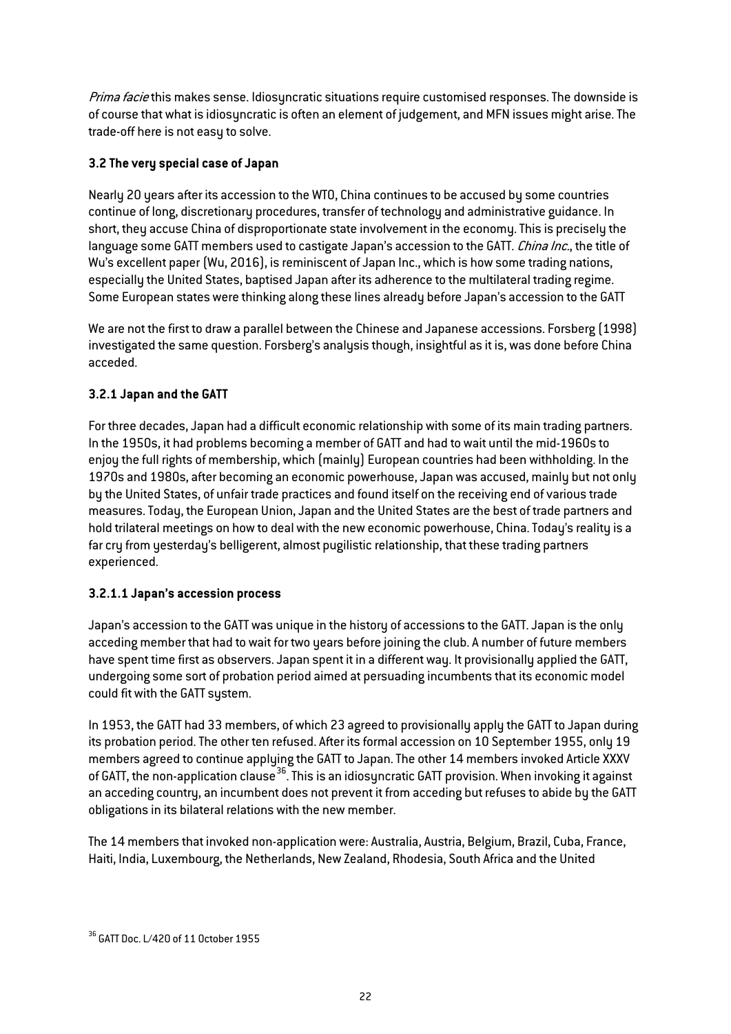*Prima facie* this makes sense. Idiosyncratic situations require customised responses. The downside is of course that what is idiosyncratic is often an element of judgement, and MFN issues might arise. The trade-off here is not easy to solve.

### 3.2 The very special case of Japan

Nearly 20 years after its accession to the WTO, China continues to be accused by some countries continue of long, discretionary procedures, transfer of technology and administrative guidance. In short, they accuse China of disproportionate state involvement in the economy. This is precisely the language some GATT members used to castigate Japan's accession to the GATT. *China Inc.*, the title of Wu's excellent paper (Wu, 2016), is reminiscent of Japan Inc., which is how some trading nations, especially the United States, baptised Japan after its adherence to the multilateral trading regime. Some European states were thinking along these lines already before Japan's accession to the GATT

We are not the first to draw a parallel between the Chinese and Japanese accessions. Forsberg (1998) investigated the same question. Forsberg's analysis though, insightful as it is, was done before China acceded.

#### 3.2.1 Japan and the GATT

For three decades, Japan had a difficult economic relationship with some of its main trading partners. In the 1950s, it had problems becoming a member of GATT and had to wait until the mid-1960s to enjoy the full rights of membership, which (mainly) European countries had been withholding. In the 1970s and 1980s, after becoming an economic powerhouse, Japan was accused, mainly but not only by the United States, of unfair trade practices and found itself on the receiving end of various trade measures. Today, the European Union, Japan and the United States are the best of trade partners and hold trilateral meetings on how to deal with the new economic powerhouse, China. Today's reality is a far cry from yesterday's belligerent, almost pugilistic relationship, that these trading partners experienced.

##### 3.2.1.1 Japan's accession process

Japan's accession to the GATT was unique in the history of accessions to the GATT. Japan is the only acceding member that had to wait for two years before joining the club. A number of future members have spent time first as observers. Japan spent it in a different way. It provisionally applied the GATT, undergoing some sort of probation period aimed at persuading incumbents that its economic model could fit with the GATT system.

In 1953, the GATT had 33 members, of which 23 agreed to provisionally apply the GATT to Japan during its probation period. The other ten refused. After its formal accession on 10 September 1955, only 19 members agreed to continue applying the GATT to Japan. The other 14 members invoked Article XXXV of GATT, the non-application clause[36]. This is an idiosyncratic GATT provision. When invoking it against an acceding country, an incumbent does not prevent it from acceding but refuses to abide by the GATT obligations in its bilateral relations with the new member.

The 14 members that invoked non-application were: Australia, Austria, Belgium, Brazil, Cuba, France, Haiti, India, Luxembourg, the Netherlands, New Zealand, Rhodesia, South Africa and the United

[36] GATT Doc. L/420 of 11 October 1955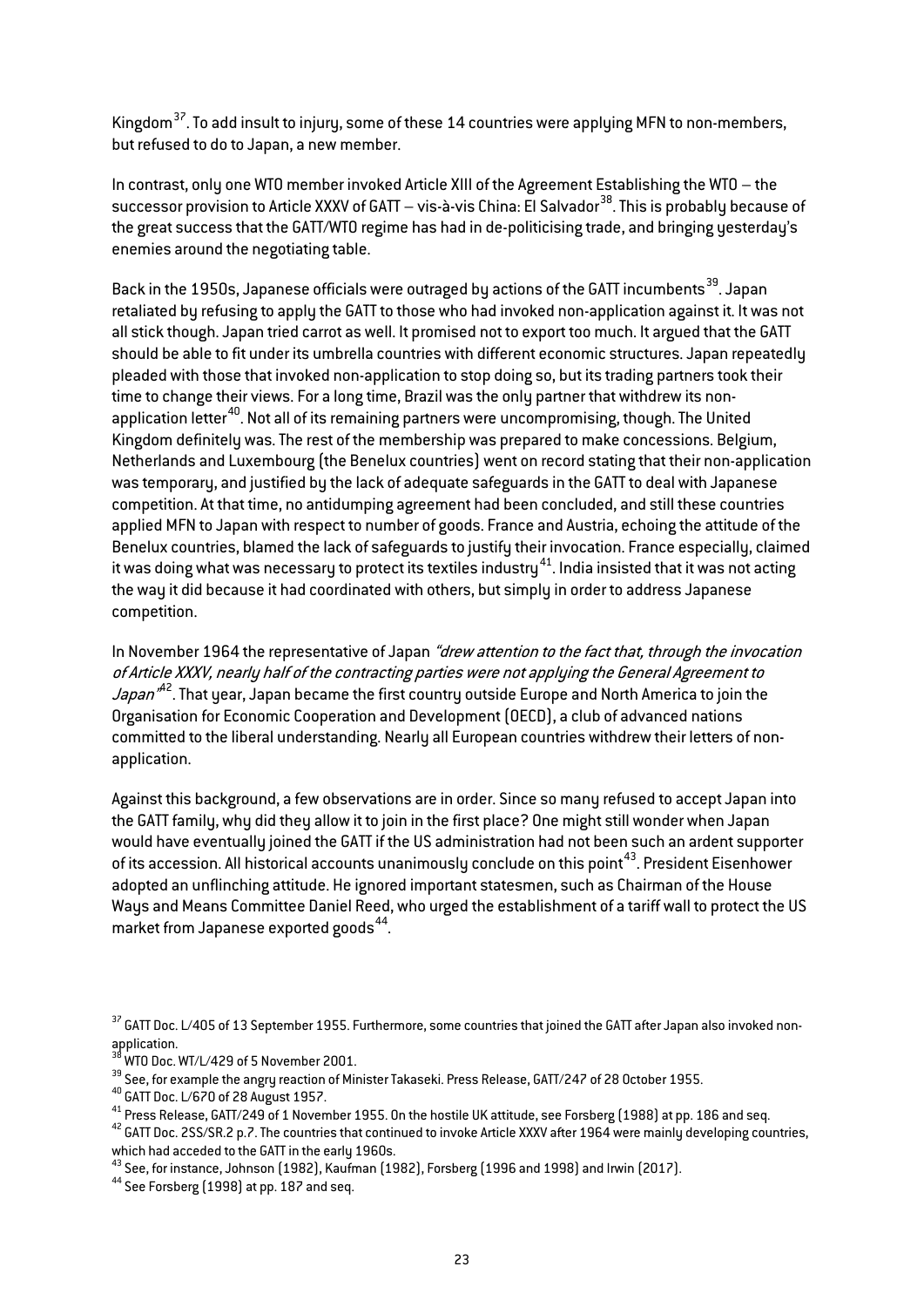Kingdom[37]. To add insult to injury, some of these 14 countries were applying MFN to non-members, but refused to do to Japan, a new member.

In contrast, only one WTO member invoked Article XIII of the Agreement Establishing the WTO – the successor provision to Article XXXV of GATT – vis-à-vis China: El Salvador[38]. This is probably because of the great success that the GATT/WTO regime has had in de-politicising trade, and bringing yesterday's enemies around the negotiating table.

Back in the 1950s, Japanese officials were outraged by actions of the GATT incumbents[39]. Japan retaliated by refusing to apply the GATT to those who had invoked non-application against it. It was not all stick though. Japan tried carrot as well. It promised not to export too much. It argued that the GATT should be able to fit under its umbrella countries with different economic structures. Japan repeatedly pleaded with those that invoked non-application to stop doing so, but its trading partners took their time to change their views. For a long time, Brazil was the only partner that withdrew its non-application letter[40]. Not all of its remaining partners were uncompromising, though. The United Kingdom definitely was. The rest of the membership was prepared to make concessions. Belgium, Netherlands and Luxembourg (the Benelux countries) went on record stating that their non-application was temporary, and justified by the lack of adequate safeguards in the GATT to deal with Japanese competition. At that time, no antidumping agreement had been concluded, and still these countries applied MFN to Japan with respect to number of goods. France and Austria, echoing the attitude of the Benelux countries, blamed the lack of safeguards to justify their invocation. France especially, claimed it was doing what was necessary to protect its textiles industry[41]. India insisted that it was not acting the way it did because it had coordinated with others, but simply in order to address Japanese competition.

In November 1964 the representative of Japan *"drew attention to the fact that, through the invocation of Article XXXV, nearly half of the contracting parties were not applying the General Agreement to Japan"*[42]. That year, Japan became the first country outside Europe and North America to join the Organisation for Economic Cooperation and Development (OECD), a club of advanced nations committed to the liberal understanding. Nearly all European countries withdrew their letters of non-application.

Against this background, a few observations are in order. Since so many refused to accept Japan into the GATT family, why did they allow it to join in the first place? One might still wonder when Japan would have eventually joined the GATT if the US administration had not been such an ardent supporter of its accession. All historical accounts unanimously conclude on this point[43]. President Eisenhower adopted an unflinching attitude. He ignored important statesmen, such as Chairman of the House Ways and Means Committee Daniel Reed, who urged the establishment of a tariff wall to protect the US market from Japanese exported goods[44].

[37] GATT Doc. L/405 of 13 September 1955. Furthermore, some countries that joined the GATT after Japan also invoked non-application.

[38] WTO Doc. WT/L/429 of 5 November 2001.

[39] See, for example the angry reaction of Minister Takaseki. Press Release, GATT/247 of 28 October 1955.

[40] GATT Doc. L/670 of 28 August 1957.

[41] Press Release, GATT/249 of 1 November 1955. On the hostile UK attitude, see Forsberg (1988) at pp. 186 and seq.

[42] GATT Doc. 2SS/SR.2 p.7. The countries that continued to invoke Article XXXV after 1964 were mainly developing countries, which had acceded to the GATT in the early 1960s.

[43] See, for instance, Johnson (1982), Kaufman (1982), Forsberg (1996 and 1998) and Irwin (2017).

[44] See Forsberg (1998) at pp. 187 and seq.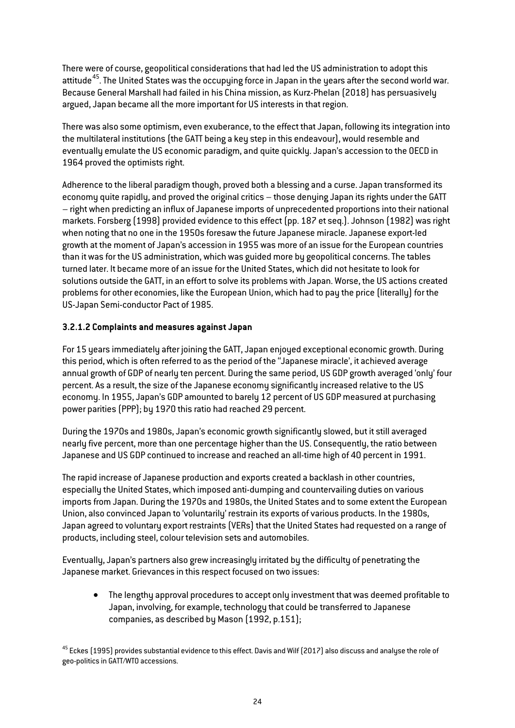There were of course, geopolitical considerations that had led the US administration to adopt this attitude[45]. The United States was the occupying force in Japan in the years after the second world war. Because General Marshall had failed in his China mission, as Kurz-Phelan (2018) has persuasively argued, Japan became all the more important for US interests in that region.

There was also some optimism, even exuberance, to the effect that Japan, following its integration into the multilateral institutions (the GATT being a key step in this endeavour), would resemble and eventually emulate the US economic paradigm, and quite quickly. Japan's accession to the OECD in 1964 proved the optimists right.

Adherence to the liberal paradigm though, proved both a blessing and a curse. Japan transformed its economy quite rapidly, and proved the original critics – those denying Japan its rights under the GATT – right when predicting an influx of Japanese imports of unprecedented proportions into their national markets. Forsberg (1998) provided evidence to this effect (pp. 187 et seq.). Johnson (1982) was right when noting that no one in the 1950s foresaw the future Japanese miracle. Japanese export-led growth at the moment of Japan's accession in 1955 was more of an issue for the European countries than it was for the US administration, which was guided more by geopolitical concerns. The tables turned later. It became more of an issue for the United States, which did not hesitate to look for solutions outside the GATT, in an effort to solve its problems with Japan. Worse, the US actions created problems for other economies, like the European Union, which had to pay the price (literally) for the US-Japan Semi-conductor Pact of 1985.

#### 3.2.1.2 Complaints and measures against Japan

For 15 years immediately after joining the GATT, Japan enjoyed exceptional economic growth. During this period, which is often referred to as the period of the "Japanese miracle', it achieved average annual growth of GDP of nearly ten percent. During the same period, US GDP growth averaged 'only' four percent. As a result, the size of the Japanese economy significantly increased relative to the US economy. In 1955, Japan's GDP amounted to barely 12 percent of US GDP measured at purchasing power parities (PPP); by 1970 this ratio had reached 29 percent.

During the 1970s and 1980s, Japan's economic growth significantly slowed, but it still averaged nearly five percent, more than one percentage higher than the US. Consequently, the ratio between Japanese and US GDP continued to increase and reached an all-time high of 40 percent in 1991.

The rapid increase of Japanese production and exports created a backlash in other countries, especially the United States, which imposed anti-dumping and countervailing duties on various imports from Japan. During the 1970s and 1980s, the United States and to some extent the European Union, also convinced Japan to 'voluntarily' restrain its exports of various products. In the 1980s, Japan agreed to voluntary export restraints (VERs) that the United States had requested on a range of products, including steel, colour television sets and automobiles.

Eventually, Japan's partners also grew increasingly irritated by the difficulty of penetrating the Japanese market. Grievances in this respect focused on two issues:

- The lengthy approval procedures to accept only investment that was deemed profitable to Japan, involving, for example, technology that could be transferred to Japanese companies, as described by Mason (1992, p.151);

[45] Eckes (1995) provides substantial evidence to this effect. Davis and Wilf (2017) also discuss and analyse the role of geo-politics in GATT/WTO accessions.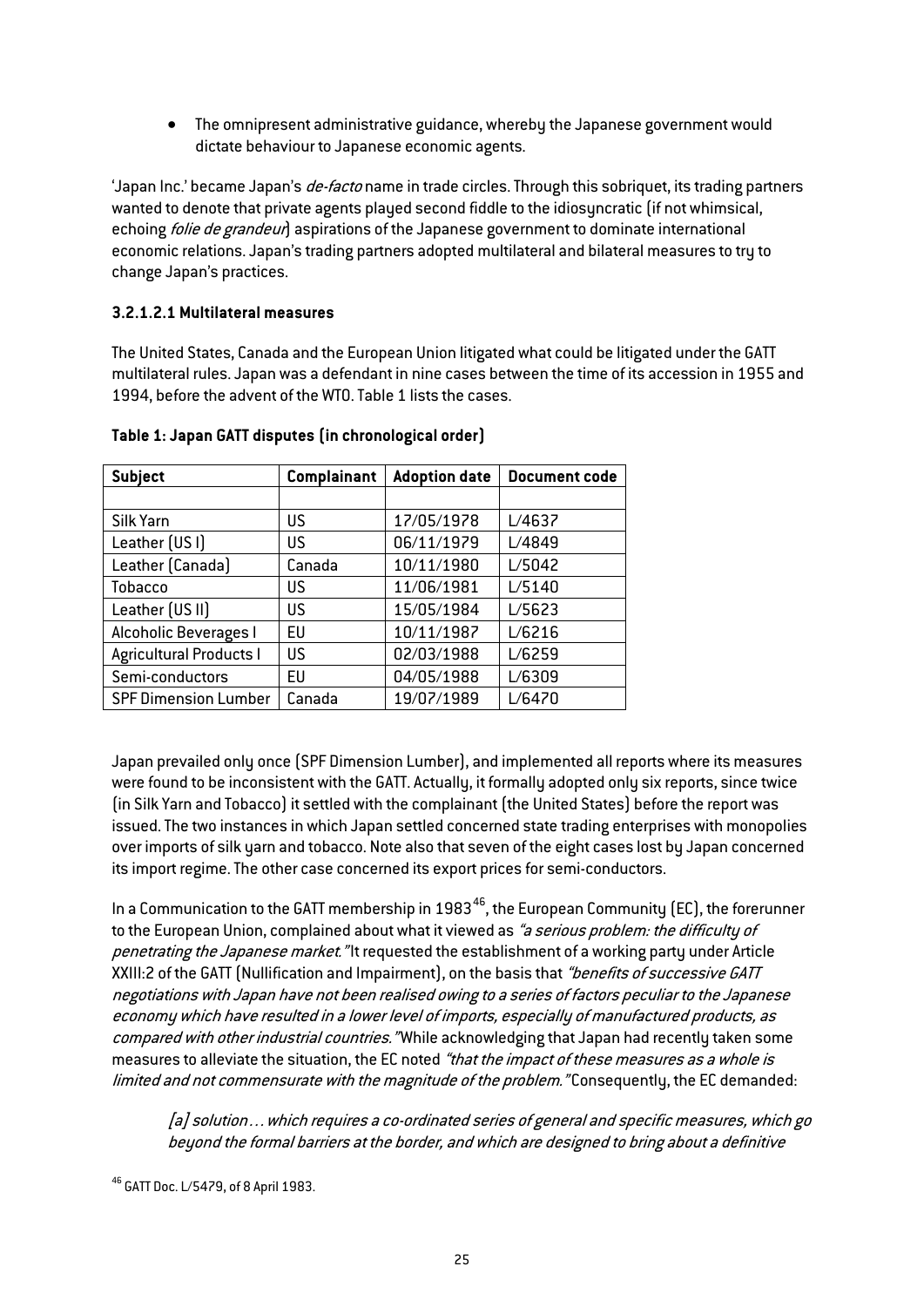- The omnipresent administrative guidance, whereby the Japanese government would dictate behaviour to Japanese economic agents.

'Japan Inc.' became Japan's *de-facto* name in trade circles. Through this sobriquet, its trading partners wanted to denote that private agents played second fiddle to the idiosyncratic (if not whimsical, echoing *folie de grandeur*) aspirations of the Japanese government to dominate international economic relations. Japan's trading partners adopted multilateral and bilateral measures to try to change Japan's practices.

#### 3.2.1.2.1 Multilateral measures

The United States, Canada and the European Union litigated what could be litigated under the GATT multilateral rules. Japan was a defendant in nine cases between the time of its accession in 1955 and 1994, before the advent of the WTO. Table 1 lists the cases.

**Table 1: Japan GATT disputes (in chronological order)**

| Subject | Complainant | Adoption date | Document code |
|---|---|---|---|
| | | | |
| Silk Yarn | US | 17/05/1978 | L/4637 |
| Leather (US I) | US | 06/11/1979 | L/4849 |
| Leather (Canada) | Canada | 10/11/1980 | L/5042 |
| Tobacco | US | 11/06/1981 | L/5140 |
| Leather (US II) | US | 15/05/1984 | L/5623 |
| Alcoholic Beverages I | EU | 10/11/1987 | L/6216 |
| Agricultural Products I | US | 02/03/1988 | L/6259 |
| Semi-conductors | EU | 04/05/1988 | L/6309 |
| SPF Dimension Lumber | Canada | 19/07/1989 | L/6470 |

Japan prevailed only once (SPF Dimension Lumber), and implemented all reports where its measures were found to be inconsistent with the GATT. Actually, it formally adopted only six reports, since twice (in Silk Yarn and Tobacco) it settled with the complainant (the United States) before the report was issued. The two instances in which Japan settled concerned state trading enterprises with monopolies over imports of silk yarn and tobacco. Note also that seven of the eight cases lost by Japan concerned its import regime. The other case concerned its export prices for semi-conductors.

In a Communication to the GATT membership in 1983[46], the European Community (EC), the forerunner to the European Union, complained about what it viewed as *"a serious problem: the difficulty of penetrating the Japanese market."* It requested the establishment of a working party under Article XXIII:2 of the GATT (Nullification and Impairment), on the basis that *"benefits of successive GATT negotiations with Japan have not been realised owing to a series of factors peculiar to the Japanese economy which have resulted in a lower level of imports, especially of manufactured products, as compared with other industrial countries."* While acknowledging that Japan had recently taken some measures to alleviate the situation, the EC noted *"that the impact of these measures as a whole is limited and not commensurate with the magnitude of the problem."* Consequently, the EC demanded:

> *[a] solution… which requires a co-ordinated series of general and specific measures, which go beyond the formal barriers at the border, and which are designed to bring about a definitive*

[46] GATT Doc. L/5479, of 8 April 1983.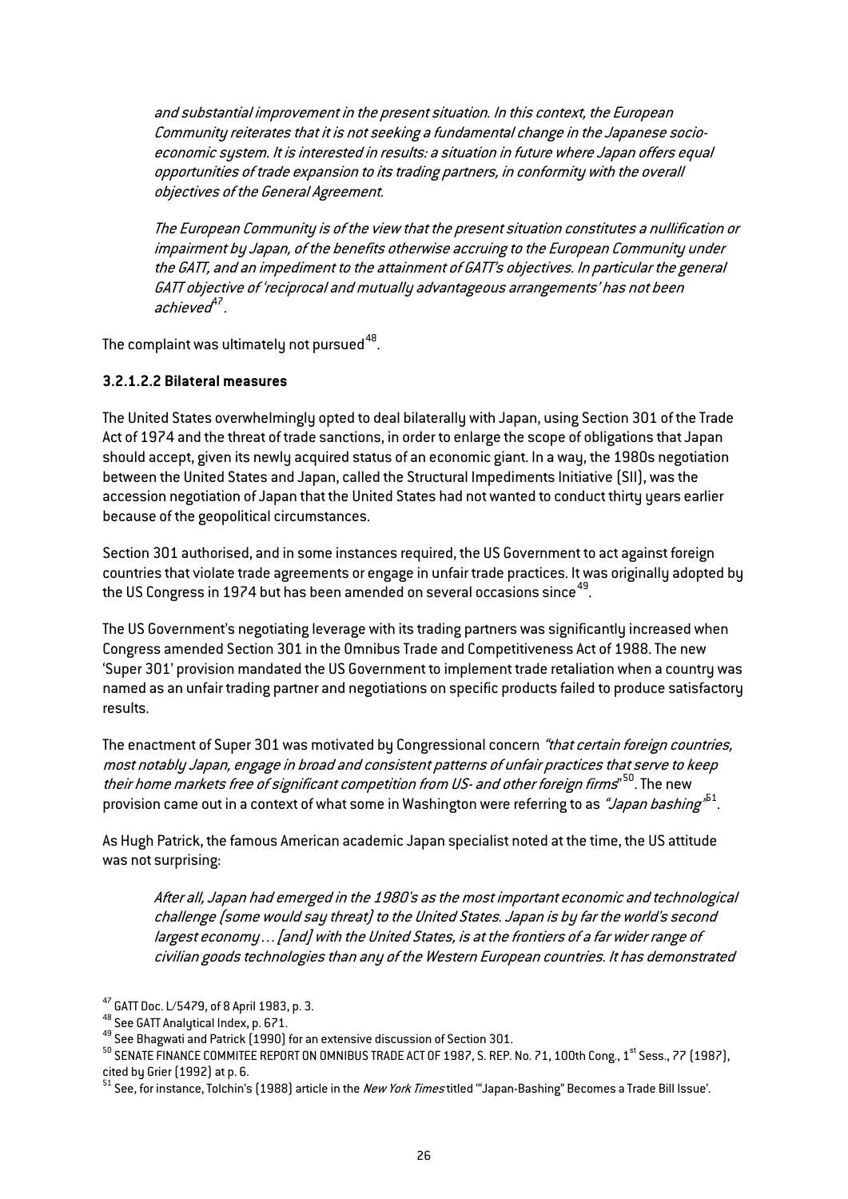> *and substantial improvement in the present situation. In this context, the European Community reiterates that it is not seeking a fundamental change in the Japanese socio-economic system. It is interested in results: a situation in future where Japan offers equal opportunities of trade expansion to its trading partners, in conformity with the overall objectives of the General Agreement.*
>
> *The European Community is of the view that the present situation constitutes a nullification or impairment by Japan, of the benefits otherwise accruing to the European Community under the GATT, and an impediment to the attainment of GATT's objectives. In particular the general GATT objective of 'reciprocal and mutually advantageous arrangements' has not been achieved*[47].

The complaint was ultimately not pursued[48].

#### 3.2.1.2.2 Bilateral measures

The United States overwhelmingly opted to deal bilaterally with Japan, using Section 301 of the Trade Act of 1974 and the threat of trade sanctions, in order to enlarge the scope of obligations that Japan should accept, given its newly acquired status of an economic giant. In a way, the 1980s negotiation between the United States and Japan, called the Structural Impediments Initiative (SII), was the accession negotiation of Japan that the United States had not wanted to conduct thirty years earlier because of the geopolitical circumstances.

Section 301 authorised, and in some instances required, the US Government to act against foreign countries that violate trade agreements or engage in unfair trade practices. It was originally adopted by the US Congress in 1974 but has been amended on several occasions since[49].

The US Government's negotiating leverage with its trading partners was significantly increased when Congress amended Section 301 in the Omnibus Trade and Competitiveness Act of 1988. The new 'Super 301' provision mandated the US Government to implement trade retaliation when a country was named as an unfair trading partner and negotiations on specific products failed to produce satisfactory results.

The enactment of Super 301 was motivated by Congressional concern *"that certain foreign countries, most notably Japan, engage in broad and consistent patterns of unfair practices that serve to keep their home markets free of significant competition from US- and other foreign firms"*[50]. The new provision came out in a context of what some in Washington were referring to as *"Japan bashing"*[51].

As Hugh Patrick, the famous American academic Japan specialist noted at the time, the US attitude was not surprising:

> *After all, Japan had emerged in the 1980's as the most important economic and technological challenge (some would say threat) to the United States. Japan is by far the world's second largest economy… [and] with the United States, is at the frontiers of a far wider range of civilian goods technologies than any of the Western European countries. It has demonstrated*

---

[47] GATT Doc. L/5479, of 8 April 1983, p. 3.

[48] See GATT Analytical Index, p. 671.

[49] See Bhagwati and Patrick (1990) for an extensive discussion of Section 301.

[50] SENATE FINANCE COMMITEE REPORT ON OMNIBUS TRADE ACT OF 1987, S. REP. No. 71, 100th Cong., 1st Sess., 77 (1987), cited by Grier (1992) at p. 6.

[51] See, for instance, Tolchin's (1988) article in the *New York Times* titled '"Japan-Bashing" Becomes a Trade Bill Issue'.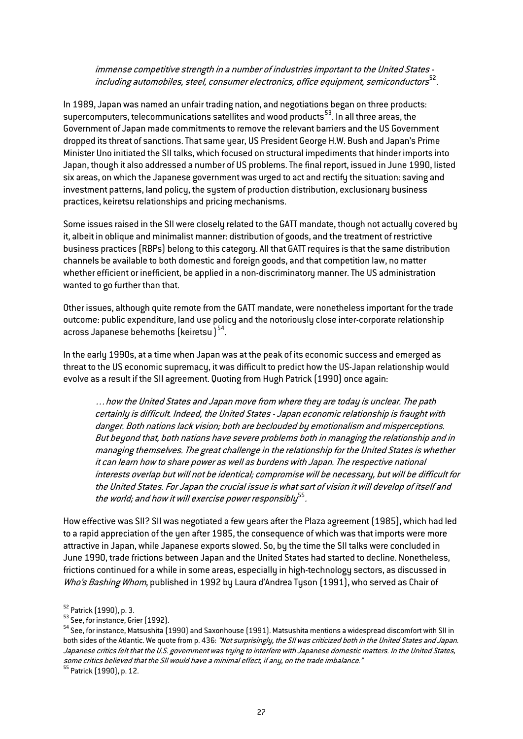> *immense competitive strength in a number of industries important to the United States - including automobiles, steel, consumer electronics, office equipment, semiconductors*[52]*.*

In 1989, Japan was named an unfair trading nation, and negotiations began on three products: supercomputers, telecommunications satellites and wood products[53]. In all three areas, the Government of Japan made commitments to remove the relevant barriers and the US Government dropped its threat of sanctions. That same year, US President George H.W. Bush and Japan's Prime Minister Uno initiated the SII talks, which focused on structural impediments that hinder imports into Japan, though it also addressed a number of US problems. The final report, issued in June 1990, listed six areas, on which the Japanese government was urged to act and rectify the situation: saving and investment patterns, land policy, the system of production distribution, exclusionary business practices, keiretsu relationships and pricing mechanisms.

Some issues raised in the SII were closely related to the GATT mandate, though not actually covered by it, albeit in oblique and minimalist manner: distribution of goods, and the treatment of restrictive business practices (RBPs) belong to this category. All that GATT requires is that the same distribution channels be available to both domestic and foreign goods, and that competition law, no matter whether efficient or inefficient, be applied in a non-discriminatory manner. The US administration wanted to go further than that.

Other issues, although quite remote from the GATT mandate, were nonetheless important for the trade outcome: public expenditure, land use policy and the notoriously close inter-corporate relationship across Japanese behemoths (keiretsu)[54].

In the early 1990s, at a time when Japan was at the peak of its economic success and emerged as threat to the US economic supremacy, it was difficult to predict how the US-Japan relationship would evolve as a result if the SII agreement. Quoting from Hugh Patrick (1990) once again:

> *… how the United States and Japan move from where they are today is unclear. The path certainly is difficult. Indeed, the United States - Japan economic relationship is fraught with danger. Both nations lack vision; both are beclouded by emotionalism and misperceptions. But beyond that, both nations have severe problems both in managing the relationship and in managing themselves. The great challenge in the relationship for the United States is whether it can learn how to share power as well as burdens with Japan. The respective national interests overlap but will not be identical; compromise will be necessary, but will be difficult for the United States. For Japan the crucial issue is what sort of vision it will develop of itself and the world; and how it will exercise power responsibly*[55]*.*

How effective was SII? SII was negotiated a few years after the Plaza agreement (1985), which had led to a rapid appreciation of the yen after 1985, the consequence of which was that imports were more attractive in Japan, while Japanese exports slowed. So, by the time the SII talks were concluded in June 1990, trade frictions between Japan and the United States had started to decline. Nonetheless, frictions continued for a while in some areas, especially in high-technology sectors, as discussed in *Who's Bashing Whom*, published in 1992 by Laura d'Andrea Tyson (1991), who served as Chair of

[52] Patrick (1990), p. 3.

[53] See, for instance, Grier (1992).

[54] See, for instance, Matsushita (1990) and Saxonhouse (1991). Matsushita mentions a widespread discomfort with SII in both sides of the Atlantic. We quote from p. 436: *"Not surprisingly, the SII was criticized both in the United States and Japan. Japanese critics felt that the U.S. government was trying to interfere with Japanese domestic matters. In the United States, some critics believed that the SII would have a minimal effect, if any, on the trade imbalance."*

[55] Patrick (1990), p. 12.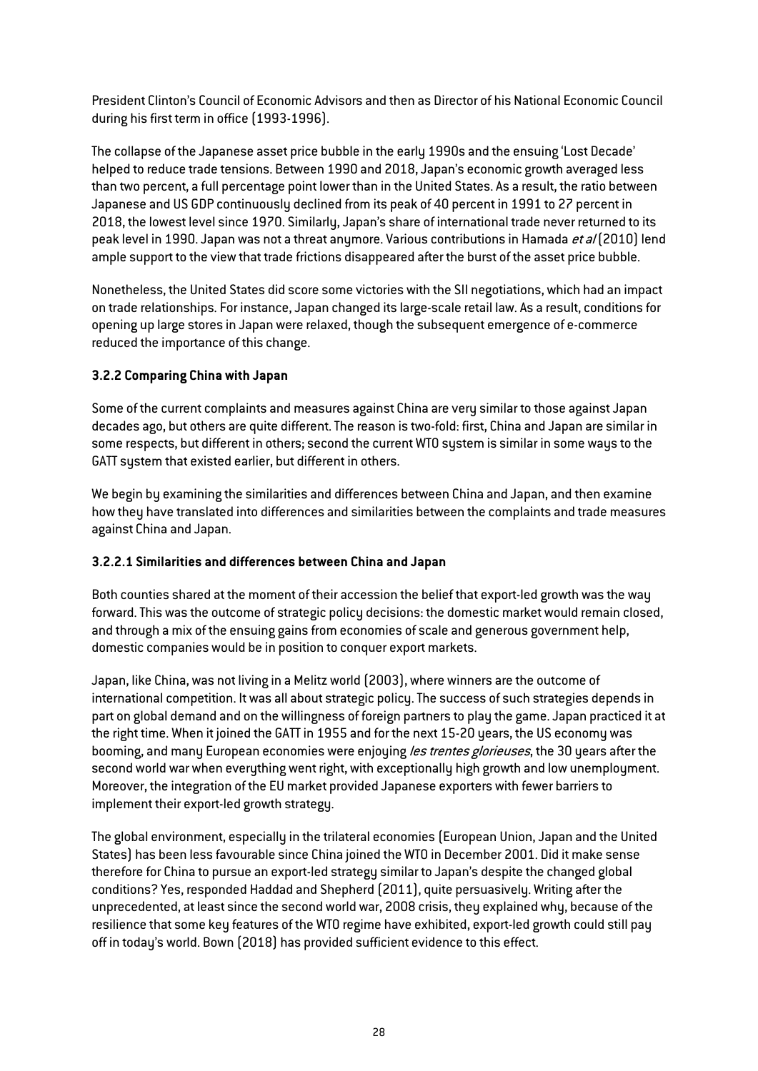President Clinton's Council of Economic Advisors and then as Director of his National Economic Council during his first term in office (1993-1996).

The collapse of the Japanese asset price bubble in the early 1990s and the ensuing 'Lost Decade' helped to reduce trade tensions. Between 1990 and 2018, Japan's economic growth averaged less than two percent, a full percentage point lower than in the United States. As a result, the ratio between Japanese and US GDP continuously declined from its peak of 40 percent in 1991 to 27 percent in 2018, the lowest level since 1970. Similarly, Japan's share of international trade never returned to its peak level in 1990. Japan was not a threat anymore. Various contributions in Hamada *et al* (2010) lend ample support to the view that trade frictions disappeared after the burst of the asset price bubble.

Nonetheless, the United States did score some victories with the SII negotiations, which had an impact on trade relationships. For instance, Japan changed its large-scale retail law. As a result, conditions for opening up large stores in Japan were relaxed, though the subsequent emergence of e-commerce reduced the importance of this change.

#### 3.2.2 Comparing China with Japan

Some of the current complaints and measures against China are very similar to those against Japan decades ago, but others are quite different. The reason is two-fold: first, China and Japan are similar in some respects, but different in others; second the current WTO system is similar in some ways to the GATT system that existed earlier, but different in others.

We begin by examining the similarities and differences between China and Japan, and then examine how they have translated into differences and similarities between the complaints and trade measures against China and Japan.

##### 3.2.2.1 Similarities and differences between China and Japan

Both counties shared at the moment of their accession the belief that export-led growth was the way forward. This was the outcome of strategic policy decisions: the domestic market would remain closed, and through a mix of the ensuing gains from economies of scale and generous government help, domestic companies would be in position to conquer export markets.

Japan, like China, was not living in a Melitz world (2003), where winners are the outcome of international competition. It was all about strategic policy. The success of such strategies depends in part on global demand and on the willingness of foreign partners to play the game. Japan practiced it at the right time. When it joined the GATT in 1955 and for the next 15-20 years, the US economy was booming, and many European economies were enjoying *les trentes glorieuses*, the 30 years after the second world war when everything went right, with exceptionally high growth and low unemployment. Moreover, the integration of the EU market provided Japanese exporters with fewer barriers to implement their export-led growth strategy.

The global environment, especially in the trilateral economies (European Union, Japan and the United States) has been less favourable since China joined the WTO in December 2001. Did it make sense therefore for China to pursue an export-led strategy similar to Japan's despite the changed global conditions? Yes, responded Haddad and Shepherd (2011), quite persuasively. Writing after the unprecedented, at least since the second world war, 2008 crisis, they explained why, because of the resilience that some key features of the WTO regime have exhibited, export-led growth could still pay off in today's world. Bown (2018) has provided sufficient evidence to this effect.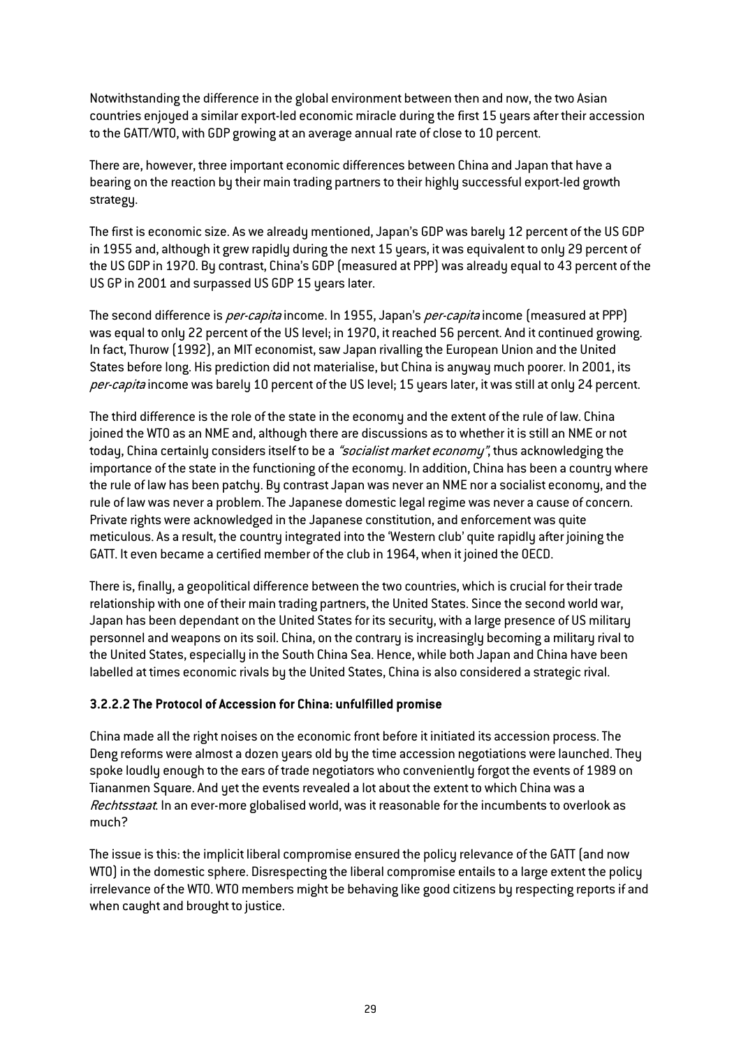Notwithstanding the difference in the global environment between then and now, the two Asian countries enjoyed a similar export-led economic miracle during the first 15 years after their accession to the GATT/WTO, with GDP growing at an average annual rate of close to 10 percent.

There are, however, three important economic differences between China and Japan that have a bearing on the reaction by their main trading partners to their highly successful export-led growth strategy.

The first is economic size. As we already mentioned, Japan's GDP was barely 12 percent of the US GDP in 1955 and, although it grew rapidly during the next 15 years, it was equivalent to only 29 percent of the US GDP in 1970. By contrast, China's GDP (measured at PPP) was already equal to 43 percent of the US GP in 2001 and surpassed US GDP 15 years later.

The second difference is *per-capita* income. In 1955, Japan's *per-capita* income (measured at PPP) was equal to only 22 percent of the US level; in 1970, it reached 56 percent. And it continued growing. In fact, Thurow (1992), an MIT economist, saw Japan rivalling the European Union and the United States before long. His prediction did not materialise, but China is anyway much poorer. In 2001, its *per-capita* income was barely 10 percent of the US level; 15 years later, it was still at only 24 percent.

The third difference is the role of the state in the economy and the extent of the rule of law. China joined the WTO as an NME and, although there are discussions as to whether it is still an NME or not today, China certainly considers itself to be a *"socialist market economy"*, thus acknowledging the importance of the state in the functioning of the economy. In addition, China has been a country where the rule of law has been patchy. By contrast Japan was never an NME nor a socialist economy, and the rule of law was never a problem. The Japanese domestic legal regime was never a cause of concern. Private rights were acknowledged in the Japanese constitution, and enforcement was quite meticulous. As a result, the country integrated into the 'Western club' quite rapidly after joining the GATT. It even became a certified member of the club in 1964, when it joined the OECD.

There is, finally, a geopolitical difference between the two countries, which is crucial for their trade relationship with one of their main trading partners, the United States. Since the second world war, Japan has been dependant on the United States for its security, with a large presence of US military personnel and weapons on its soil. China, on the contrary is increasingly becoming a military rival to the United States, especially in the South China Sea. Hence, while both Japan and China have been labelled at times economic rivals by the United States, China is also considered a strategic rival.

#### 3.2.2.2 The Protocol of Accession for China: unfulfilled promise

China made all the right noises on the economic front before it initiated its accession process. The Deng reforms were almost a dozen years old by the time accession negotiations were launched. They spoke loudly enough to the ears of trade negotiators who conveniently forgot the events of 1989 on Tiananmen Square. And yet the events revealed a lot about the extent to which China was a *Rechtsstaat*. In an ever-more globalised world, was it reasonable for the incumbents to overlook as much?

The issue is this: the implicit liberal compromise ensured the policy relevance of the GATT (and now WTO) in the domestic sphere. Disrespecting the liberal compromise entails to a large extent the policy irrelevance of the WTO. WTO members might be behaving like good citizens by respecting reports if and when caught and brought to justice.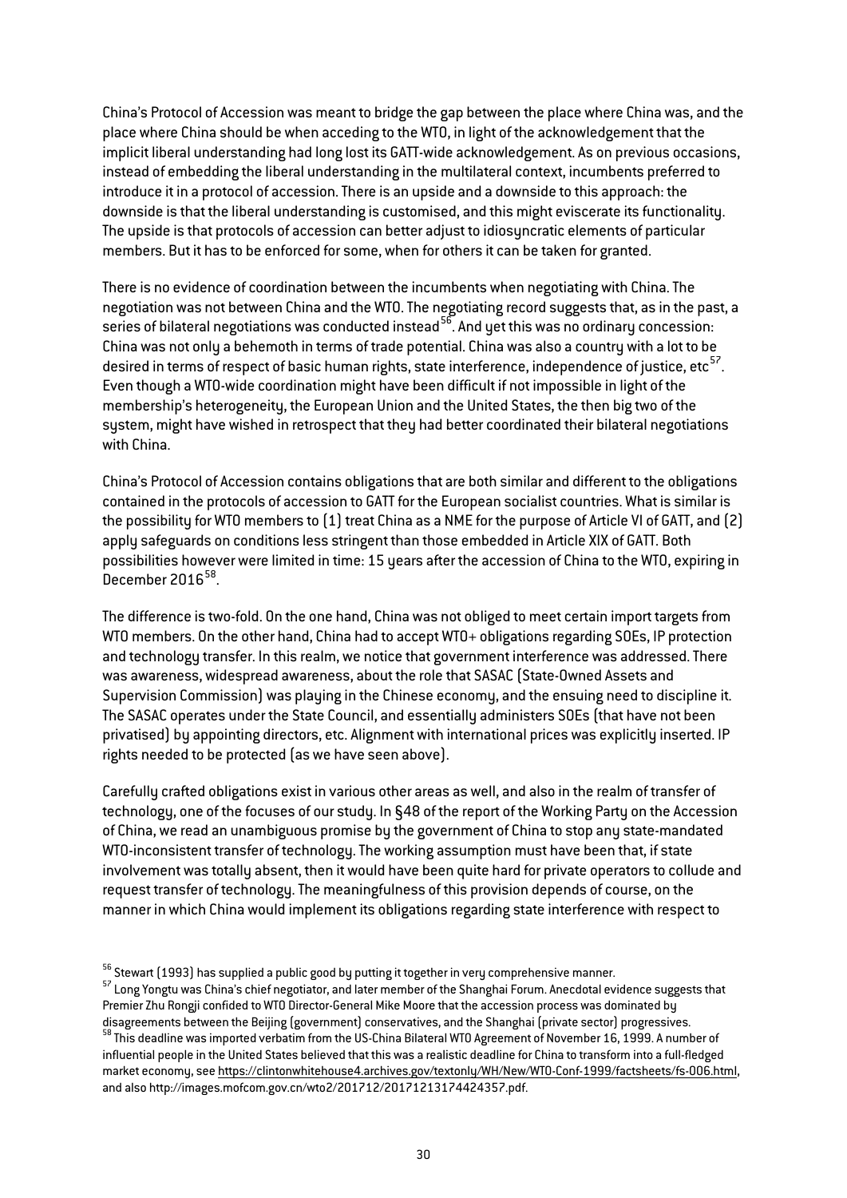China's Protocol of Accession was meant to bridge the gap between the place where China was, and the place where China should be when acceding to the WTO, in light of the acknowledgement that the implicit liberal understanding had long lost its GATT-wide acknowledgement. As on previous occasions, instead of embedding the liberal understanding in the multilateral context, incumbents preferred to introduce it in a protocol of accession. There is an upside and a downside to this approach: the downside is that the liberal understanding is customised, and this might eviscerate its functionality. The upside is that protocols of accession can better adjust to idiosyncratic elements of particular members. But it has to be enforced for some, when for others it can be taken for granted.

There is no evidence of coordination between the incumbents when negotiating with China. The negotiation was not between China and the WTO. The negotiating record suggests that, as in the past, a series of bilateral negotiations was conducted instead[56]. And yet this was no ordinary concession: China was not only a behemoth in terms of trade potential. China was also a country with a lot to be desired in terms of respect of basic human rights, state interference, independence of justice, etc[57]. Even though a WTO-wide coordination might have been difficult if not impossible in light of the membership's heterogeneity, the European Union and the United States, the then big two of the system, might have wished in retrospect that they had better coordinated their bilateral negotiations with China.

China's Protocol of Accession contains obligations that are both similar and different to the obligations contained in the protocols of accession to GATT for the European socialist countries. What is similar is the possibility for WTO members to (1) treat China as a NME for the purpose of Article VI of GATT, and (2) apply safeguards on conditions less stringent than those embedded in Article XIX of GATT. Both possibilities however were limited in time: 15 years after the accession of China to the WTO, expiring in December 2016[58].

The difference is two-fold. On the one hand, China was not obliged to meet certain import targets from WTO members. On the other hand, China had to accept WTO+ obligations regarding SOEs, IP protection and technology transfer. In this realm, we notice that government interference was addressed. There was awareness, widespread awareness, about the role that SASAC (State-Owned Assets and Supervision Commission) was playing in the Chinese economy, and the ensuing need to discipline it. The SASAC operates under the State Council, and essentially administers SOEs (that have not been privatised) by appointing directors, etc. Alignment with international prices was explicitly inserted. IP rights needed to be protected (as we have seen above).

Carefully crafted obligations exist in various other areas as well, and also in the realm of transfer of technology, one of the focuses of our study. In §48 of the report of the Working Party on the Accession of China, we read an unambiguous promise by the government of China to stop any state-mandated WTO-inconsistent transfer of technology. The working assumption must have been that, if state involvement was totally absent, then it would have been quite hard for private operators to collude and request transfer of technology. The meaningfulness of this provision depends of course, on the manner in which China would implement its obligations regarding state interference with respect to

---

[56] Stewart (1993) has supplied a public good by putting it together in very comprehensive manner.

[57] Long Yongtu was China's chief negotiator, and later member of the Shanghai Forum. Anecdotal evidence suggests that Premier Zhu Rongji confided to WTO Director-General Mike Moore that the accession process was dominated by disagreements between the Beijing (government) conservatives, and the Shanghai (private sector) progressives.

[58] This deadline was imported verbatim from the US-China Bilateral WTO Agreement of November 16, 1999. A number of influential people in the United States believed that this was a realistic deadline for China to transform into a full-fledged market economy, see https://clintonwhitehouse4.archives.gov/textonly/WH/New/WTO-Conf-1999/factsheets/fs-006.html, and also http://images.mofcom.gov.cn/wto2/201712/20171213174424357.pdf.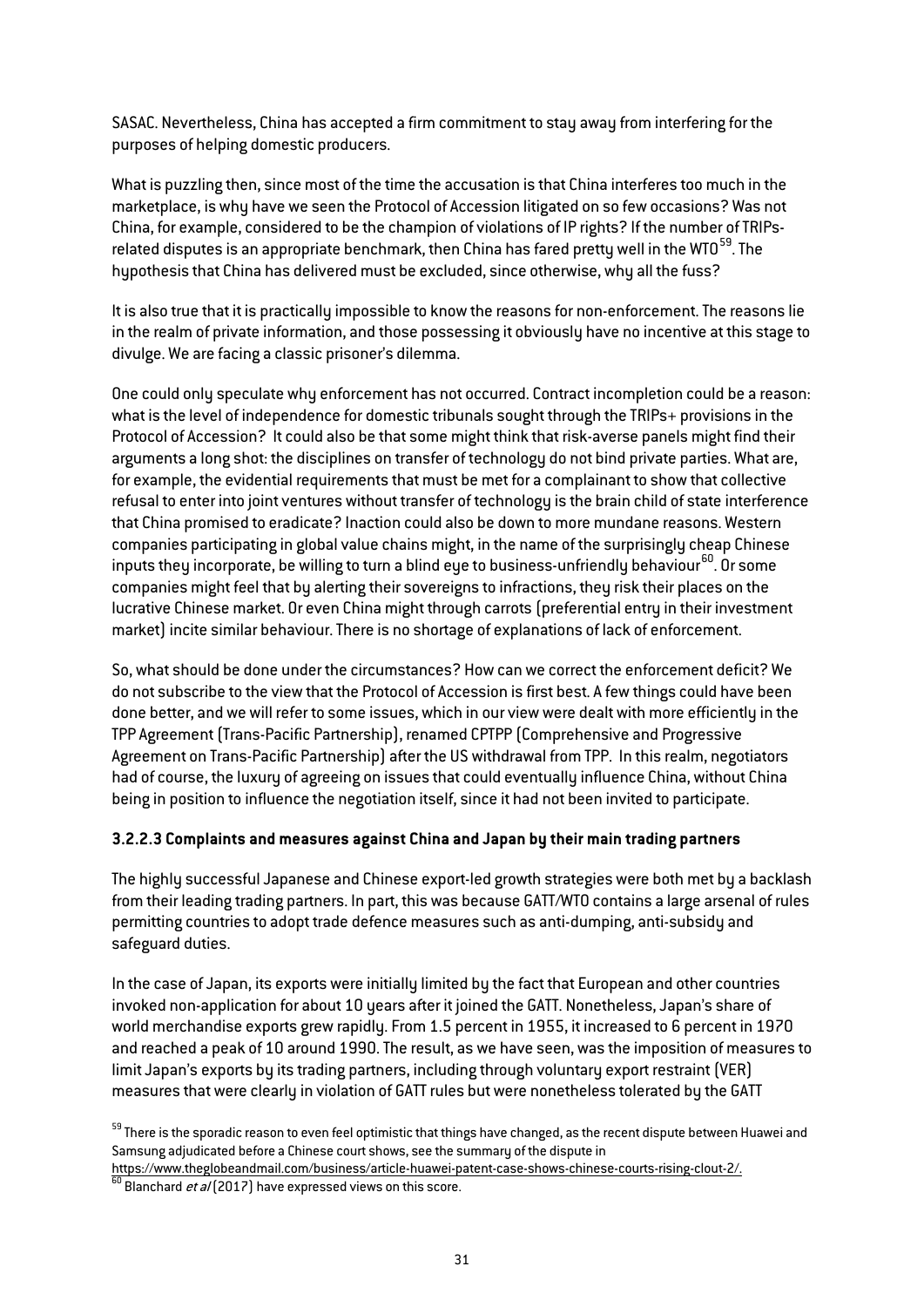SASAC. Nevertheless, China has accepted a firm commitment to stay away from interfering for the purposes of helping domestic producers.

What is puzzling then, since most of the time the accusation is that China interferes too much in the marketplace, is why have we seen the Protocol of Accession litigated on so few occasions? Was not China, for example, considered to be the champion of violations of IP rights? If the number of TRIPs-related disputes is an appropriate benchmark, then China has fared pretty well in the WTO[59]. The hypothesis that China has delivered must be excluded, since otherwise, why all the fuss?

It is also true that it is practically impossible to know the reasons for non-enforcement. The reasons lie in the realm of private information, and those possessing it obviously have no incentive at this stage to divulge. We are facing a classic prisoner's dilemma.

One could only speculate why enforcement has not occurred. Contract incompletion could be a reason: what is the level of independence for domestic tribunals sought through the TRIPs+ provisions in the Protocol of Accession? It could also be that some might think that risk-averse panels might find their arguments a long shot: the disciplines on transfer of technology do not bind private parties. What are, for example, the evidential requirements that must be met for a complainant to show that collective refusal to enter into joint ventures without transfer of technology is the brain child of state interference that China promised to eradicate? Inaction could also be down to more mundane reasons. Western companies participating in global value chains might, in the name of the surprisingly cheap Chinese inputs they incorporate, be willing to turn a blind eye to business-unfriendly behaviour[60]. Or some companies might feel that by alerting their sovereigns to infractions, they risk their places on the lucrative Chinese market. Or even China might through carrots (preferential entry in their investment market) incite similar behaviour. There is no shortage of explanations of lack of enforcement.

So, what should be done under the circumstances? How can we correct the enforcement deficit? We do not subscribe to the view that the Protocol of Accession is first best. A few things could have been done better, and we will refer to some issues, which in our view were dealt with more efficiently in the TPP Agreement (Trans-Pacific Partnership), renamed CPTPP (Comprehensive and Progressive Agreement on Trans-Pacific Partnership) after the US withdrawal from TPP. In this realm, negotiators had of course, the luxury of agreeing on issues that could eventually influence China, without China being in position to influence the negotiation itself, since it had not been invited to participate.

### 3.2.2.3 Complaints and measures against China and Japan by their main trading partners

The highly successful Japanese and Chinese export-led growth strategies were both met by a backlash from their leading trading partners. In part, this was because GATT/WTO contains a large arsenal of rules permitting countries to adopt trade defence measures such as anti-dumping, anti-subsidy and safeguard duties.

In the case of Japan, its exports were initially limited by the fact that European and other countries invoked non-application for about 10 years after it joined the GATT. Nonetheless, Japan's share of world merchandise exports grew rapidly. From 1.5 percent in 1955, it increased to 6 percent in 1970 and reached a peak of 10 around 1990. The result, as we have seen, was the imposition of measures to limit Japan's exports by its trading partners, including through voluntary export restraint (VER) measures that were clearly in violation of GATT rules but were nonetheless tolerated by the GATT

[59] There is the sporadic reason to even feel optimistic that things have changed, as the recent dispute between Huawei and Samsung adjudicated before a Chinese court shows, see the summary of the dispute in https://www.theglobeandmail.com/business/article-huawei-patent-case-shows-chinese-courts-rising-clout-2/.

[60] Blanchard *et al* (2017) have expressed views on this score.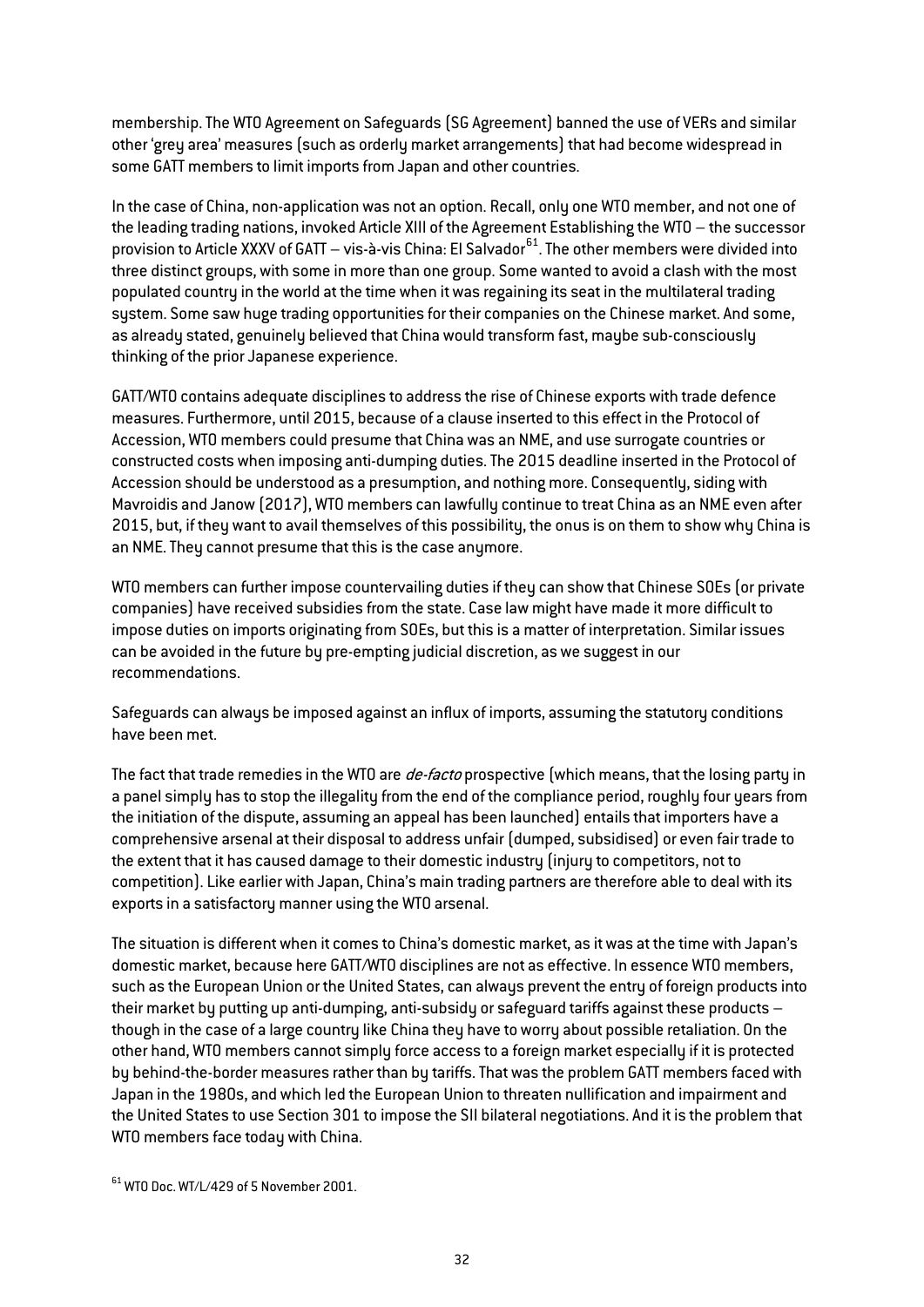membership. The WTO Agreement on Safeguards (SG Agreement) banned the use of VERs and similar other 'grey area' measures (such as orderly market arrangements) that had become widespread in some GATT members to limit imports from Japan and other countries.

In the case of China, non-application was not an option. Recall, only one WTO member, and not one of the leading trading nations, invoked Article XIII of the Agreement Establishing the WTO – the successor provision to Article XXXV of GATT – vis-à-vis China: El Salvador[61]. The other members were divided into three distinct groups, with some in more than one group. Some wanted to avoid a clash with the most populated country in the world at the time when it was regaining its seat in the multilateral trading system. Some saw huge trading opportunities for their companies on the Chinese market. And some, as already stated, genuinely believed that China would transform fast, maybe sub-consciously thinking of the prior Japanese experience.

GATT/WTO contains adequate disciplines to address the rise of Chinese exports with trade defence measures. Furthermore, until 2015, because of a clause inserted to this effect in the Protocol of Accession, WTO members could presume that China was an NME, and use surrogate countries or constructed costs when imposing anti-dumping duties. The 2015 deadline inserted in the Protocol of Accession should be understood as a presumption, and nothing more. Consequently, siding with Mavroidis and Janow (2017), WTO members can lawfully continue to treat China as an NME even after 2015, but, if they want to avail themselves of this possibility, the onus is on them to show why China is an NME. They cannot presume that this is the case anymore.

WTO members can further impose countervailing duties if they can show that Chinese SOEs (or private companies) have received subsidies from the state. Case law might have made it more difficult to impose duties on imports originating from SOEs, but this is a matter of interpretation. Similar issues can be avoided in the future by pre-empting judicial discretion, as we suggest in our recommendations.

Safeguards can always be imposed against an influx of imports, assuming the statutory conditions have been met.

The fact that trade remedies in the WTO are *de-facto* prospective (which means, that the losing party in a panel simply has to stop the illegality from the end of the compliance period, roughly four years from the initiation of the dispute, assuming an appeal has been launched) entails that importers have a comprehensive arsenal at their disposal to address unfair (dumped, subsidised) or even fair trade to the extent that it has caused damage to their domestic industry (injury to competitors, not to competition). Like earlier with Japan, China's main trading partners are therefore able to deal with its exports in a satisfactory manner using the WTO arsenal.

The situation is different when it comes to China's domestic market, as it was at the time with Japan's domestic market, because here GATT/WTO disciplines are not as effective. In essence WTO members, such as the European Union or the United States, can always prevent the entry of foreign products into their market by putting up anti-dumping, anti-subsidy or safeguard tariffs against these products – though in the case of a large country like China they have to worry about possible retaliation. On the other hand, WTO members cannot simply force access to a foreign market especially if it is protected by behind-the-border measures rather than by tariffs. That was the problem GATT members faced with Japan in the 1980s, and which led the European Union to threaten nullification and impairment and the United States to use Section 301 to impose the SII bilateral negotiations. And it is the problem that WTO members face today with China.

[61] WTO Doc. WT/L/429 of 5 November 2001.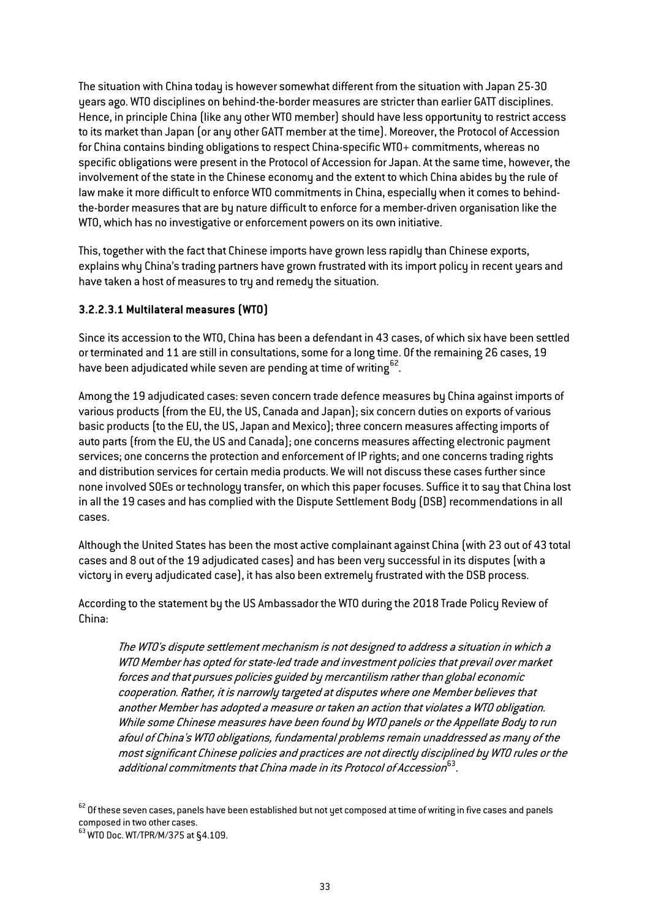The situation with China today is however somewhat different from the situation with Japan 25-30 years ago. WTO disciplines on behind-the-border measures are stricter than earlier GATT disciplines. Hence, in principle China (like any other WTO member) should have less opportunity to restrict access to its market than Japan (or any other GATT member at the time). Moreover, the Protocol of Accession for China contains binding obligations to respect China-specific WTO+ commitments, whereas no specific obligations were present in the Protocol of Accession for Japan. At the same time, however, the involvement of the state in the Chinese economy and the extent to which China abides by the rule of law make it more difficult to enforce WTO commitments in China, especially when it comes to behind-the-border measures that are by nature difficult to enforce for a member-driven organisation like the WTO, which has no investigative or enforcement powers on its own initiative.

This, together with the fact that Chinese imports have grown less rapidly than Chinese exports, explains why China's trading partners have grown frustrated with its import policy in recent years and have taken a host of measures to try and remedy the situation.

#### 3.2.2.3.1 Multilateral measures (WTO)

Since its accession to the WTO, China has been a defendant in 43 cases, of which six have been settled or terminated and 11 are still in consultations, some for a long time. Of the remaining 26 cases, 19 have been adjudicated while seven are pending at time of writing[62].

Among the 19 adjudicated cases: seven concern trade defence measures by China against imports of various products (from the EU, the US, Canada and Japan); six concern duties on exports of various basic products (to the EU, the US, Japan and Mexico); three concern measures affecting imports of auto parts (from the EU, the US and Canada); one concerns measures affecting electronic payment services; one concerns the protection and enforcement of IP rights; and one concerns trading rights and distribution services for certain media products. We will not discuss these cases further since none involved SOEs or technology transfer, on which this paper focuses. Suffice it to say that China lost in all the 19 cases and has complied with the Dispute Settlement Body (DSB) recommendations in all cases.

Although the United States has been the most active complainant against China (with 23 out of 43 total cases and 8 out of the 19 adjudicated cases) and has been very successful in its disputes (with a victory in every adjudicated case), it has also been extremely frustrated with the DSB process.

According to the statement by the US Ambassador the WTO during the 2018 Trade Policy Review of China:

> *The WTO's dispute settlement mechanism is not designed to address a situation in which a WTO Member has opted for state-led trade and investment policies that prevail over market forces and that pursues policies guided by mercantilism rather than global economic cooperation. Rather, it is narrowly targeted at disputes where one Member believes that another Member has adopted a measure or taken an action that violates a WTO obligation. While some Chinese measures have been found by WTO panels or the Appellate Body to run afoul of China's WTO obligations, fundamental problems remain unaddressed as many of the most significant Chinese policies and practices are not directly disciplined by WTO rules or the additional commitments that China made in its Protocol of Accession*[63].

[62] Of these seven cases, panels have been established but not yet composed at time of writing in five cases and panels composed in two other cases.

[63] WTO Doc. WT/TPR/M/375 at §4.109.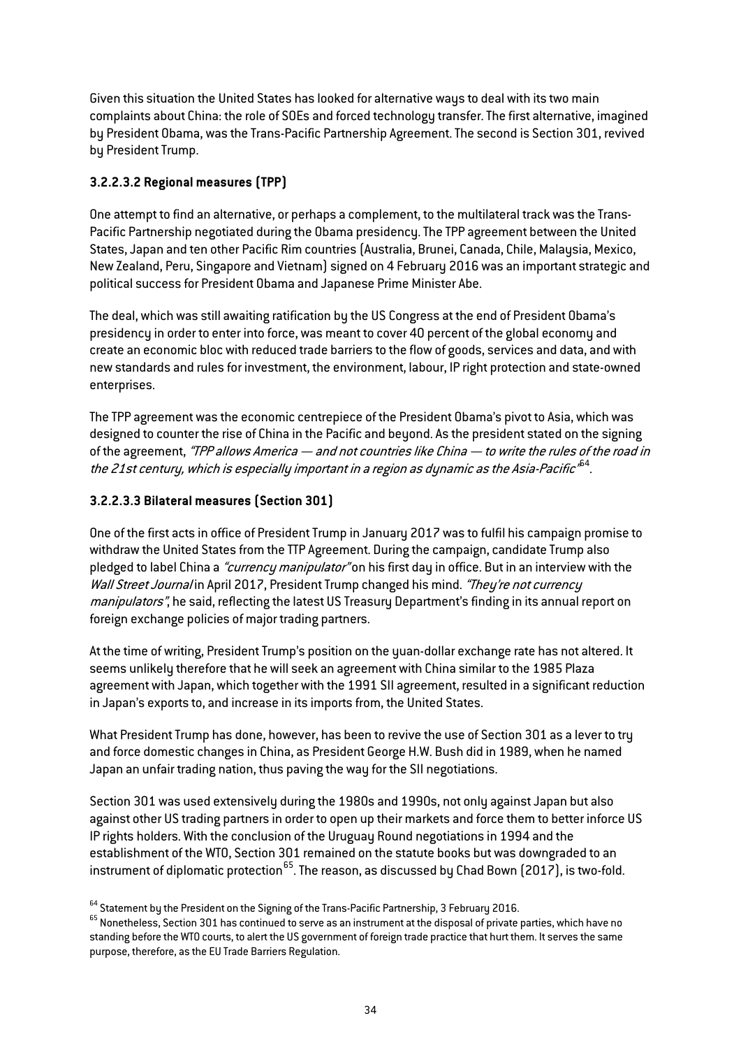Given this situation the United States has looked for alternative ways to deal with its two main complaints about China: the role of SOEs and forced technology transfer. The first alternative, imagined by President Obama, was the Trans-Pacific Partnership Agreement. The second is Section 301, revived by President Trump.

### 3.2.2.3.2 Regional measures (TPP)

One attempt to find an alternative, or perhaps a complement, to the multilateral track was the Trans-Pacific Partnership negotiated during the Obama presidency. The TPP agreement between the United States, Japan and ten other Pacific Rim countries (Australia, Brunei, Canada, Chile, Malaysia, Mexico, New Zealand, Peru, Singapore and Vietnam) signed on 4 February 2016 was an important strategic and political success for President Obama and Japanese Prime Minister Abe.

The deal, which was still awaiting ratification by the US Congress at the end of President Obama's presidency in order to enter into force, was meant to cover 40 percent of the global economy and create an economic bloc with reduced trade barriers to the flow of goods, services and data, and with new standards and rules for investment, the environment, labour, IP right protection and state-owned enterprises.

The TPP agreement was the economic centrepiece of the President Obama's pivot to Asia, which was designed to counter the rise of China in the Pacific and beyond. As the president stated on the signing of the agreement, *"TPP allows America — and not countries like China — to write the rules of the road in the 21st century, which is especially important in a region as dynamic as the Asia-Pacific"*[64].

### 3.2.2.3.3 Bilateral measures (Section 301)

One of the first acts in office of President Trump in January 2017 was to fulfil his campaign promise to withdraw the United States from the TTP Agreement. During the campaign, candidate Trump also pledged to label China a *"currency manipulator"* on his first day in office. But in an interview with the *Wall Street Journal* in April 2017, President Trump changed his mind. *"They're not currency manipulators"*, he said, reflecting the latest US Treasury Department's finding in its annual report on foreign exchange policies of major trading partners.

At the time of writing, President Trump's position on the yuan-dollar exchange rate has not altered. It seems unlikely therefore that he will seek an agreement with China similar to the 1985 Plaza agreement with Japan, which together with the 1991 SII agreement, resulted in a significant reduction in Japan's exports to, and increase in its imports from, the United States.

What President Trump has done, however, has been to revive the use of Section 301 as a lever to try and force domestic changes in China, as President George H.W. Bush did in 1989, when he named Japan an unfair trading nation, thus paving the way for the SII negotiations.

Section 301 was used extensively during the 1980s and 1990s, not only against Japan but also against other US trading partners in order to open up their markets and force them to better inforce US IP rights holders. With the conclusion of the Uruguay Round negotiations in 1994 and the establishment of the WTO, Section 301 remained on the statute books but was downgraded to an instrument of diplomatic protection[65]. The reason, as discussed by Chad Bown (2017), is two-fold.

---

[64] Statement by the President on the Signing of the Trans-Pacific Partnership, 3 February 2016.

[65] Nonetheless, Section 301 has continued to serve as an instrument at the disposal of private parties, which have no standing before the WTO courts, to alert the US government of foreign trade practice that hurt them. It serves the same purpose, therefore, as the EU Trade Barriers Regulation.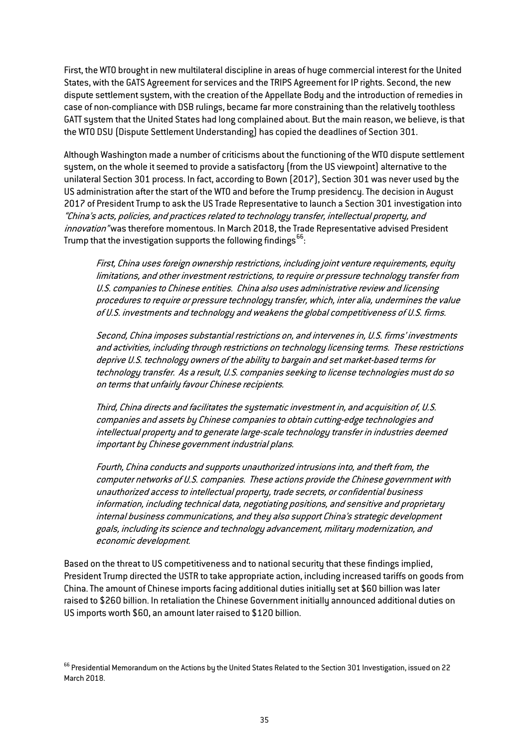First, the WTO brought in new multilateral discipline in areas of huge commercial interest for the United States, with the GATS Agreement for services and the TRIPS Agreement for IP rights. Second, the new dispute settlement system, with the creation of the Appellate Body and the introduction of remedies in case of non-compliance with DSB rulings, became far more constraining than the relatively toothless GATT system that the United States had long complained about. But the main reason, we believe, is that the WTO DSU (Dispute Settlement Understanding) has copied the deadlines of Section 301.

Although Washington made a number of criticisms about the functioning of the WTO dispute settlement system, on the whole it seemed to provide a satisfactory (from the US viewpoint) alternative to the unilateral Section 301 process. In fact, according to Bown (2017), Section 301 was never used by the US administration after the start of the WTO and before the Trump presidency. The decision in August 2017 of President Trump to ask the US Trade Representative to launch a Section 301 investigation into *"China's acts, policies, and practices related to technology transfer, intellectual property, and innovation"* was therefore momentous. In March 2018, the Trade Representative advised President Trump that the investigation supports the following findings[66]:

> *First, China uses foreign ownership restrictions, including joint venture requirements, equity limitations, and other investment restrictions, to require or pressure technology transfer from U.S. companies to Chinese entities. China also uses administrative review and licensing procedures to require or pressure technology transfer, which, inter alia, undermines the value of U.S. investments and technology and weakens the global competitiveness of U.S. firms.*
>
> *Second, China imposes substantial restrictions on, and intervenes in, U.S. firms' investments and activities, including through restrictions on technology licensing terms. These restrictions deprive U.S. technology owners of the ability to bargain and set market-based terms for technology transfer. As a result, U.S. companies seeking to license technologies must do so on terms that unfairly favour Chinese recipients.*
>
> *Third, China directs and facilitates the systematic investment in, and acquisition of, U.S. companies and assets by Chinese companies to obtain cutting-edge technologies and intellectual property and to generate large-scale technology transfer in industries deemed important by Chinese government industrial plans.*
>
> *Fourth, China conducts and supports unauthorized intrusions into, and theft from, the computer networks of U.S. companies. These actions provide the Chinese government with unauthorized access to intellectual property, trade secrets, or confidential business information, including technical data, negotiating positions, and sensitive and proprietary internal business communications, and they also support China's strategic development goals, including its science and technology advancement, military modernization, and economic development.*

Based on the threat to US competitiveness and to national security that these findings implied, President Trump directed the USTR to take appropriate action, including increased tariffs on goods from China. The amount of Chinese imports facing additional duties initially set at $60 billion was later raised to $260 billion. In retaliation the Chinese Government initially announced additional duties on US imports worth $60, an amount later raised to $120 billion.

[66] Presidential Memorandum on the Actions by the United States Related to the Section 301 Investigation, issued on 22 March 2018.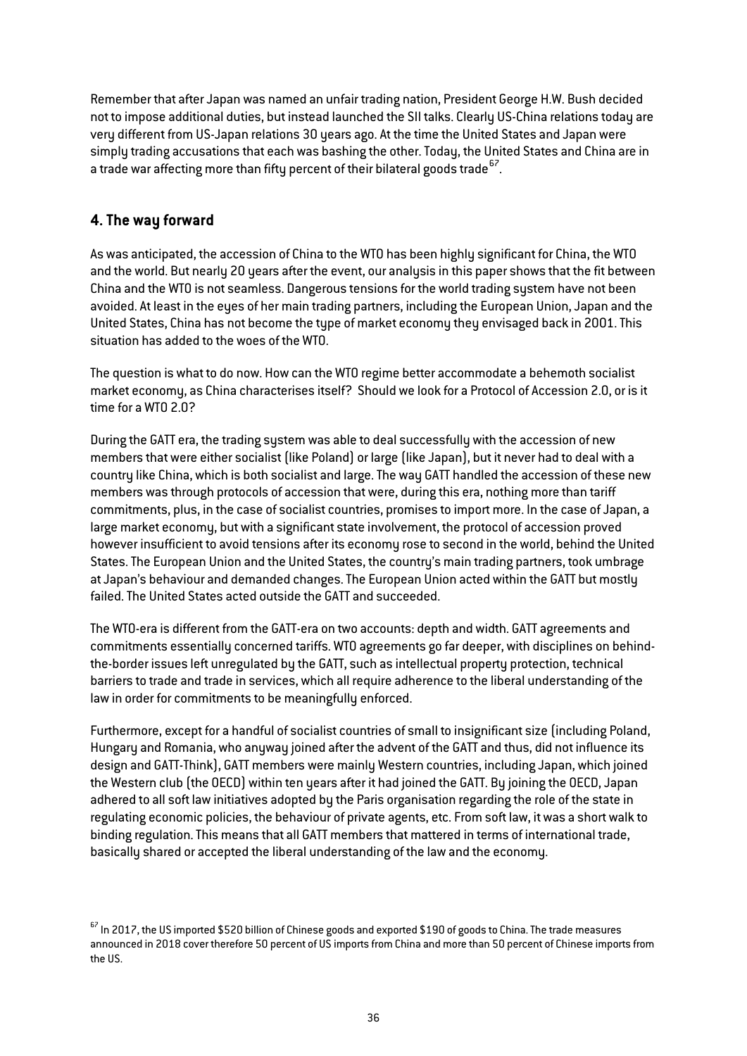Remember that after Japan was named an unfair trading nation, President George H.W. Bush decided not to impose additional duties, but instead launched the SII talks. Clearly US-China relations today are very different from US-Japan relations 30 years ago. At the time the United States and Japan were simply trading accusations that each was bashing the other. Today, the United States and China are in a trade war affecting more than fifty percent of their bilateral goods trade[67].

## 4. The way forward

As was anticipated, the accession of China to the WTO has been highly significant for China, the WTO and the world. But nearly 20 years after the event, our analysis in this paper shows that the fit between China and the WTO is not seamless. Dangerous tensions for the world trading system have not been avoided. At least in the eyes of her main trading partners, including the European Union, Japan and the United States, China has not become the type of market economy they envisaged back in 2001. This situation has added to the woes of the WTO.

The question is what to do now. How can the WTO regime better accommodate a behemoth socialist market economy, as China characterises itself? Should we look for a Protocol of Accession 2.0, or is it time for a WTO 2.0?

During the GATT era, the trading system was able to deal successfully with the accession of new members that were either socialist (like Poland) or large (like Japan), but it never had to deal with a country like China, which is both socialist and large. The way GATT handled the accession of these new members was through protocols of accession that were, during this era, nothing more than tariff commitments, plus, in the case of socialist countries, promises to import more. In the case of Japan, a large market economy, but with a significant state involvement, the protocol of accession proved however insufficient to avoid tensions after its economy rose to second in the world, behind the United States. The European Union and the United States, the country's main trading partners, took umbrage at Japan's behaviour and demanded changes. The European Union acted within the GATT but mostly failed. The United States acted outside the GATT and succeeded.

The WTO-era is different from the GATT-era on two accounts: depth and width. GATT agreements and commitments essentially concerned tariffs. WTO agreements go far deeper, with disciplines on behind-the-border issues left unregulated by the GATT, such as intellectual property protection, technical barriers to trade and trade in services, which all require adherence to the liberal understanding of the law in order for commitments to be meaningfully enforced.

Furthermore, except for a handful of socialist countries of small to insignificant size (including Poland, Hungary and Romania, who anyway joined after the advent of the GATT and thus, did not influence its design and GATT-Think), GATT members were mainly Western countries, including Japan, which joined the Western club (the OECD) within ten years after it had joined the GATT. By joining the OECD, Japan adhered to all soft law initiatives adopted by the Paris organisation regarding the role of the state in regulating economic policies, the behaviour of private agents, etc. From soft law, it was a short walk to binding regulation. This means that all GATT members that mattered in terms of international trade, basically shared or accepted the liberal understanding of the law and the economy.

[67] In 2017, the US imported $520 billion of Chinese goods and exported $190 of goods to China. The trade measures announced in 2018 cover therefore 50 percent of US imports from China and more than 50 percent of Chinese imports from the US.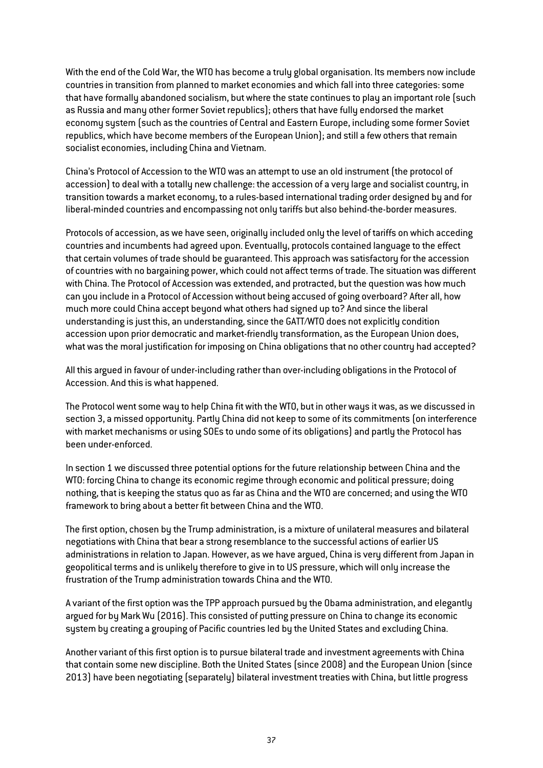With the end of the Cold War, the WTO has become a truly global organisation. Its members now include countries in transition from planned to market economies and which fall into three categories: some that have formally abandoned socialism, but where the state continues to play an important role (such as Russia and many other former Soviet republics); others that have fully endorsed the market economy system (such as the countries of Central and Eastern Europe, including some former Soviet republics, which have become members of the European Union); and still a few others that remain socialist economies, including China and Vietnam.

China's Protocol of Accession to the WTO was an attempt to use an old instrument (the protocol of accession) to deal with a totally new challenge: the accession of a very large and socialist country, in transition towards a market economy, to a rules-based international trading order designed by and for liberal-minded countries and encompassing not only tariffs but also behind-the-border measures.

Protocols of accession, as we have seen, originally included only the level of tariffs on which acceding countries and incumbents had agreed upon. Eventually, protocols contained language to the effect that certain volumes of trade should be guaranteed. This approach was satisfactory for the accession of countries with no bargaining power, which could not affect terms of trade. The situation was different with China. The Protocol of Accession was extended, and protracted, but the question was how much can you include in a Protocol of Accession without being accused of going overboard? After all, how much more could China accept beyond what others had signed up to? And since the liberal understanding is just this, an understanding, since the GATT/WTO does not explicitly condition accession upon prior democratic and market-friendly transformation, as the European Union does, what was the moral justification for imposing on China obligations that no other country had accepted?

All this argued in favour of under-including rather than over-including obligations in the Protocol of Accession. And this is what happened.

The Protocol went some way to help China fit with the WTO, but in other ways it was, as we discussed in section 3, a missed opportunity. Partly China did not keep to some of its commitments (on interference with market mechanisms or using SOEs to undo some of its obligations) and partly the Protocol has been under-enforced.

In section 1 we discussed three potential options for the future relationship between China and the WTO: forcing China to change its economic regime through economic and political pressure; doing nothing, that is keeping the status quo as far as China and the WTO are concerned; and using the WTO framework to bring about a better fit between China and the WTO.

The first option, chosen by the Trump administration, is a mixture of unilateral measures and bilateral negotiations with China that bear a strong resemblance to the successful actions of earlier US administrations in relation to Japan. However, as we have argued, China is very different from Japan in geopolitical terms and is unlikely therefore to give in to US pressure, which will only increase the frustration of the Trump administration towards China and the WTO.

A variant of the first option was the TPP approach pursued by the Obama administration, and elegantly argued for by Mark Wu (2016). This consisted of putting pressure on China to change its economic system by creating a grouping of Pacific countries led by the United States and excluding China.

Another variant of this first option is to pursue bilateral trade and investment agreements with China that contain some new discipline. Both the United States (since 2008) and the European Union (since 2013) have been negotiating (separately) bilateral investment treaties with China, but little progress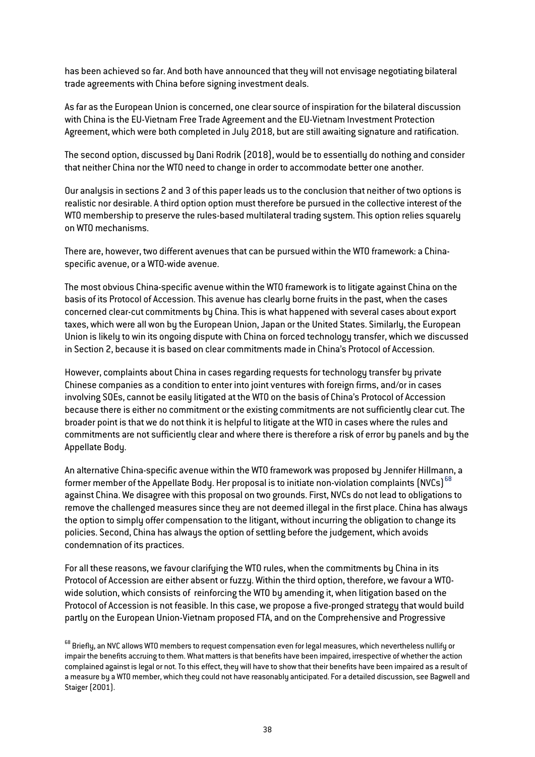has been achieved so far. And both have announced that they will not envisage negotiating bilateral trade agreements with China before signing investment deals.

As far as the European Union is concerned, one clear source of inspiration for the bilateral discussion with China is the EU-Vietnam Free Trade Agreement and the EU-Vietnam Investment Protection Agreement, which were both completed in July 2018, but are still awaiting signature and ratification.

The second option, discussed by Dani Rodrik (2018), would be to essentially do nothing and consider that neither China nor the WTO need to change in order to accommodate better one another.

Our analysis in sections 2 and 3 of this paper leads us to the conclusion that neither of two options is realistic nor desirable. A third option option must therefore be pursued in the collective interest of the WTO membership to preserve the rules-based multilateral trading system. This option relies squarely on WTO mechanisms.

There are, however, two different avenues that can be pursued within the WTO framework: a China-specific avenue, or a WTO-wide avenue.

The most obvious China-specific avenue within the WTO framework is to litigate against China on the basis of its Protocol of Accession. This avenue has clearly borne fruits in the past, when the cases concerned clear-cut commitments by China. This is what happened with several cases about export taxes, which were all won by the European Union, Japan or the United States. Similarly, the European Union is likely to win its ongoing dispute with China on forced technology transfer, which we discussed in Section 2, because it is based on clear commitments made in China's Protocol of Accession.

However, complaints about China in cases regarding requests for technology transfer by private Chinese companies as a condition to enter into joint ventures with foreign firms, and/or in cases involving SOEs, cannot be easily litigated at the WTO on the basis of China's Protocol of Accession because there is either no commitment or the existing commitments are not sufficiently clear cut. The broader point is that we do not think it is helpful to litigate at the WTO in cases where the rules and commitments are not sufficiently clear and where there is therefore a risk of error by panels and by the Appellate Body.

An alternative China-specific avenue within the WTO framework was proposed by Jennifer Hillmann, a former member of the Appellate Body. Her proposal is to initiate non-violation complaints (NVCs)[68] against China. We disagree with this proposal on two grounds. First, NVCs do not lead to obligations to remove the challenged measures since they are not deemed illegal in the first place. China has always the option to simply offer compensation to the litigant, without incurring the obligation to change its policies. Second, China has always the option of settling before the judgement, which avoids condemnation of its practices.

For all these reasons, we favour clarifying the WTO rules, when the commitments by China in its Protocol of Accession are either absent or fuzzy. Within the third option, therefore, we favour a WTO-wide solution, which consists of reinforcing the WTO by amending it, when litigation based on the Protocol of Accession is not feasible. In this case, we propose a five-pronged strategy that would build partly on the European Union-Vietnam proposed FTA, and on the Comprehensive and Progressive

[68] Briefly, an NVC allows WTO members to request compensation even for legal measures, which nevertheless nullify or impair the benefits accruing to them. What matters is that benefits have been impaired, irrespective of whether the action complained against is legal or not. To this effect, they will have to show that their benefits have been impaired as a result of a measure by a WTO member, which they could not have reasonably anticipated. For a detailed discussion, see Bagwell and Staiger (2001).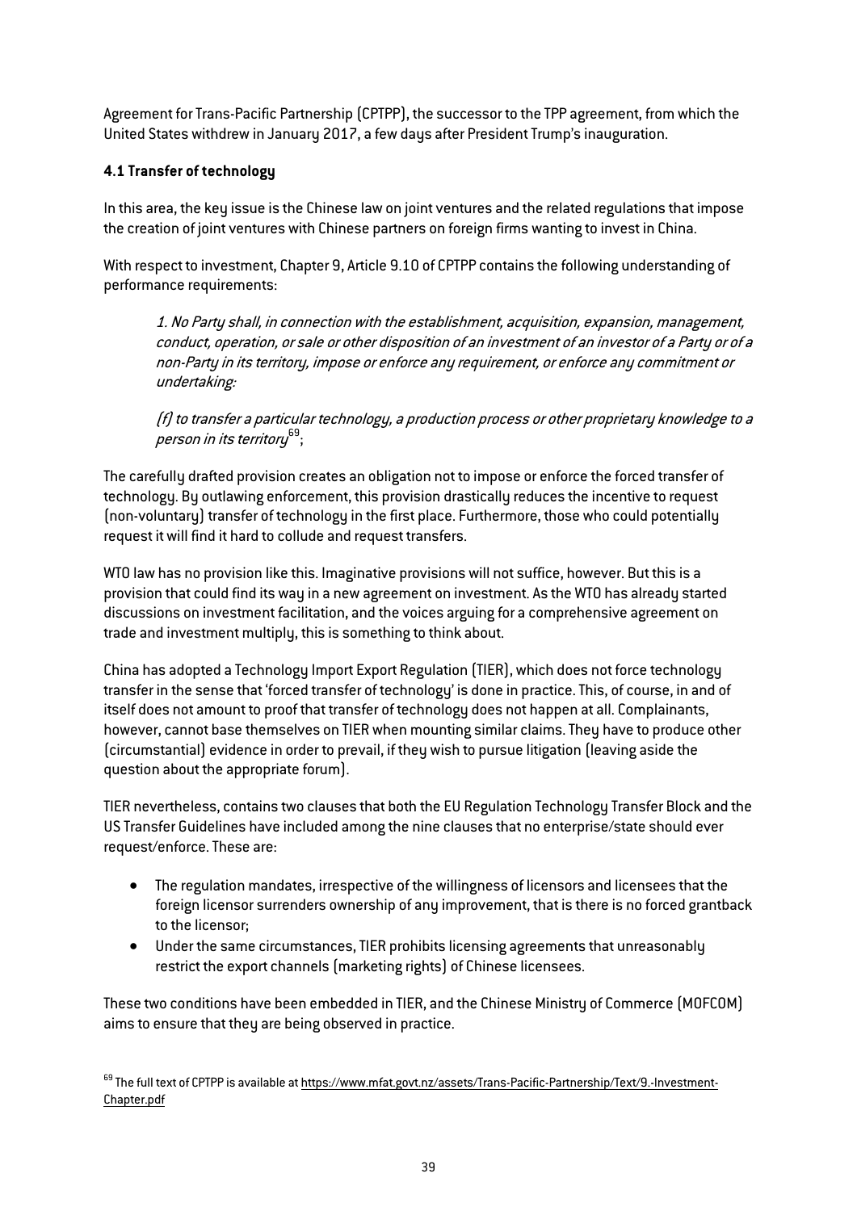Agreement for Trans-Pacific Partnership (CPTPP), the successor to the TPP agreement, from which the United States withdrew in January 2017, a few days after President Trump's inauguration.

### 4.1 Transfer of technology

In this area, the key issue is the Chinese law on joint ventures and the related regulations that impose the creation of joint ventures with Chinese partners on foreign firms wanting to invest in China.

With respect to investment, Chapter 9, Article 9.10 of CPTPP contains the following understanding of performance requirements:

> *1. No Party shall, in connection with the establishment, acquisition, expansion, management, conduct, operation, or sale or other disposition of an investment of an investor of a Party or of a non-Party in its territory, impose or enforce any requirement, or enforce any commitment or undertaking:*
>
> *(f) to transfer a particular technology, a production process or other proprietary knowledge to a person in its territory*[69];

The carefully drafted provision creates an obligation not to impose or enforce the forced transfer of technology. By outlawing enforcement, this provision drastically reduces the incentive to request (non-voluntary) transfer of technology in the first place. Furthermore, those who could potentially request it will find it hard to collude and request transfers.

WTO law has no provision like this. Imaginative provisions will not suffice, however. But this is a provision that could find its way in a new agreement on investment. As the WTO has already started discussions on investment facilitation, and the voices arguing for a comprehensive agreement on trade and investment multiply, this is something to think about.

China has adopted a Technology Import Export Regulation (TIER), which does not force technology transfer in the sense that 'forced transfer of technology' is done in practice. This, of course, in and of itself does not amount to proof that transfer of technology does not happen at all. Complainants, however, cannot base themselves on TIER when mounting similar claims. They have to produce other (circumstantial) evidence in order to prevail, if they wish to pursue litigation (leaving aside the question about the appropriate forum).

TIER nevertheless, contains two clauses that both the EU Regulation Technology Transfer Block and the US Transfer Guidelines have included among the nine clauses that no enterprise/state should ever request/enforce. These are:

- The regulation mandates, irrespective of the willingness of licensors and licensees that the foreign licensor surrenders ownership of any improvement, that is there is no forced grantback to the licensor;
- Under the same circumstances, TIER prohibits licensing agreements that unreasonably restrict the export channels (marketing rights) of Chinese licensees.

These two conditions have been embedded in TIER, and the Chinese Ministry of Commerce (MOFCOM) aims to ensure that they are being observed in practice.

[69] The full text of CPTPP is available at https://www.mfat.govt.nz/assets/Trans-Pacific-Partnership/Text/9.-Investment-Chapter.pdf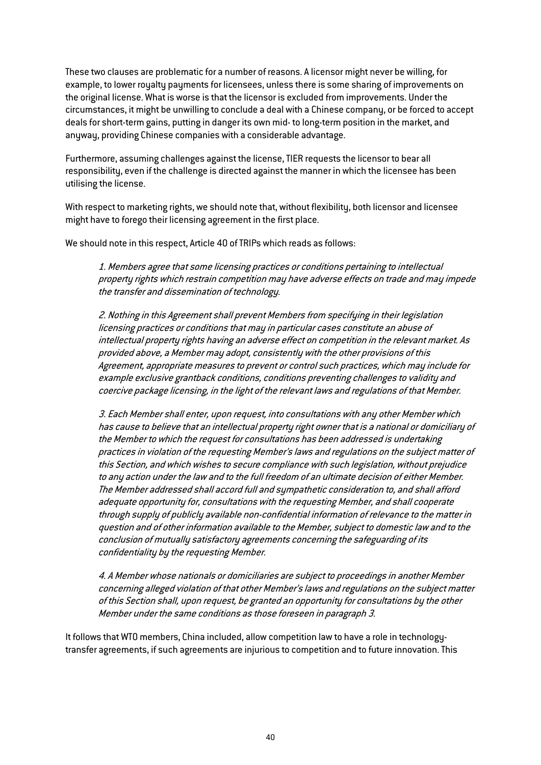These two clauses are problematic for a number of reasons. A licensor might never be willing, for example, to lower royalty payments for licensees, unless there is some sharing of improvements on the original license. What is worse is that the licensor is excluded from improvements. Under the circumstances, it might be unwilling to conclude a deal with a Chinese company, or be forced to accept deals for short-term gains, putting in danger its own mid- to long-term position in the market, and anyway, providing Chinese companies with a considerable advantage.

Furthermore, assuming challenges against the license, TIER requests the licensor to bear all responsibility, even if the challenge is directed against the manner in which the licensee has been utilising the license.

With respect to marketing rights, we should note that, without flexibility, both licensor and licensee might have to forego their licensing agreement in the first place.

We should note in this respect, Article 40 of TRIPs which reads as follows:

> *1. Members agree that some licensing practices or conditions pertaining to intellectual property rights which restrain competition may have adverse effects on trade and may impede the transfer and dissemination of technology.*
>
> *2. Nothing in this Agreement shall prevent Members from specifying in their legislation licensing practices or conditions that may in particular cases constitute an abuse of intellectual property rights having an adverse effect on competition in the relevant market. As provided above, a Member may adopt, consistently with the other provisions of this Agreement, appropriate measures to prevent or control such practices, which may include for example exclusive grantback conditions, conditions preventing challenges to validity and coercive package licensing, in the light of the relevant laws and regulations of that Member.*
>
> *3. Each Member shall enter, upon request, into consultations with any other Member which has cause to believe that an intellectual property right owner that is a national or domiciliary of the Member to which the request for consultations has been addressed is undertaking practices in violation of the requesting Member's laws and regulations on the subject matter of this Section, and which wishes to secure compliance with such legislation, without prejudice to any action under the law and to the full freedom of an ultimate decision of either Member. The Member addressed shall accord full and sympathetic consideration to, and shall afford adequate opportunity for, consultations with the requesting Member, and shall cooperate through supply of publicly available non-confidential information of relevance to the matter in question and of other information available to the Member, subject to domestic law and to the conclusion of mutually satisfactory agreements concerning the safeguarding of its confidentiality by the requesting Member.*
>
> *4. A Member whose nationals or domiciliaries are subject to proceedings in another Member concerning alleged violation of that other Member's laws and regulations on the subject matter of this Section shall, upon request, be granted an opportunity for consultations by the other Member under the same conditions as those foreseen in paragraph 3.*

It follows that WTO members, China included, allow competition law to have a role in technology-transfer agreements, if such agreements are injurious to competition and to future innovation. This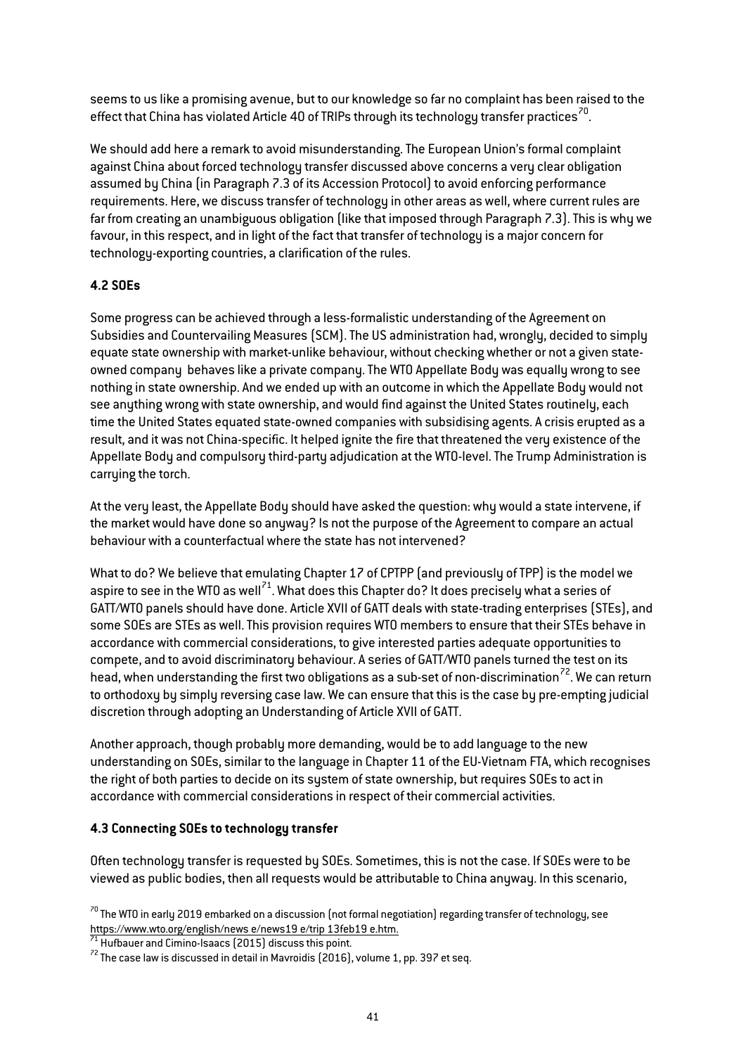seems to us like a promising avenue, but to our knowledge so far no complaint has been raised to the effect that China has violated Article 40 of TRIPs through its technology transfer practices[70].

We should add here a remark to avoid misunderstanding. The European Union's formal complaint against China about forced technology transfer discussed above concerns a very clear obligation assumed by China (in Paragraph 7.3 of its Accession Protocol) to avoid enforcing performance requirements. Here, we discuss transfer of technology in other areas as well, where current rules are far from creating an unambiguous obligation (like that imposed through Paragraph 7.3). This is why we favour, in this respect, and in light of the fact that transfer of technology is a major concern for technology-exporting countries, a clarification of the rules.

### 4.2 SOEs

Some progress can be achieved through a less-formalistic understanding of the Agreement on Subsidies and Countervailing Measures (SCM). The US administration had, wrongly, decided to simply equate state ownership with market-unlike behaviour, without checking whether or not a given state-owned company behaves like a private company. The WTO Appellate Body was equally wrong to see nothing in state ownership. And we ended up with an outcome in which the Appellate Body would not see anything wrong with state ownership, and would find against the United States routinely, each time the United States equated state-owned companies with subsidising agents. A crisis erupted as a result, and it was not China-specific. It helped ignite the fire that threatened the very existence of the Appellate Body and compulsory third-party adjudication at the WTO-level. The Trump Administration is carrying the torch.

At the very least, the Appellate Body should have asked the question: why would a state intervene, if the market would have done so anyway? Is not the purpose of the Agreement to compare an actual behaviour with a counterfactual where the state has not intervened?

What to do? We believe that emulating Chapter 17 of CPTPP (and previously of TPP) is the model we aspire to see in the WTO as well[71]. What does this Chapter do? It does precisely what a series of GATT/WTO panels should have done. Article XVII of GATT deals with state-trading enterprises (STEs), and some SOEs are STEs as well. This provision requires WTO members to ensure that their STEs behave in accordance with commercial considerations, to give interested parties adequate opportunities to compete, and to avoid discriminatory behaviour. A series of GATT/WTO panels turned the test on its head, when understanding the first two obligations as a sub-set of non-discrimination[72]. We can return to orthodoxy by simply reversing case law. We can ensure that this is the case by pre-empting judicial discretion through adopting an Understanding of Article XVII of GATT.

Another approach, though probably more demanding, would be to add language to the new understanding on SOEs, similar to the language in Chapter 11 of the EU-Vietnam FTA, which recognises the right of both parties to decide on its system of state ownership, but requires SOEs to act in accordance with commercial considerations in respect of their commercial activities.

### 4.3 Connecting SOEs to technology transfer

Often technology transfer is requested by SOEs. Sometimes, this is not the case. If SOEs were to be viewed as public bodies, then all requests would be attributable to China anyway. In this scenario,

[70] The WTO in early 2019 embarked on a discussion (not formal negotiation) regarding transfer of technology, see https://www.wto.org/english/news e/news19 e/trip 13feb19 e.htm.

[71] Hufbauer and Cimino-Isaacs (2015) discuss this point.

[72] The case law is discussed in detail in Mavroidis (2016), volume 1, pp. 397 et seq.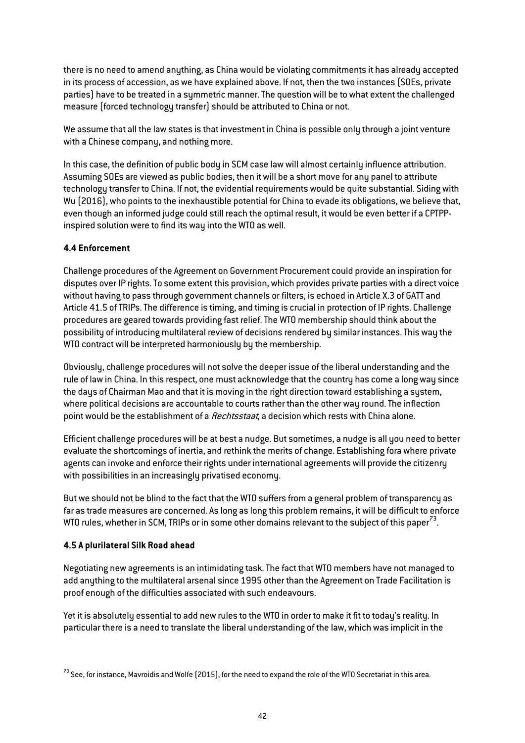there is no need to amend anything, as China would be violating commitments it has already accepted in its process of accession, as we have explained above. If not, then the two instances (SOEs, private parties) have to be treated in a symmetric manner. The question will be to what extent the challenged measure (forced technology transfer) should be attributed to China or not.

We assume that all the law states is that investment in China is possible only through a joint venture with a Chinese company, and nothing more.

In this case, the definition of public body in SCM case law will almost certainly influence attribution. Assuming SOEs are viewed as public bodies, then it will be a short move for any panel to attribute technology transfer to China. If not, the evidential requirements would be quite substantial. Siding with Wu (2016), who points to the inexhaustible potential for China to evade its obligations, we believe that, even though an informed judge could still reach the optimal result, it would be even better if a CPTPP-inspired solution were to find its way into the WTO as well.

### 4.4 Enforcement

Challenge procedures of the Agreement on Government Procurement could provide an inspiration for disputes over IP rights. To some extent this provision, which provides private parties with a direct voice without having to pass through government channels or filters, is echoed in Article X.3 of GATT and Article 41.5 of TRIPs. The difference is timing, and timing is crucial in protection of IP rights. Challenge procedures are geared towards providing fast relief. The WTO membership should think about the possibility of introducing multilateral review of decisions rendered by similar instances. This way the WTO contract will be interpreted harmoniously by the membership.

Obviously, challenge procedures will not solve the deeper issue of the liberal understanding and the rule of law in China. In this respect, one must acknowledge that the country has come a long way since the days of Chairman Mao and that it is moving in the right direction toward establishing a system, where political decisions are accountable to courts rather than the other way round. The inflection point would be the establishment of a *Rechtsstaat*, a decision which rests with China alone.

Efficient challenge procedures will be at best a nudge. But sometimes, a nudge is all you need to better evaluate the shortcomings of inertia, and rethink the merits of change. Establishing fora where private agents can invoke and enforce their rights under international agreements will provide the citizenry with possibilities in an increasingly privatised economy.

But we should not be blind to the fact that the WTO suffers from a general problem of transparency as far as trade measures are concerned. As long as long this problem remains, it will be difficult to enforce WTO rules, whether in SCM, TRIPs or in some other domains relevant to the subject of this paper[73].

### 4.5 A plurilateral Silk Road ahead

Negotiating new agreements is an intimidating task. The fact that WTO members have not managed to add anything to the multilateral arsenal since 1995 other than the Agreement on Trade Facilitation is proof enough of the difficulties associated with such endeavours.

Yet it is absolutely essential to add new rules to the WTO in order to make it fit to today's reality. In particular there is a need to translate the liberal understanding of the law, which was implicit in the

[73] See, for instance, Mavroidis and Wolfe (2015), for the need to expand the role of the WTO Secretariat in this area.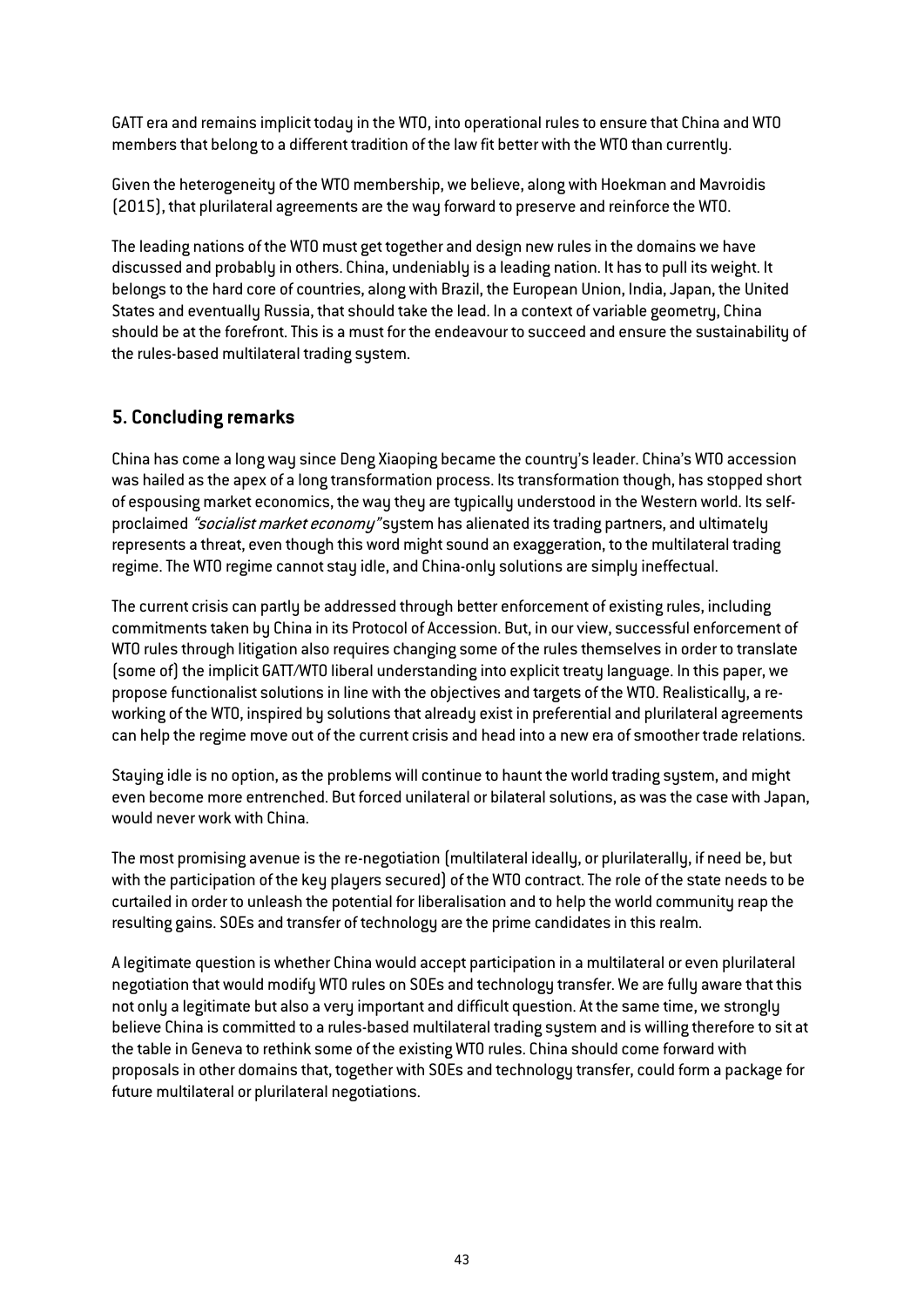GATT era and remains implicit today in the WTO, into operational rules to ensure that China and WTO members that belong to a different tradition of the law fit better with the WTO than currently.

Given the heterogeneity of the WTO membership, we believe, along with Hoekman and Mavroidis (2015), that plurilateral agreements are the way forward to preserve and reinforce the WTO.

The leading nations of the WTO must get together and design new rules in the domains we have discussed and probably in others. China, undeniably is a leading nation. It has to pull its weight. It belongs to the hard core of countries, along with Brazil, the European Union, India, Japan, the United States and eventually Russia, that should take the lead. In a context of variable geometry, China should be at the forefront. This is a must for the endeavour to succeed and ensure the sustainability of the rules-based multilateral trading system.

## 5. Concluding remarks

China has come a long way since Deng Xiaoping became the country's leader. China's WTO accession was hailed as the apex of a long transformation process. Its transformation though, has stopped short of espousing market economics, the way they are typically understood in the Western world. Its self-proclaimed *"socialist market economy"* system has alienated its trading partners, and ultimately represents a threat, even though this word might sound an exaggeration, to the multilateral trading regime. The WTO regime cannot stay idle, and China-only solutions are simply ineffectual.

The current crisis can partly be addressed through better enforcement of existing rules, including commitments taken by China in its Protocol of Accession. But, in our view, successful enforcement of WTO rules through litigation also requires changing some of the rules themselves in order to translate (some of) the implicit GATT/WTO liberal understanding into explicit treaty language. In this paper, we propose functionalist solutions in line with the objectives and targets of the WTO. Realistically, a re-working of the WTO, inspired by solutions that already exist in preferential and plurilateral agreements can help the regime move out of the current crisis and head into a new era of smoother trade relations.

Staying idle is no option, as the problems will continue to haunt the world trading system, and might even become more entrenched. But forced unilateral or bilateral solutions, as was the case with Japan, would never work with China.

The most promising avenue is the re-negotiation (multilateral ideally, or plurilaterally, if need be, but with the participation of the key players secured) of the WTO contract. The role of the state needs to be curtailed in order to unleash the potential for liberalisation and to help the world community reap the resulting gains. SOEs and transfer of technology are the prime candidates in this realm.

A legitimate question is whether China would accept participation in a multilateral or even plurilateral negotiation that would modify WTO rules on SOEs and technology transfer. We are fully aware that this not only a legitimate but also a very important and difficult question. At the same time, we strongly believe China is committed to a rules-based multilateral trading system and is willing therefore to sit at the table in Geneva to rethink some of the existing WTO rules. China should come forward with proposals in other domains that, together with SOEs and technology transfer, could form a package for future multilateral or plurilateral negotiations.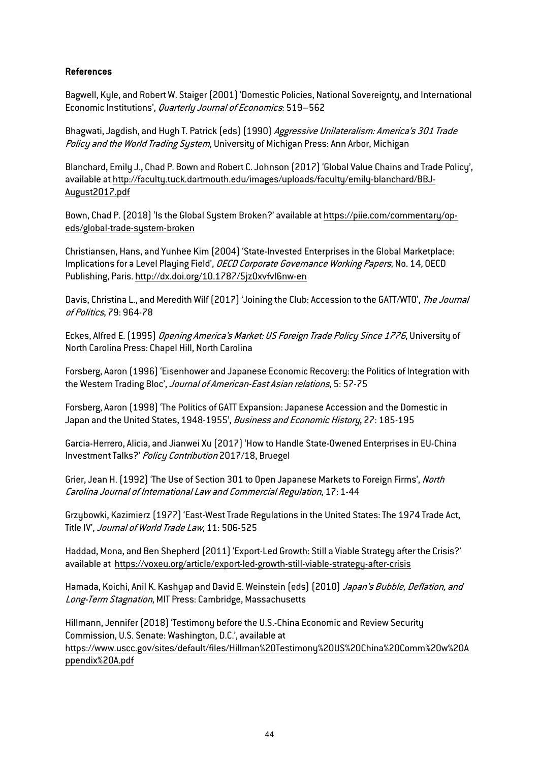**References**

Bagwell, Kyle, and Robert W. Staiger (2001) 'Domestic Policies, National Sovereignty, and International Economic Institutions', *Quarterly Journal of Economics*: 519–562

Bhagwati, Jagdish, and Hugh T. Patrick (eds) (1990) *Aggressive Unilateralism: America's 301 Trade Policy and the World Trading System*, University of Michigan Press: Ann Arbor, Michigan

Blanchard, Emily J., Chad P. Bown and Robert C. Johnson (2017) 'Global Value Chains and Trade Policy', available at http://faculty.tuck.dartmouth.edu/images/uploads/faculty/emily-blanchard/BBJ-August2017.pdf

Bown, Chad P. (2018) 'Is the Global System Broken?' available at https://piie.com/commentary/op-eds/global-trade-system-broken

Christiansen, Hans, and Yunhee Kim (2004) 'State-Invested Enterprises in the Global Marketplace: Implications for a Level Playing Field', *OECD Corporate Governance Working Papers*, No. 14, OECD Publishing, Paris. http://dx.doi.org/10.1787/5jz0xvfvl6nw-en

Davis, Christina L., and Meredith Wilf (2017) 'Joining the Club: Accession to the GATT/WTO', *The Journal of Politics*, 79: 964-78

Eckes, Alfred E. (1995) *Opening America's Market: US Foreign Trade Policy Since 1776*, University of North Carolina Press: Chapel Hill, North Carolina

Forsberg, Aaron (1996) 'Eisenhower and Japanese Economic Recovery: the Politics of Integration with the Western Trading Bloc', *Journal of American-East Asian relations*, 5: 57-75

Forsberg, Aaron (1998) 'The Politics of GATT Expansion: Japanese Accession and the Domestic in Japan and the United States, 1948-1955', *Business and Economic History*, 27: 185-195

Garcia-Herrero, Alicia, and Jianwei Xu (2017) 'How to Handle State-Owened Enterprises in EU-China Investment Talks?' *Policy Contribution* 2017/18, Bruegel

Grier, Jean H. (1992) 'The Use of Section 301 to Open Japanese Markets to Foreign Firms', *North Carolina Journal of International Law and Commercial Regulation*, 17: 1-44

Grzybowki, Kazimierz (1977) 'East-West Trade Regulations in the United States: The 1974 Trade Act, Title IV', *Journal of World Trade Law*, 11: 506-525

Haddad, Mona, and Ben Shepherd (2011) 'Export-Led Growth: Still a Viable Strategy after the Crisis?' available at https://voxeu.org/article/export-led-growth-still-viable-strategy-after-crisis

Hamada, Koichi, Anil K. Kashyap and David E. Weinstein (eds) (2010) *Japan's Bubble, Deflation, and Long-Term Stagnation*, MIT Press: Cambridge, Massachusetts

Hillmann, Jennifer (2018) 'Testimony before the U.S.-China Economic and Review Security Commission, U.S. Senate: Washington, D.C.', available at https://www.uscc.gov/sites/default/files/Hillman%20Testimony%20US%20China%20Comm%20w%20Appendix%20A.pdf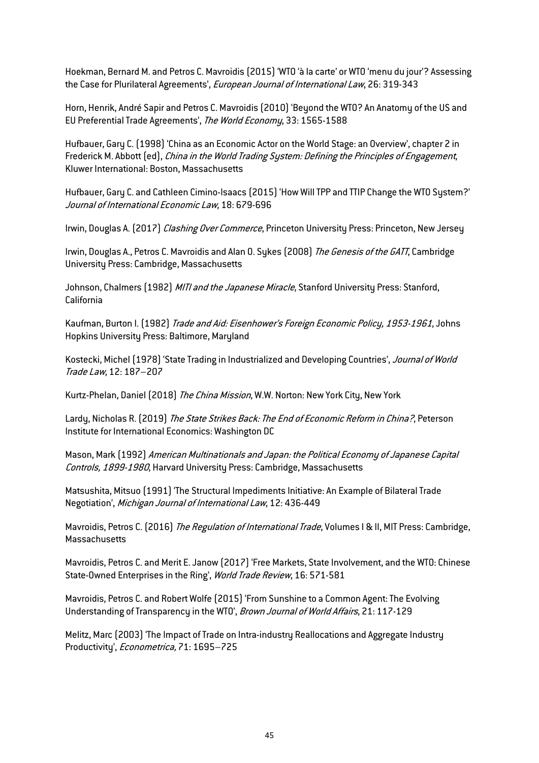Hoekman, Bernard M. and Petros C. Mavroidis (2015) 'WTO 'à la carte' or WTO 'menu du jour'? Assessing the Case for Plurilateral Agreements', *European Journal of International Law*, 26: 319-343

Horn, Henrik, André Sapir and Petros C. Mavroidis (2010) 'Beyond the WTO? An Anatomy of the US and EU Preferential Trade Agreements', *The World Economy*, 33: 1565-1588

Hufbauer, Gary C. (1998) 'China as an Economic Actor on the World Stage: an Overview', chapter 2 in Frederick M. Abbott (ed), *China in the World Trading System: Defining the Principles of Engagement*, Kluwer International: Boston, Massachusetts

Hufbauer, Gary C. and Cathleen Cimino-Isaacs (2015) 'How Will TPP and TTIP Change the WTO System?' *Journal of International Economic Law*, 18: 679-696

Irwin, Douglas A. (2017) *Clashing Over Commerce*, Princeton University Press: Princeton, New Jersey

Irwin, Douglas A., Petros C. Mavroidis and Alan O. Sykes (2008) *The Genesis of the GATT*, Cambridge University Press: Cambridge, Massachusetts

Johnson, Chalmers (1982) *MITI and the Japanese Miracle*, Stanford University Press: Stanford, California

Kaufman, Burton I. (1982) *Trade and Aid: Eisenhower's Foreign Economic Policy, 1953-1961*, Johns Hopkins University Press: Baltimore, Maryland

Kostecki, Michel (1978) 'State Trading in Industrialized and Developing Countries', *Journal of World Trade Law*, 12: 187–207

Kurtz-Phelan, Daniel (2018) *The China Mission*, W.W. Norton: New York City, New York

Lardy, Nicholas R. (2019) *The State Strikes Back: The End of Economic Reform in China?*, Peterson Institute for International Economics: Washington DC

Mason, Mark (1992) *American Multinationals and Japan: the Political Economy of Japanese Capital Controls, 1899-1980*, Harvard University Press: Cambridge, Massachusetts

Matsushita, Mitsuo (1991) 'The Structural Impediments Initiative: An Example of Bilateral Trade Negotiation', *Michigan Journal of International Law*, 12: 436-449

Mavroidis, Petros C. (2016) *The Regulation of International Trade*, Volumes I & II, MIT Press: Cambridge, Massachusetts

Mavroidis, Petros C. and Merit E. Janow (2017) 'Free Markets, State Involvement, and the WTO: Chinese State-Owned Enterprises in the Ring', *World Trade Review*, 16: 571-581

Mavroidis, Petros C. and Robert Wolfe (2015) 'From Sunshine to a Common Agent: The Evolving Understanding of Transparency in the WTO', *Brown Journal of World Affairs*, 21: 117-129

Melitz, Marc (2003) 'The Impact of Trade on Intra-industry Reallocations and Aggregate Industry Productivity', *Econometrica, 7*1: 1695–725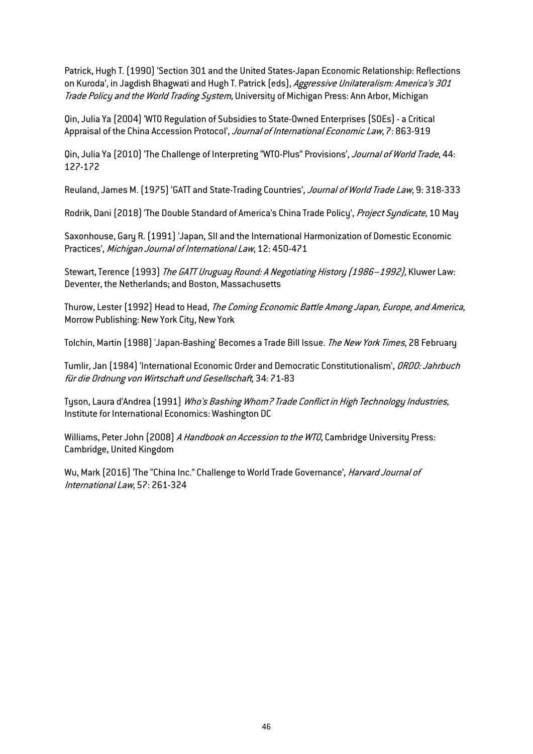Patrick, Hugh T. (1990) 'Section 301 and the United States-Japan Economic Relationship: Reflections on Kuroda', in Jagdish Bhagwati and Hugh T. Patrick (eds), *Aggressive Unilateralism: America's 301 Trade Policy and the World Trading System*, University of Michigan Press: Ann Arbor, Michigan

Qin, Julia Ya (2004) 'WTO Regulation of Subsidies to State-Owned Enterprises (SOEs) - a Critical Appraisal of the China Accession Protocol', *Journal of International Economic Law*, 7: 863-919

Qin, Julia Ya (2010) 'The Challenge of Interpreting "WTO-Plus" Provisions', *Journal of World Trade*, 44: 127-172

Reuland, James M. (1975) 'GATT and State-Trading Countries', *Journal of World Trade Law*, 9: 318-333

Rodrik, Dani (2018) 'The Double Standard of America's China Trade Policy', *Project Syndicate*, 10 May

Saxonhouse, Gary R. (1991) 'Japan, SII and the International Harmonization of Domestic Economic Practices', *Michigan Journal of International Law*, 12: 450-471

Stewart, Terence (1993) *The GATT Uruguay Round: A Negotiating History (1986–1992),* Kluwer Law: Deventer, the Netherlands; and Boston, Massachusetts

Thurow, Lester (1992) Head to Head, *The Coming Economic Battle Among Japan, Europe, and America*, Morrow Publishing: New York City, New York

Tolchin, Martin (1988) 'Japan-Bashing' Becomes a Trade Bill Issue. *The New York Times*, 28 February

Tumlir, Jan (1984) 'International Economic Order and Democratic Constitutionalism', *ORDO: Jahrbuch für die Ordnung von Wirtschaft und Gesellschaft*, 34: 71-83

Tyson, Laura d'Andrea (1991) *Who's Bashing Whom? Trade Conflict in High Technology Industries*, Institute for International Economics: Washington DC

Williams, Peter John (2008) *A Handbook on Accession to the WTO*, Cambridge University Press: Cambridge, United Kingdom

Wu, Mark (2016) 'The "China Inc." Challenge to World Trade Governance', *Harvard Journal of International Law*, 57: 261-324